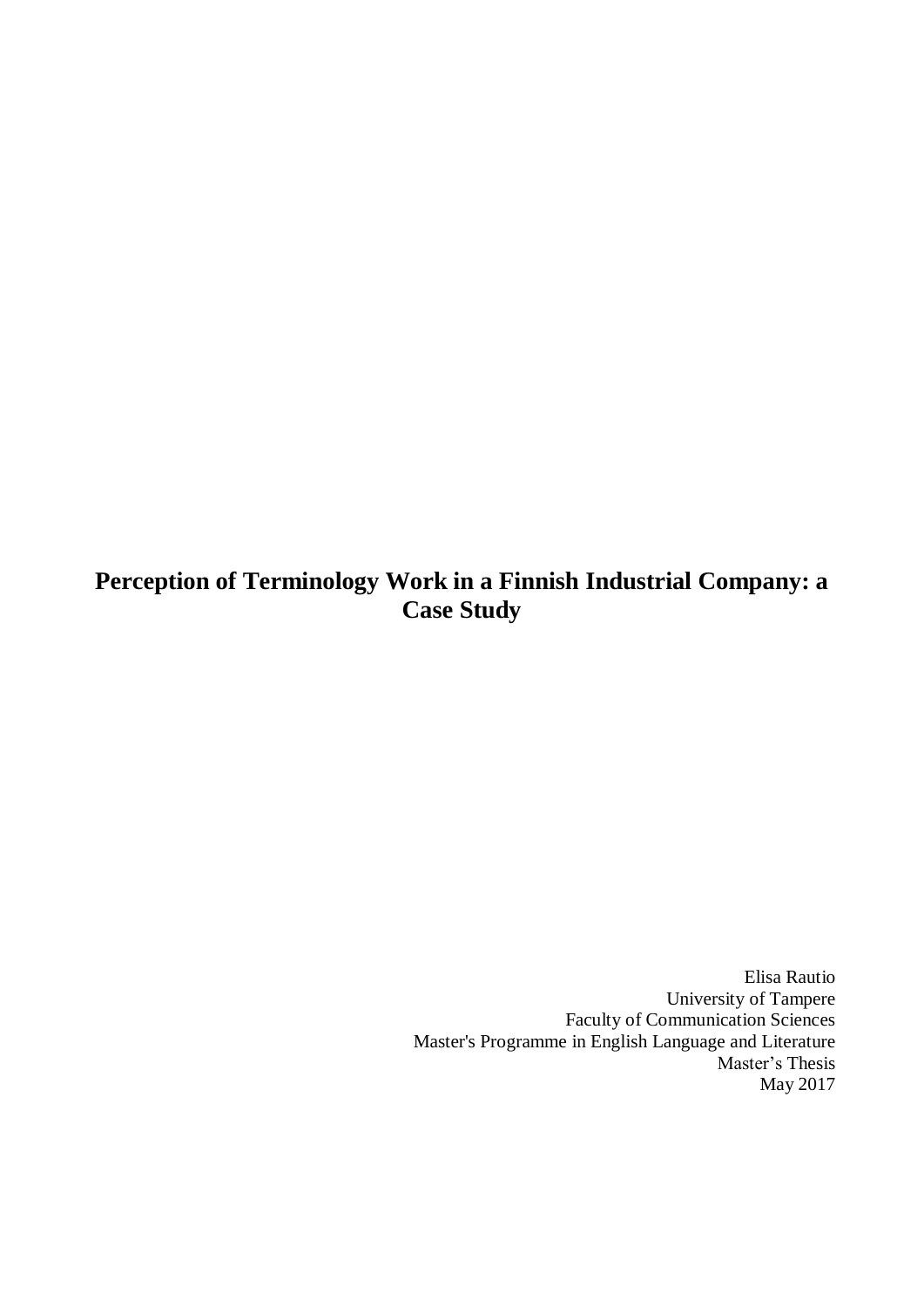# Perception of Terminology Work in a Finnish Industrial Company: a Case Study

Elisa Rautio
University of Tampere
Faculty of Communication Sciences
Master's Programme in English Language and Literature
Master’s Thesis
May 2017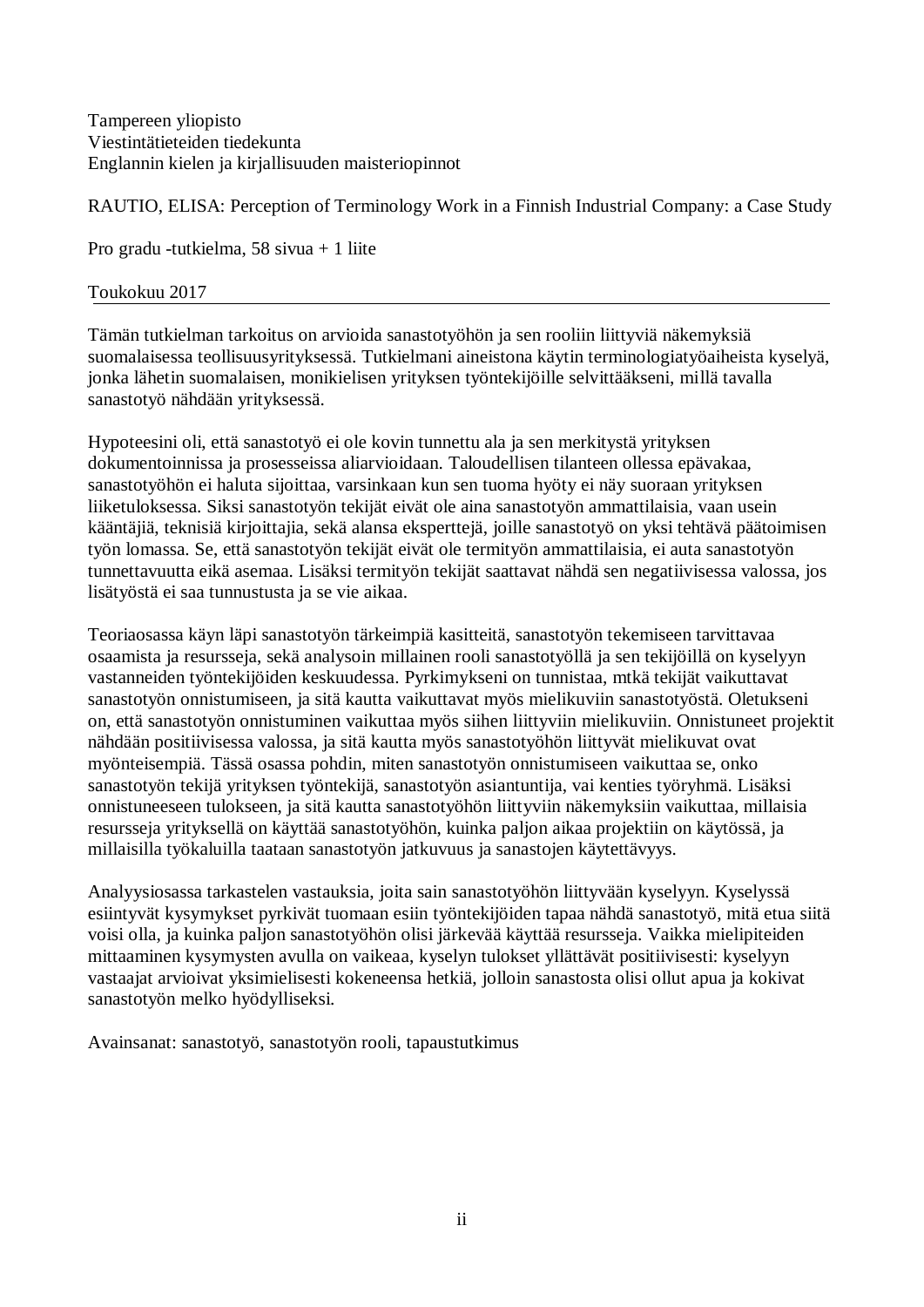Tampereen yliopisto
Viestintätieteiden tiedekunta
Englannin kielen ja kirjallisuuden maisteriopinnot

RAUTIO, ELISA: Perception of Terminology Work in a Finnish Industrial Company: a Case Study

Pro gradu -tutkielma, 58 sivua + 1 liite

Toukokuu 2017

---

Tämän tutkielman tarkoitus on arvioida sanastotyöhön ja sen rooliin liittyviä näkemyksiä suomalaisessa teollisuusyrityksessä. Tutkielmani aineistona käytin terminologiatyöaiheista kyselyä, jonka lähetin suomalaisen, monikielisen yrityksen työntekijöille selvittääkseni, millä tavalla sanastotyö nähdään yrityksessä.

Hypoteesini oli, että sanastotyö ei ole kovin tunnettu ala ja sen merkitystä yrityksen dokumentoinnissa ja prosesseissa aliarvioidaan. Taloudellisen tilanteen ollessa epävakaa, sanastotyöhön ei haluta sijoittaa, varsinkaan kun sen tuoma hyöty ei näy suoraan yrityksen liiketuloksessa. Siksi sanastotyön tekijät eivät ole aina sanastotyön ammattilaisia, vaan usein kääntäjiä, teknisiä kirjoittajia, sekä alansa eksperttejä, joille sanastotyö on yksi tehtävä päätoimisen työn lomassa. Se, että sanastotyön tekijät eivät ole termityön ammattilaisia, ei auta sanastotyön tunnettavuutta eikä asemaa. Lisäksi termityön tekijät saattavat nähdä sen negatiivisessa valossa, jos lisätyöstä ei saa tunnustusta ja se vie aikaa.

Teoriaosassa käyn läpi sanastotyön tärkeimpiä kasitteitä, sanastotyön tekemiseen tarvittavaa osaamista ja resursseja, sekä analysoin millainen rooli sanastotyöllä ja sen tekijöillä on kyselyyn vastanneiden työntekijöiden keskuudessa. Pyrkimykseni on tunnistaa, mtkä tekijät vaikuttavat sanastotyön onnistumiseen, ja sitä kautta vaikuttavat myös mielikuviin sanastotyöstä. Oletukseni on, että sanastotyön onnistuminen vaikuttaa myös siihen liittyviin mielikuviin. Onnistuneet projektit nähdään positiivisessa valossa, ja sitä kautta myös sanastotyöhön liittyvät mielikuvat ovat myönteisempiä. Tässä osassa pohdin, miten sanastotyön onnistumiseen vaikuttaa se, onko sanastotyön tekijä yrityksen työntekijä, sanastotyön asiantuntija, vai kenties työryhmä. Lisäksi onnistuneeseen tulokseen, ja sitä kautta sanastotyöhön liittyviin näkemyksiin vaikuttaa, millaisia resursseja yrityksellä on käyttää sanastotyöhön, kuinka paljon aikaa projektiin on käytössä, ja millaisilla työkaluilla taataan sanastotyön jatkuvuus ja sanastojen käytettävyys.

Analyysiosassa tarkastelen vastauksia, joita sain sanastotyöhön liittyvään kyselyyn. Kyselyssä esiintyvät kysymykset pyrkivät tuomaan esiin työntekijöiden tapaa nähdä sanastotyö, mitä etua siitä voisi olla, ja kuinka paljon sanastotyöhön olisi järkevää käyttää resursseja. Vaikka mielipiteiden mittaaminen kysymysten avulla on vaikeaa, kyselyn tulokset yllättävät positiivisesti: kyselyyn vastaajat arvioivat yksimielisesti kokeneensa hetkiä, jolloin sanastosta olisi ollut apua ja kokivat sanastotyön melko hyödylliseksi.

Avainsanat: sanastotyö, sanastotyön rooli, tapaustutkimus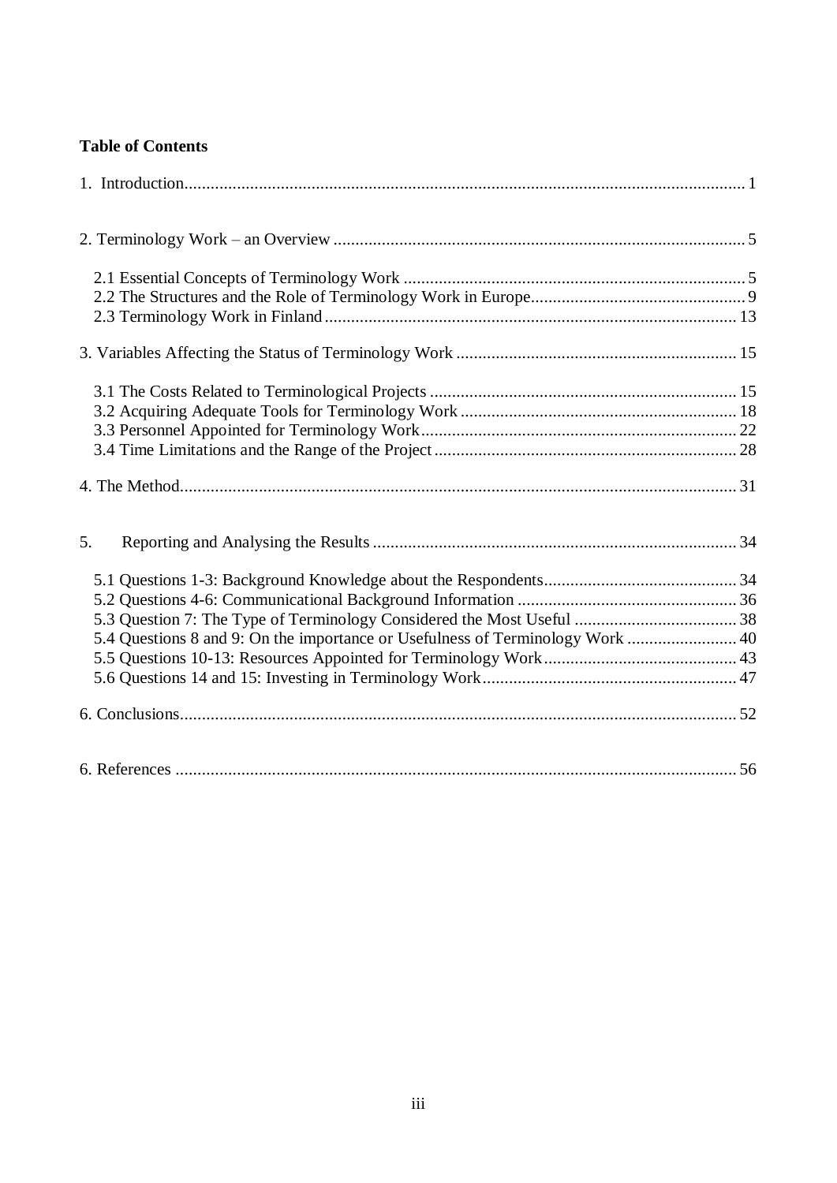**Table of Contents**

1. Introduction................................................................................................................................ 1

2. Terminology Work – an Overview ............................................................................................. 5

   2.1 Essential Concepts of Terminology Work ............................................................................. 5
   2.2 The Structures and the Role of Terminology Work in Europe................................................. 9
   2.3 Terminology Work in Finland............................................................................................. 13

3. Variables Affecting the Status of Terminology Work ................................................................ 15

   3.1 The Costs Related to Terminological Projects ...................................................................... 15
   3.2 Acquiring Adequate Tools for Terminology Work ............................................................... 18
   3.3 Personnel Appointed for Terminology Work........................................................................ 22
   3.4 Time Limitations and the Range of the Project ..................................................................... 28

4. The Method................................................................................................................................ 31

5. Reporting and Analysing the Results ....................................................................................... 34

   5.1 Questions 1-3: Background Knowledge about the Respondents............................................ 34
   5.2 Questions 4-6: Communicational Background Information .................................................. 36
   5.3 Question 7: The Type of Terminology Considered the Most Useful ..................................... 38
   5.4 Questions 8 and 9: On the importance or Usefulness of Terminology Work ......................... 40
   5.5 Questions 10-13: Resources Appointed for Terminology Work............................................ 43
   5.6 Questions 14 and 15: Investing in Terminology Work.......................................................... 47

6. Conclusions................................................................................................................................ 52

6. References ................................................................................................................................. 56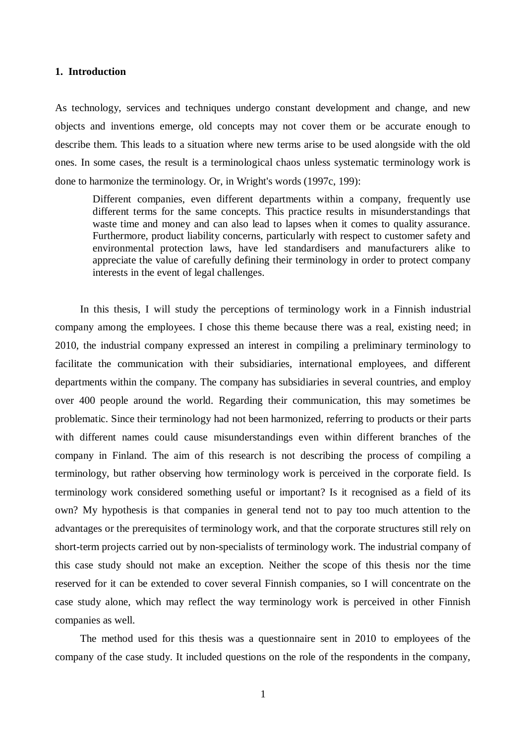# 1. Introduction

As technology, services and techniques undergo constant development and change, and new objects and inventions emerge, old concepts may not cover them or be accurate enough to describe them. This leads to a situation where new terms arise to be used alongside with the old ones. In some cases, the result is a terminological chaos unless systematic terminology work is done to harmonize the terminology. Or, in Wright's words (1997c, 199):

> Different companies, even different departments within a company, frequently use different terms for the same concepts. This practice results in misunderstandings that waste time and money and can also lead to lapses when it comes to quality assurance. Furthermore, product liability concerns, particularly with respect to customer safety and environmental protection laws, have led standardisers and manufacturers alike to appreciate the value of carefully defining their terminology in order to protect company interests in the event of legal challenges.

In this thesis, I will study the perceptions of terminology work in a Finnish industrial company among the employees. I chose this theme because there was a real, existing need; in 2010, the industrial company expressed an interest in compiling a preliminary terminology to facilitate the communication with their subsidiaries, international employees, and different departments within the company. The company has subsidiaries in several countries, and employ over 400 people around the world. Regarding their communication, this may sometimes be problematic. Since their terminology had not been harmonized, referring to products or their parts with different names could cause misunderstandings even within different branches of the company in Finland. The aim of this research is not describing the process of compiling a terminology, but rather observing how terminology work is perceived in the corporate field. Is terminology work considered something useful or important? Is it recognised as a field of its own? My hypothesis is that companies in general tend not to pay too much attention to the advantages or the prerequisites of terminology work, and that the corporate structures still rely on short-term projects carried out by non-specialists of terminology work. The industrial company of this case study should not make an exception. Neither the scope of this thesis nor the time reserved for it can be extended to cover several Finnish companies, so I will concentrate on the case study alone, which may reflect the way terminology work is perceived in other Finnish companies as well.

The method used for this thesis was a questionnaire sent in 2010 to employees of the company of the case study. It included questions on the role of the respondents in the company,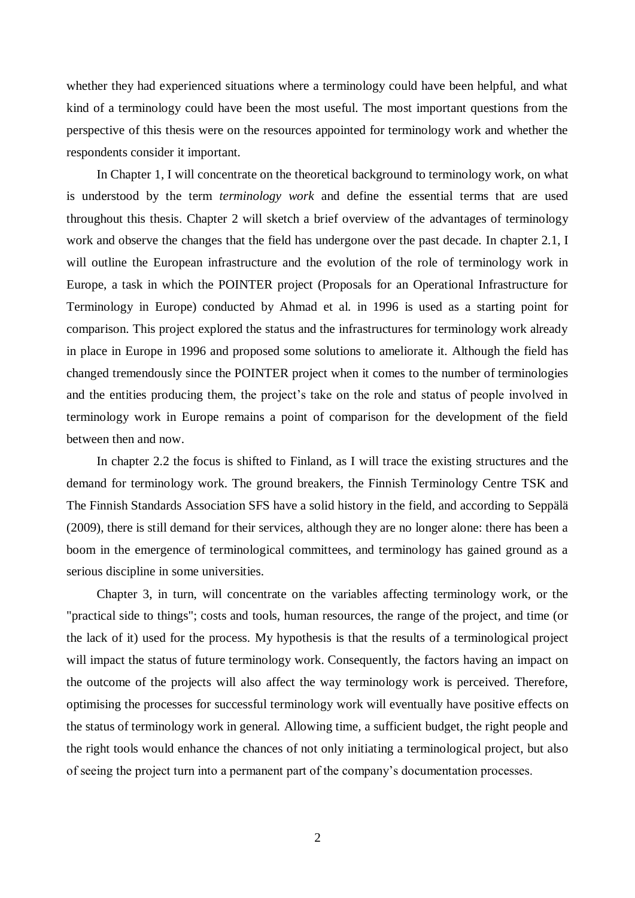whether they had experienced situations where a terminology could have been helpful, and what kind of a terminology could have been the most useful. The most important questions from the perspective of this thesis were on the resources appointed for terminology work and whether the respondents consider it important.

In Chapter 1, I will concentrate on the theoretical background to terminology work, on what is understood by the term *terminology work* and define the essential terms that are used throughout this thesis. Chapter 2 will sketch a brief overview of the advantages of terminology work and observe the changes that the field has undergone over the past decade. In chapter 2.1, I will outline the European infrastructure and the evolution of the role of terminology work in Europe, a task in which the POINTER project (Proposals for an Operational Infrastructure for Terminology in Europe) conducted by Ahmad et al. in 1996 is used as a starting point for comparison. This project explored the status and the infrastructures for terminology work already in place in Europe in 1996 and proposed some solutions to ameliorate it. Although the field has changed tremendously since the POINTER project when it comes to the number of terminologies and the entities producing them, the project's take on the role and status of people involved in terminology work in Europe remains a point of comparison for the development of the field between then and now.

In chapter 2.2 the focus is shifted to Finland, as I will trace the existing structures and the demand for terminology work. The ground breakers, the Finnish Terminology Centre TSK and The Finnish Standards Association SFS have a solid history in the field, and according to Seppälä (2009), there is still demand for their services, although they are no longer alone: there has been a boom in the emergence of terminological committees, and terminology has gained ground as a serious discipline in some universities.

Chapter 3, in turn, will concentrate on the variables affecting terminology work, or the "practical side to things"; costs and tools, human resources, the range of the project, and time (or the lack of it) used for the process. My hypothesis is that the results of a terminological project will impact the status of future terminology work. Consequently, the factors having an impact on the outcome of the projects will also affect the way terminology work is perceived. Therefore, optimising the processes for successful terminology work will eventually have positive effects on the status of terminology work in general. Allowing time, a sufficient budget, the right people and the right tools would enhance the chances of not only initiating a terminological project, but also of seeing the project turn into a permanent part of the company's documentation processes.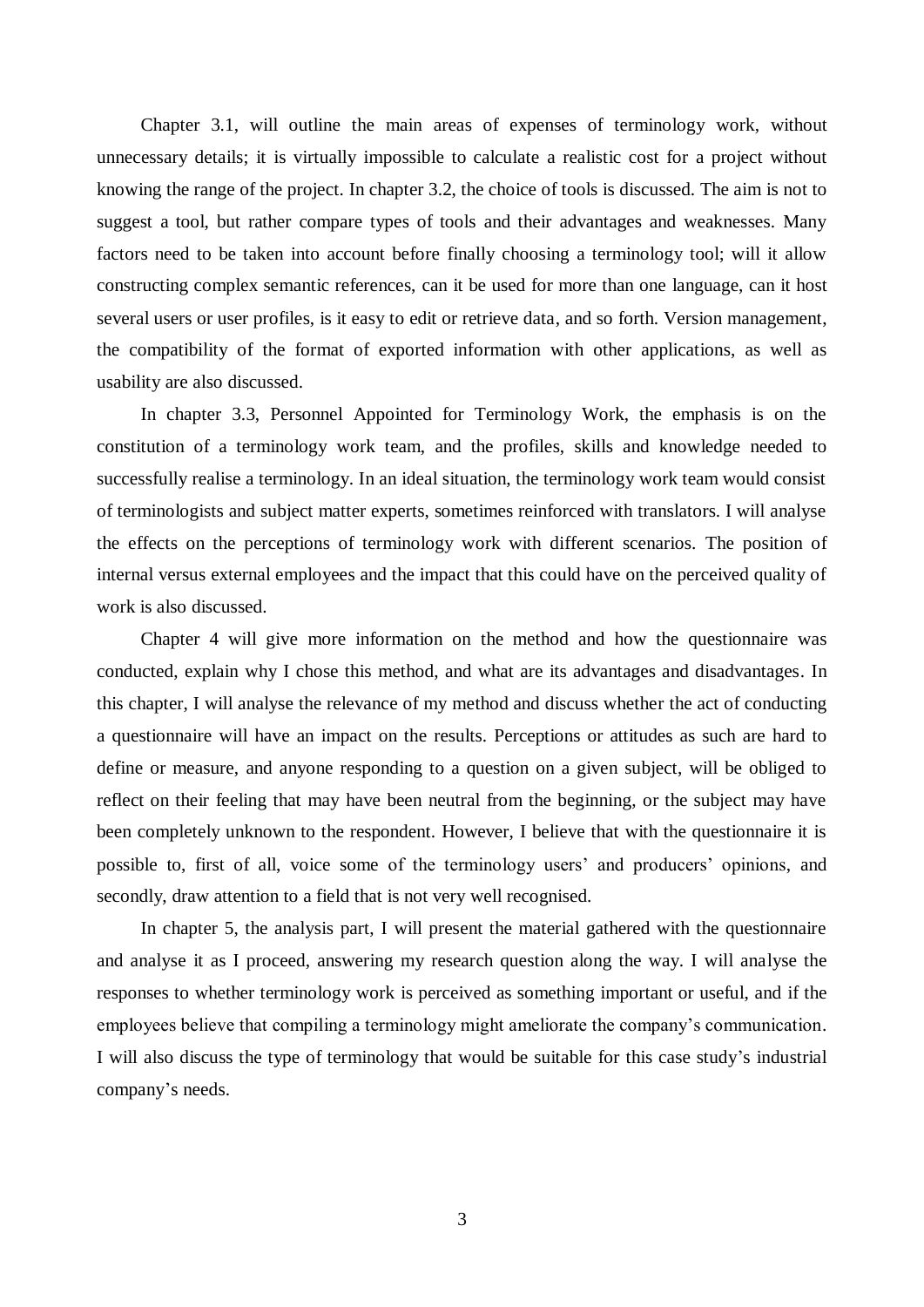Chapter 3.1, will outline the main areas of expenses of terminology work, without unnecessary details; it is virtually impossible to calculate a realistic cost for a project without knowing the range of the project. In chapter 3.2, the choice of tools is discussed. The aim is not to suggest a tool, but rather compare types of tools and their advantages and weaknesses. Many factors need to be taken into account before finally choosing a terminology tool; will it allow constructing complex semantic references, can it be used for more than one language, can it host several users or user profiles, is it easy to edit or retrieve data, and so forth. Version management, the compatibility of the format of exported information with other applications, as well as usability are also discussed.

In chapter 3.3, Personnel Appointed for Terminology Work, the emphasis is on the constitution of a terminology work team, and the profiles, skills and knowledge needed to successfully realise a terminology. In an ideal situation, the terminology work team would consist of terminologists and subject matter experts, sometimes reinforced with translators. I will analyse the effects on the perceptions of terminology work with different scenarios. The position of internal versus external employees and the impact that this could have on the perceived quality of work is also discussed.

Chapter 4 will give more information on the method and how the questionnaire was conducted, explain why I chose this method, and what are its advantages and disadvantages. In this chapter, I will analyse the relevance of my method and discuss whether the act of conducting a questionnaire will have an impact on the results. Perceptions or attitudes as such are hard to define or measure, and anyone responding to a question on a given subject, will be obliged to reflect on their feeling that may have been neutral from the beginning, or the subject may have been completely unknown to the respondent. However, I believe that with the questionnaire it is possible to, first of all, voice some of the terminology users' and producers' opinions, and secondly, draw attention to a field that is not very well recognised.

In chapter 5, the analysis part, I will present the material gathered with the questionnaire and analyse it as I proceed, answering my research question along the way. I will analyse the responses to whether terminology work is perceived as something important or useful, and if the employees believe that compiling a terminology might ameliorate the company's communication. I will also discuss the type of terminology that would be suitable for this case study's industrial company's needs.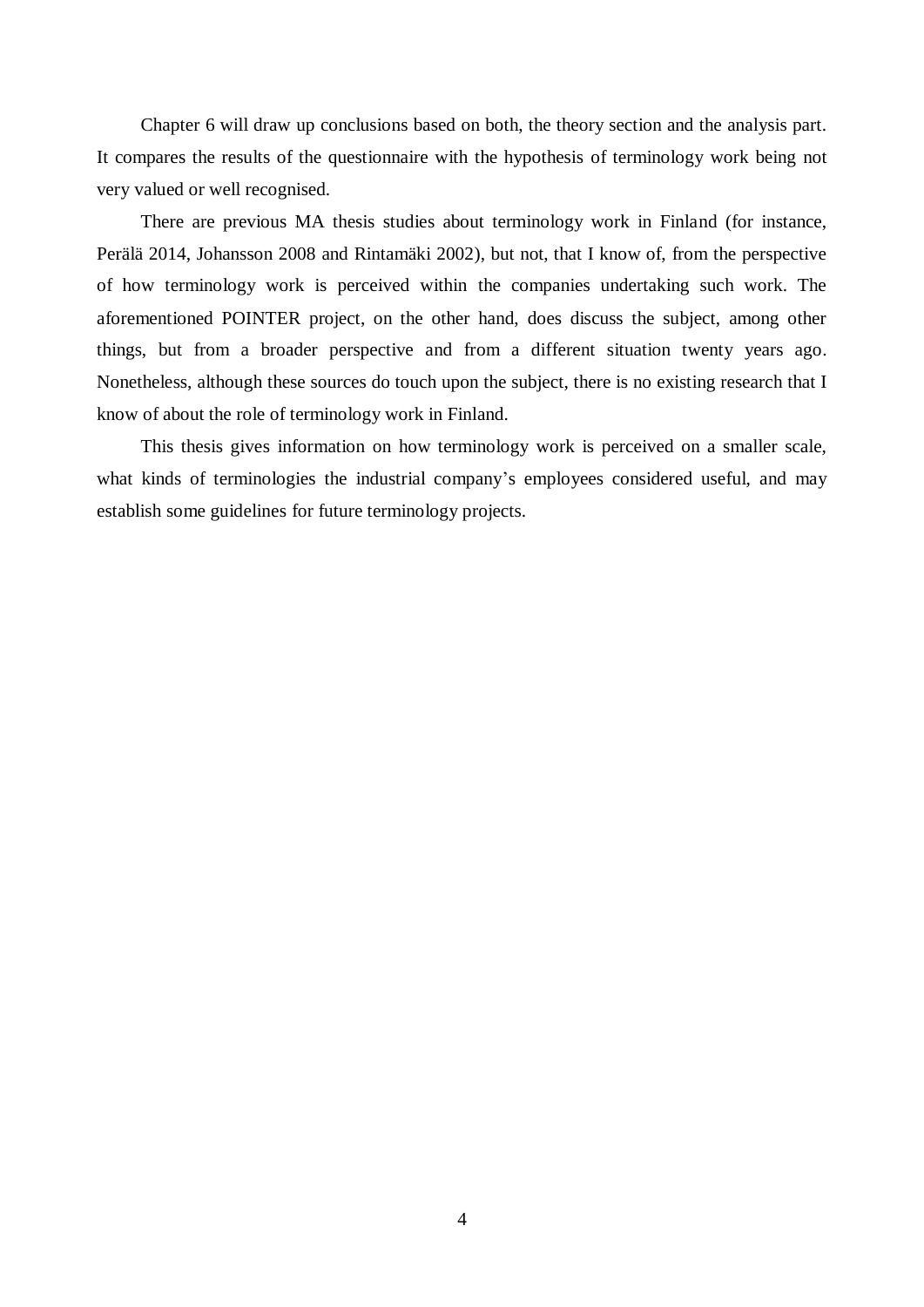Chapter 6 will draw up conclusions based on both, the theory section and the analysis part. It compares the results of the questionnaire with the hypothesis of terminology work being not very valued or well recognised.

There are previous MA thesis studies about terminology work in Finland (for instance, Perälä 2014, Johansson 2008 and Rintamäki 2002), but not, that I know of, from the perspective of how terminology work is perceived within the companies undertaking such work. The aforementioned POINTER project, on the other hand, does discuss the subject, among other things, but from a broader perspective and from a different situation twenty years ago. Nonetheless, although these sources do touch upon the subject, there is no existing research that I know of about the role of terminology work in Finland.

This thesis gives information on how terminology work is perceived on a smaller scale, what kinds of terminologies the industrial company's employees considered useful, and may establish some guidelines for future terminology projects.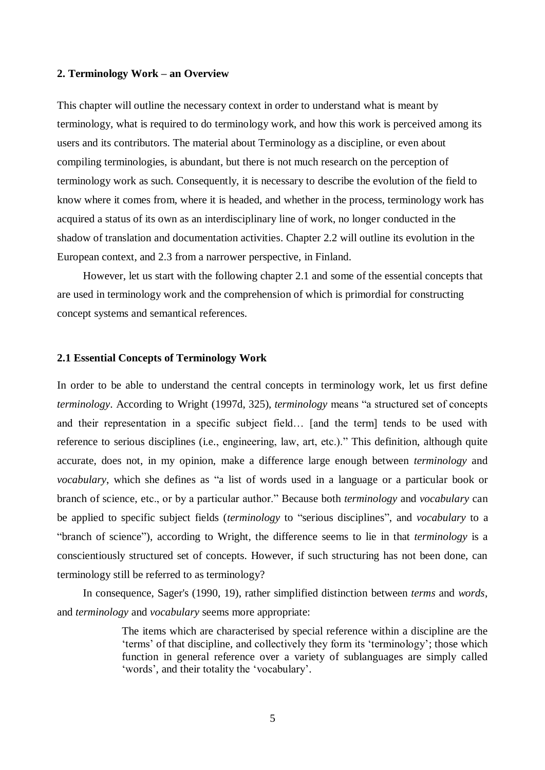## 2. Terminology Work – an Overview

This chapter will outline the necessary context in order to understand what is meant by terminology, what is required to do terminology work, and how this work is perceived among its users and its contributors. The material about Terminology as a discipline, or even about compiling terminologies, is abundant, but there is not much research on the perception of terminology work as such. Consequently, it is necessary to describe the evolution of the field to know where it comes from, where it is headed, and whether in the process, terminology work has acquired a status of its own as an interdisciplinary line of work, no longer conducted in the shadow of translation and documentation activities. Chapter 2.2 will outline its evolution in the European context, and 2.3 from a narrower perspective, in Finland.

However, let us start with the following chapter 2.1 and some of the essential concepts that are used in terminology work and the comprehension of which is primordial for constructing concept systems and semantical references.

### 2.1 Essential Concepts of Terminology Work

In order to be able to understand the central concepts in terminology work, let us first define *terminology*. According to Wright (1997d, 325), *terminology* means "a structured set of concepts and their representation in a specific subject field… [and the term] tends to be used with reference to serious disciplines (i.e., engineering, law, art, etc.)." This definition, although quite accurate, does not, in my opinion, make a difference large enough between *terminology* and *vocabulary*, which she defines as "a list of words used in a language or a particular book or branch of science, etc., or by a particular author." Because both *terminology* and *vocabulary* can be applied to specific subject fields (*terminology* to "serious disciplines", and *vocabulary* to a "branch of science"), according to Wright, the difference seems to lie in that *terminology* is a conscientiously structured set of concepts. However, if such structuring has not been done, can terminology still be referred to as terminology?

In consequence, Sager's (1990, 19), rather simplified distinction between *terms* and *words*, and *terminology* and *vocabulary* seems more appropriate:

> The items which are characterised by special reference within a discipline are the 'terms' of that discipline, and collectively they form its 'terminology'; those which function in general reference over a variety of sublanguages are simply called 'words', and their totality the 'vocabulary'.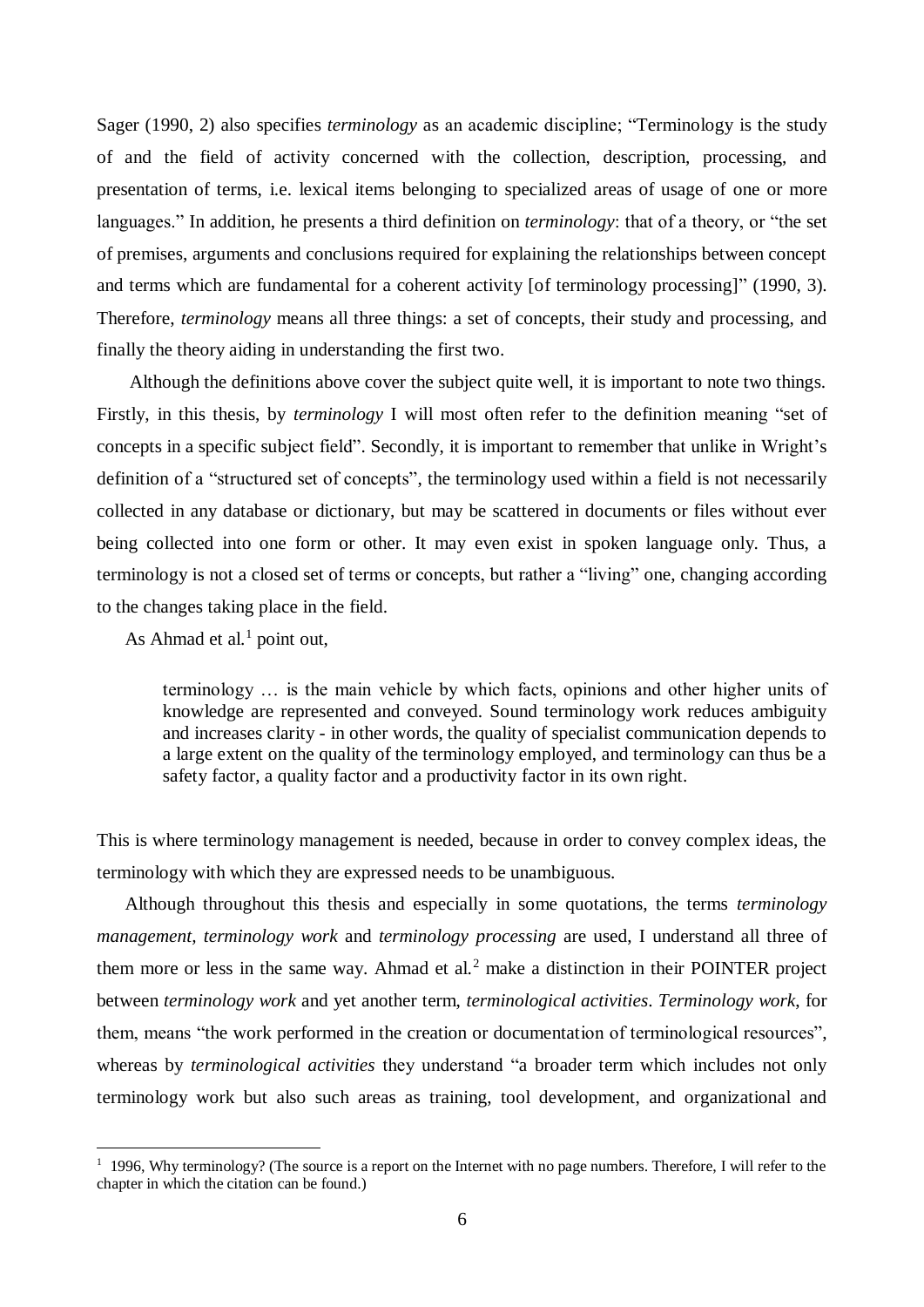Sager (1990, 2) also specifies *terminology* as an academic discipline; "Terminology is the study of and the field of activity concerned with the collection, description, processing, and presentation of terms, i.e. lexical items belonging to specialized areas of usage of one or more languages." In addition, he presents a third definition on *terminology*: that of a theory, or "the set of premises, arguments and conclusions required for explaining the relationships between concept and terms which are fundamental for a coherent activity [of terminology processing]" (1990, 3). Therefore, *terminology* means all three things: a set of concepts, their study and processing, and finally the theory aiding in understanding the first two.

Although the definitions above cover the subject quite well, it is important to note two things. Firstly, in this thesis, by *terminology* I will most often refer to the definition meaning "set of concepts in a specific subject field". Secondly, it is important to remember that unlike in Wright's definition of a "structured set of concepts", the terminology used within a field is not necessarily collected in any database or dictionary, but may be scattered in documents or files without ever being collected into one form or other. It may even exist in spoken language only. Thus, a terminology is not a closed set of terms or concepts, but rather a "living" one, changing according to the changes taking place in the field.

As Ahmad et al.[1] point out,

> terminology … is the main vehicle by which facts, opinions and other higher units of knowledge are represented and conveyed. Sound terminology work reduces ambiguity and increases clarity - in other words, the quality of specialist communication depends to a large extent on the quality of the terminology employed, and terminology can thus be a safety factor, a quality factor and a productivity factor in its own right.

This is where terminology management is needed, because in order to convey complex ideas, the terminology with which they are expressed needs to be unambiguous.

Although throughout this thesis and especially in some quotations, the terms *terminology management*, *terminology work* and *terminology processing* are used, I understand all three of them more or less in the same way. Ahmad et al.[2] make a distinction in their POINTER project between *terminology work* and yet another term, *terminological activities*. *Terminology work*, for them, means "the work performed in the creation or documentation of terminological resources", whereas by *terminological activities* they understand "a broader term which includes not only terminology work but also such areas as training, tool development, and organizational and

---

[1] 1996, Why terminology? (The source is a report on the Internet with no page numbers. Therefore, I will refer to the chapter in which the citation can be found.)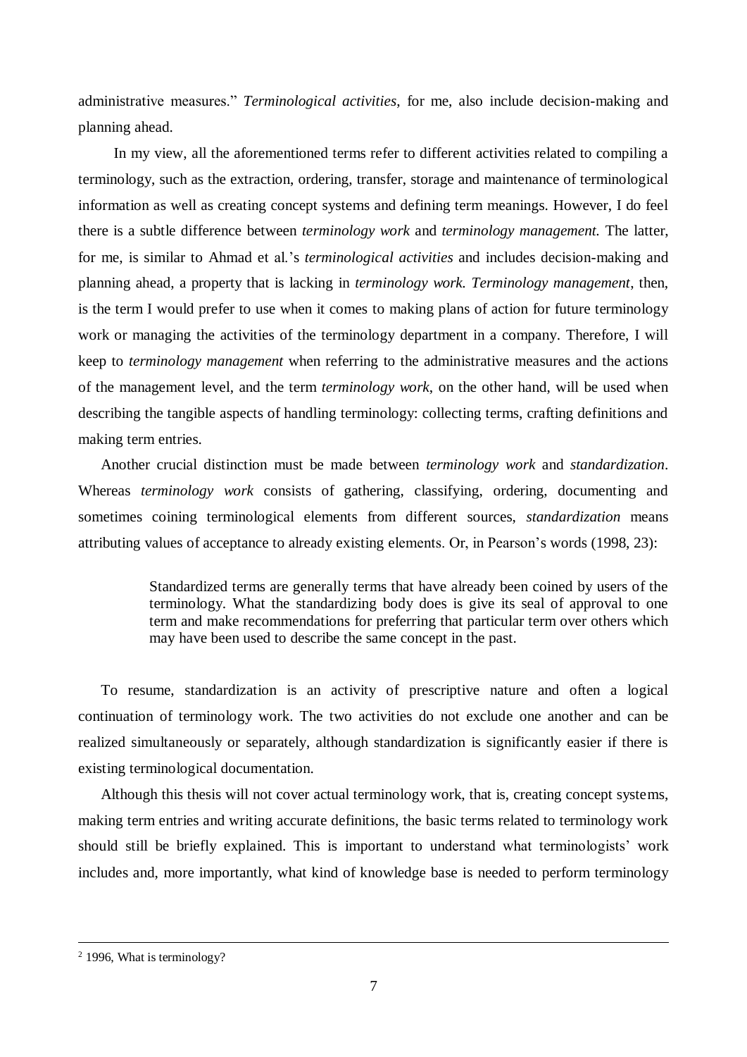administrative measures." *Terminological activities*, for me, also include decision-making and planning ahead.

In my view, all the aforementioned terms refer to different activities related to compiling a terminology, such as the extraction, ordering, transfer, storage and maintenance of terminological information as well as creating concept systems and defining term meanings. However, I do feel there is a subtle difference between *terminology work* and *terminology management.* The latter, for me, is similar to Ahmad et al.'s *terminological activities* and includes decision-making and planning ahead, a property that is lacking in *terminology work. Terminology management*, then, is the term I would prefer to use when it comes to making plans of action for future terminology work or managing the activities of the terminology department in a company. Therefore, I will keep to *terminology management* when referring to the administrative measures and the actions of the management level, and the term *terminology work*, on the other hand, will be used when describing the tangible aspects of handling terminology: collecting terms, crafting definitions and making term entries.

Another crucial distinction must be made between *terminology work* and *standardization*. Whereas *terminology work* consists of gathering, classifying, ordering, documenting and sometimes coining terminological elements from different sources, *standardization* means attributing values of acceptance to already existing elements. Or, in Pearson's words (1998, 23):

> Standardized terms are generally terms that have already been coined by users of the terminology. What the standardizing body does is give its seal of approval to one term and make recommendations for preferring that particular term over others which may have been used to describe the same concept in the past.

To resume, standardization is an activity of prescriptive nature and often a logical continuation of terminology work. The two activities do not exclude one another and can be realized simultaneously or separately, although standardization is significantly easier if there is existing terminological documentation.

Although this thesis will not cover actual terminology work, that is, creating concept systems, making term entries and writing accurate definitions, the basic terms related to terminology work should still be briefly explained. This is important to understand what terminologists' work includes and, more importantly, what kind of knowledge base is needed to perform terminology

---

[2] 1996, What is terminology?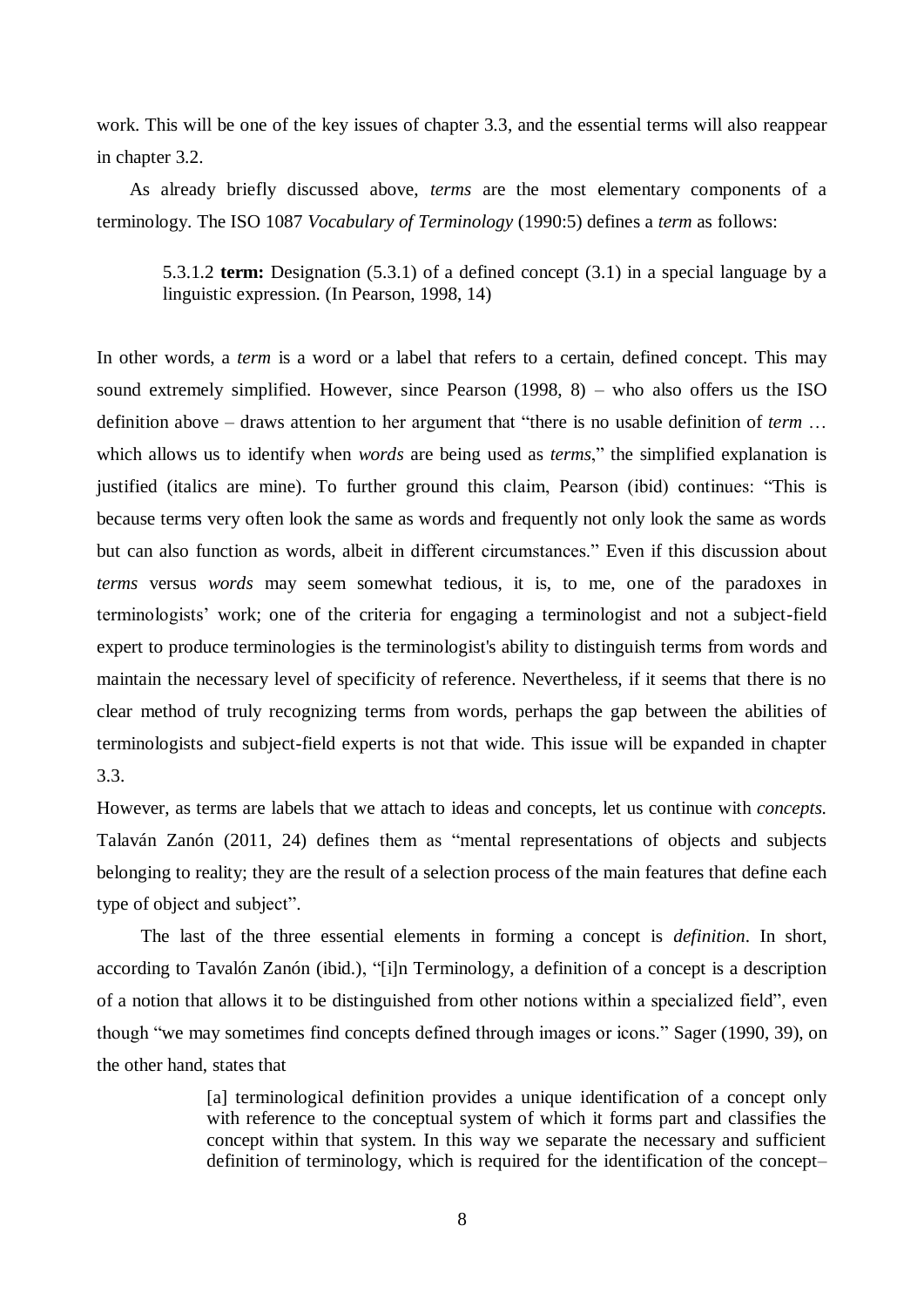work. This will be one of the key issues of chapter 3.3, and the essential terms will also reappear in chapter 3.2.

As already briefly discussed above, *terms* are the most elementary components of a terminology. The ISO 1087 *Vocabulary of Terminology* (1990:5) defines a *term* as follows:

> 5.3.1.2 **term:** Designation (5.3.1) of a defined concept (3.1) in a special language by a linguistic expression. (In Pearson, 1998, 14)

In other words, a *term* is a word or a label that refers to a certain, defined concept. This may sound extremely simplified. However, since Pearson (1998, 8) – who also offers us the ISO definition above – draws attention to her argument that "there is no usable definition of *term* … which allows us to identify when *words* are being used as *terms*," the simplified explanation is justified (italics are mine). To further ground this claim, Pearson (ibid) continues: "This is because terms very often look the same as words and frequently not only look the same as words but can also function as words, albeit in different circumstances." Even if this discussion about *terms* versus *words* may seem somewhat tedious, it is, to me, one of the paradoxes in terminologists' work; one of the criteria for engaging a terminologist and not a subject-field expert to produce terminologies is the terminologist's ability to distinguish terms from words and maintain the necessary level of specificity of reference. Nevertheless, if it seems that there is no clear method of truly recognizing terms from words, perhaps the gap between the abilities of terminologists and subject-field experts is not that wide. This issue will be expanded in chapter 3.3.

However, as terms are labels that we attach to ideas and concepts, let us continue with *concepts.* Talaván Zanón (2011, 24) defines them as "mental representations of objects and subjects belonging to reality; they are the result of a selection process of the main features that define each type of object and subject".

The last of the three essential elements in forming a concept is *definition*. In short, according to Tavalón Zanón (ibid.), "[i]n Terminology, a definition of a concept is a description of a notion that allows it to be distinguished from other notions within a specialized field", even though "we may sometimes find concepts defined through images or icons." Sager (1990, 39), on the other hand, states that

> [a] terminological definition provides a unique identification of a concept only with reference to the conceptual system of which it forms part and classifies the concept within that system. In this way we separate the necessary and sufficient definition of terminology, which is required for the identification of the concept–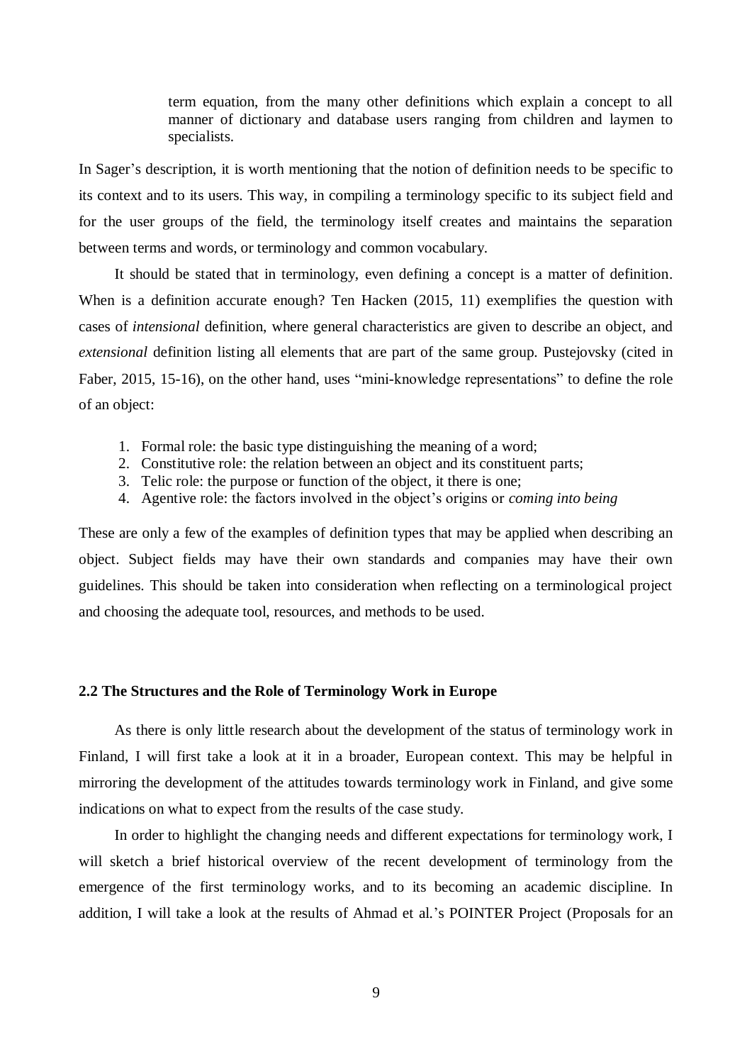> term equation, from the many other definitions which explain a concept to all manner of dictionary and database users ranging from children and laymen to specialists.

In Sager's description, it is worth mentioning that the notion of definition needs to be specific to its context and to its users. This way, in compiling a terminology specific to its subject field and for the user groups of the field, the terminology itself creates and maintains the separation between terms and words, or terminology and common vocabulary.

It should be stated that in terminology, even defining a concept is a matter of definition. When is a definition accurate enough? Ten Hacken (2015, 11) exemplifies the question with cases of *intensional* definition, where general characteristics are given to describe an object, and *extensional* definition listing all elements that are part of the same group. Pustejovsky (cited in Faber, 2015, 15-16), on the other hand, uses "mini-knowledge representations" to define the role of an object:

1. Formal role: the basic type distinguishing the meaning of a word;
2. Constitutive role: the relation between an object and its constituent parts;
3. Telic role: the purpose or function of the object, it there is one;
4. Agentive role: the factors involved in the object's origins or *coming into being*

These are only a few of the examples of definition types that may be applied when describing an object. Subject fields may have their own standards and companies may have their own guidelines. This should be taken into consideration when reflecting on a terminological project and choosing the adequate tool, resources, and methods to be used.

### 2.2 The Structures and the Role of Terminology Work in Europe

As there is only little research about the development of the status of terminology work in Finland, I will first take a look at it in a broader, European context. This may be helpful in mirroring the development of the attitudes towards terminology work in Finland, and give some indications on what to expect from the results of the case study.

In order to highlight the changing needs and different expectations for terminology work, I will sketch a brief historical overview of the recent development of terminology from the emergence of the first terminology works, and to its becoming an academic discipline. In addition, I will take a look at the results of Ahmad et al.'s POINTER Project (Proposals for an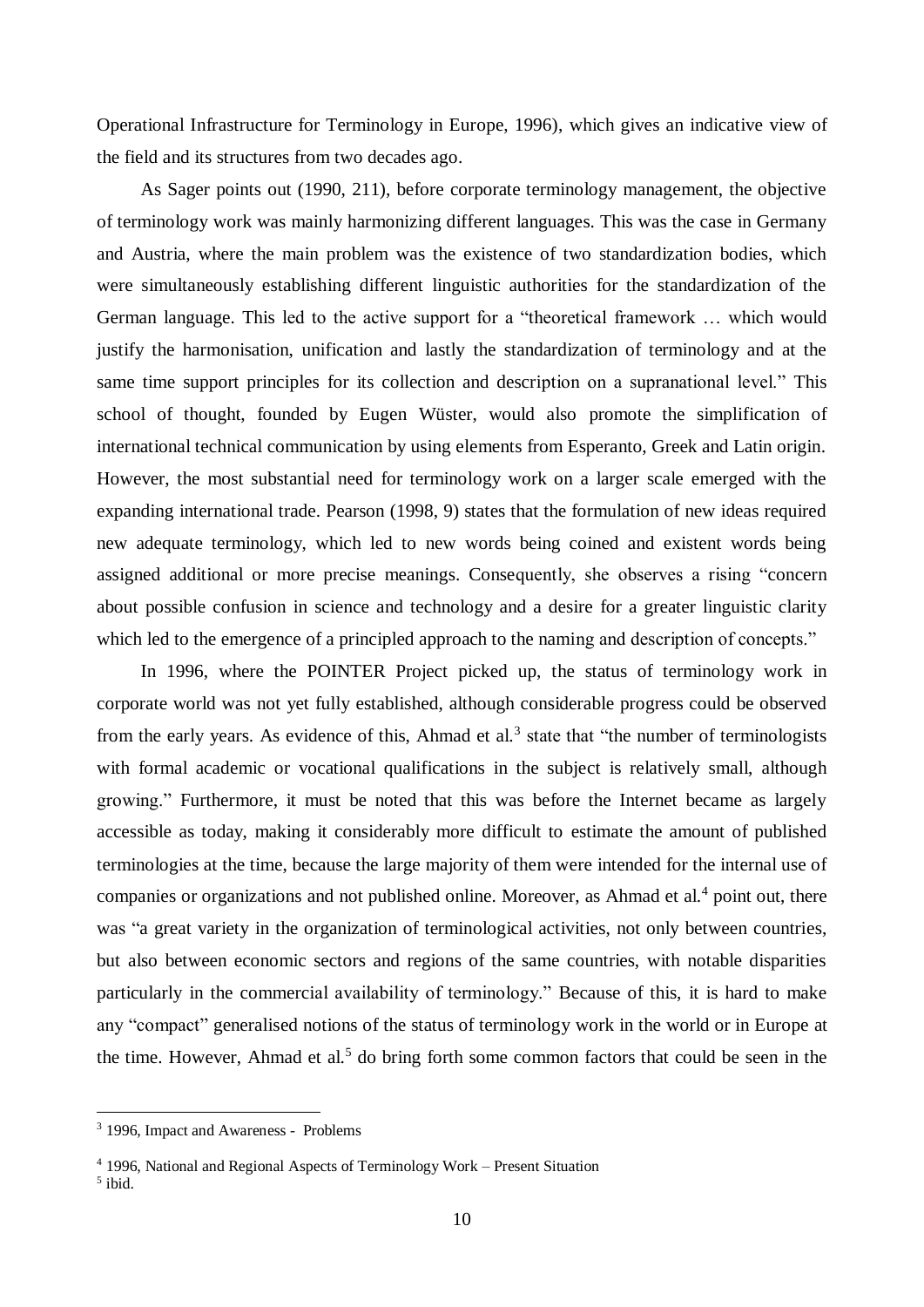Operational Infrastructure for Terminology in Europe, 1996), which gives an indicative view of the field and its structures from two decades ago.

As Sager points out (1990, 211), before corporate terminology management, the objective of terminology work was mainly harmonizing different languages. This was the case in Germany and Austria, where the main problem was the existence of two standardization bodies, which were simultaneously establishing different linguistic authorities for the standardization of the German language. This led to the active support for a "theoretical framework … which would justify the harmonisation, unification and lastly the standardization of terminology and at the same time support principles for its collection and description on a supranational level." This school of thought, founded by Eugen Wüster, would also promote the simplification of international technical communication by using elements from Esperanto, Greek and Latin origin. However, the most substantial need for terminology work on a larger scale emerged with the expanding international trade. Pearson (1998, 9) states that the formulation of new ideas required new adequate terminology, which led to new words being coined and existent words being assigned additional or more precise meanings. Consequently, she observes a rising "concern about possible confusion in science and technology and a desire for a greater linguistic clarity which led to the emergence of a principled approach to the naming and description of concepts."

In 1996, where the POINTER Project picked up, the status of terminology work in corporate world was not yet fully established, although considerable progress could be observed from the early years. As evidence of this, Ahmad et al.[3] state that "the number of terminologists with formal academic or vocational qualifications in the subject is relatively small, although growing." Furthermore, it must be noted that this was before the Internet became as largely accessible as today, making it considerably more difficult to estimate the amount of published terminologies at the time, because the large majority of them were intended for the internal use of companies or organizations and not published online. Moreover, as Ahmad et al.[4] point out, there was "a great variety in the organization of terminological activities, not only between countries, but also between economic sectors and regions of the same countries, with notable disparities particularly in the commercial availability of terminology." Because of this, it is hard to make any "compact" generalised notions of the status of terminology work in the world or in Europe at the time. However, Ahmad et al.[5] do bring forth some common factors that could be seen in the

---

[3] 1996, Impact and Awareness - Problems

[4] 1996, National and Regional Aspects of Terminology Work – Present Situation

[5] ibid.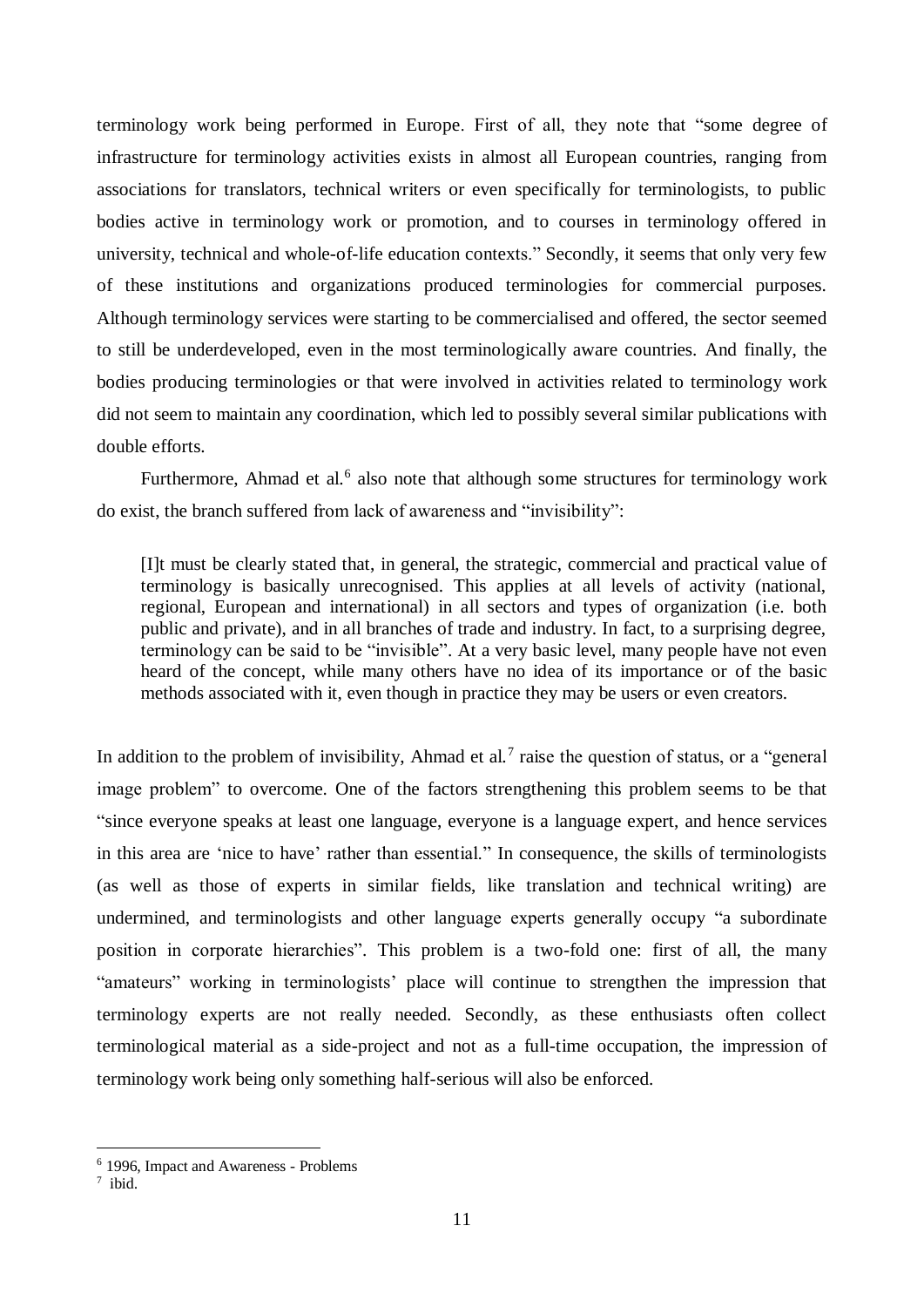terminology work being performed in Europe. First of all, they note that "some degree of infrastructure for terminology activities exists in almost all European countries, ranging from associations for translators, technical writers or even specifically for terminologists, to public bodies active in terminology work or promotion, and to courses in terminology offered in university, technical and whole-of-life education contexts." Secondly, it seems that only very few of these institutions and organizations produced terminologies for commercial purposes. Although terminology services were starting to be commercialised and offered, the sector seemed to still be underdeveloped, even in the most terminologically aware countries. And finally, the bodies producing terminologies or that were involved in activities related to terminology work did not seem to maintain any coordination, which led to possibly several similar publications with double efforts.

Furthermore, Ahmad et al.[6] also note that although some structures for terminology work do exist, the branch suffered from lack of awareness and "invisibility":

> [I]t must be clearly stated that, in general, the strategic, commercial and practical value of terminology is basically unrecognised. This applies at all levels of activity (national, regional, European and international) in all sectors and types of organization (i.e. both public and private), and in all branches of trade and industry. In fact, to a surprising degree, terminology can be said to be "invisible". At a very basic level, many people have not even heard of the concept, while many others have no idea of its importance or of the basic methods associated with it, even though in practice they may be users or even creators.

In addition to the problem of invisibility, Ahmad et al.[7] raise the question of status, or a "general image problem" to overcome. One of the factors strengthening this problem seems to be that "since everyone speaks at least one language, everyone is a language expert, and hence services in this area are 'nice to have' rather than essential." In consequence, the skills of terminologists (as well as those of experts in similar fields, like translation and technical writing) are undermined, and terminologists and other language experts generally occupy "a subordinate position in corporate hierarchies". This problem is a two-fold one: first of all, the many "amateurs" working in terminologists' place will continue to strengthen the impression that terminology experts are not really needed. Secondly, as these enthusiasts often collect terminological material as a side-project and not as a full-time occupation, the impression of terminology work being only something half-serious will also be enforced.

---

[6] 1996, Impact and Awareness - Problems

[7] ibid.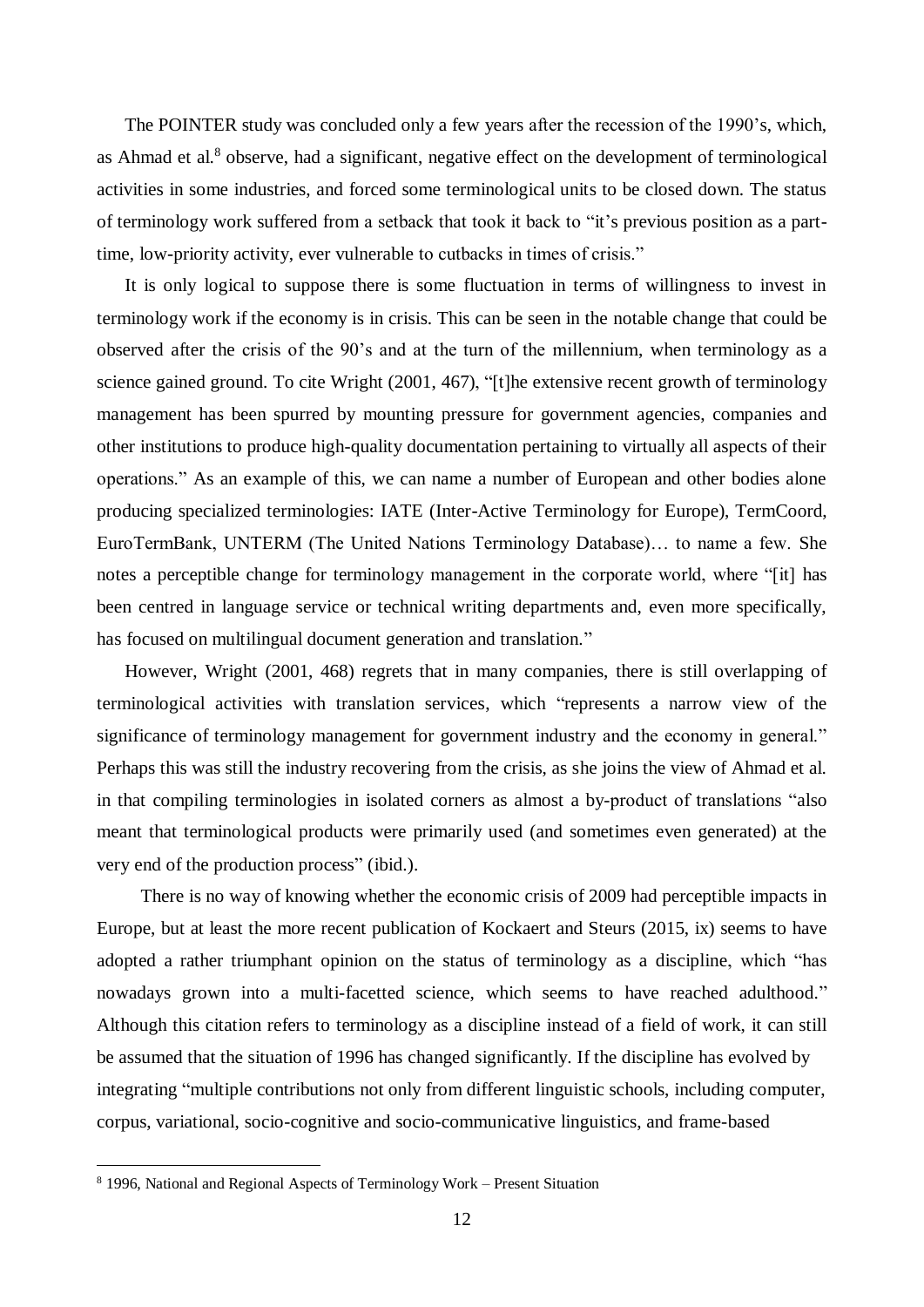The POINTER study was concluded only a few years after the recession of the 1990's, which, as Ahmad et al.[8] observe, had a significant, negative effect on the development of terminological activities in some industries, and forced some terminological units to be closed down. The status of terminology work suffered from a setback that took it back to "it's previous position as a part-time, low-priority activity, ever vulnerable to cutbacks in times of crisis."

It is only logical to suppose there is some fluctuation in terms of willingness to invest in terminology work if the economy is in crisis. This can be seen in the notable change that could be observed after the crisis of the 90's and at the turn of the millennium, when terminology as a science gained ground. To cite Wright (2001, 467), "[t]he extensive recent growth of terminology management has been spurred by mounting pressure for government agencies, companies and other institutions to produce high-quality documentation pertaining to virtually all aspects of their operations." As an example of this, we can name a number of European and other bodies alone producing specialized terminologies: IATE (Inter-Active Terminology for Europe), TermCoord, EuroTermBank, UNTERM (The United Nations Terminology Database)… to name a few. She notes a perceptible change for terminology management in the corporate world, where "[it] has been centred in language service or technical writing departments and, even more specifically, has focused on multilingual document generation and translation."

However, Wright (2001, 468) regrets that in many companies, there is still overlapping of terminological activities with translation services, which "represents a narrow view of the significance of terminology management for government industry and the economy in general." Perhaps this was still the industry recovering from the crisis, as she joins the view of Ahmad et al. in that compiling terminologies in isolated corners as almost a by-product of translations "also meant that terminological products were primarily used (and sometimes even generated) at the very end of the production process" (ibid.).

There is no way of knowing whether the economic crisis of 2009 had perceptible impacts in Europe, but at least the more recent publication of Kockaert and Steurs (2015, ix) seems to have adopted a rather triumphant opinion on the status of terminology as a discipline, which "has nowadays grown into a multi-facetted science, which seems to have reached adulthood." Although this citation refers to terminology as a discipline instead of a field of work, it can still be assumed that the situation of 1996 has changed significantly. If the discipline has evolved by integrating "multiple contributions not only from different linguistic schools, including computer, corpus, variational, socio-cognitive and socio-communicative linguistics, and frame-based

[8] 1996, National and Regional Aspects of Terminology Work – Present Situation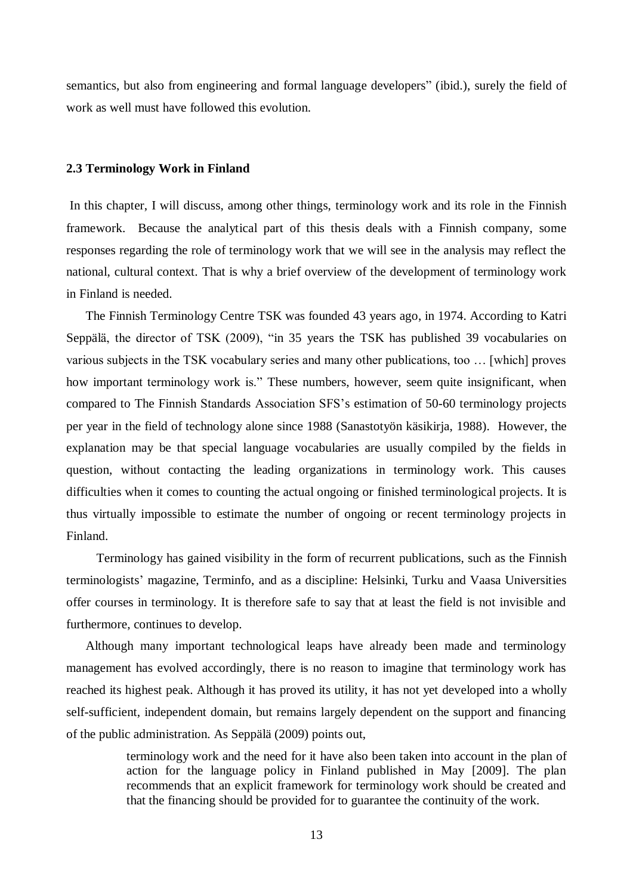semantics, but also from engineering and formal language developers" (ibid.), surely the field of work as well must have followed this evolution.

### 2.3 Terminology Work in Finland

In this chapter, I will discuss, among other things, terminology work and its role in the Finnish framework. Because the analytical part of this thesis deals with a Finnish company, some responses regarding the role of terminology work that we will see in the analysis may reflect the national, cultural context. That is why a brief overview of the development of terminology work in Finland is needed.

The Finnish Terminology Centre TSK was founded 43 years ago, in 1974. According to Katri Seppälä, the director of TSK (2009), "in 35 years the TSK has published 39 vocabularies on various subjects in the TSK vocabulary series and many other publications, too … [which] proves how important terminology work is." These numbers, however, seem quite insignificant, when compared to The Finnish Standards Association SFS's estimation of 50-60 terminology projects per year in the field of technology alone since 1988 (Sanastotyön käsikirja, 1988). However, the explanation may be that special language vocabularies are usually compiled by the fields in question, without contacting the leading organizations in terminology work. This causes difficulties when it comes to counting the actual ongoing or finished terminological projects. It is thus virtually impossible to estimate the number of ongoing or recent terminology projects in Finland.

Terminology has gained visibility in the form of recurrent publications, such as the Finnish terminologists' magazine, Terminfo, and as a discipline: Helsinki, Turku and Vaasa Universities offer courses in terminology. It is therefore safe to say that at least the field is not invisible and furthermore, continues to develop.

Although many important technological leaps have already been made and terminology management has evolved accordingly, there is no reason to imagine that terminology work has reached its highest peak. Although it has proved its utility, it has not yet developed into a wholly self-sufficient, independent domain, but remains largely dependent on the support and financing of the public administration. As Seppälä (2009) points out,

> terminology work and the need for it have also been taken into account in the plan of action for the language policy in Finland published in May [2009]. The plan recommends that an explicit framework for terminology work should be created and that the financing should be provided for to guarantee the continuity of the work.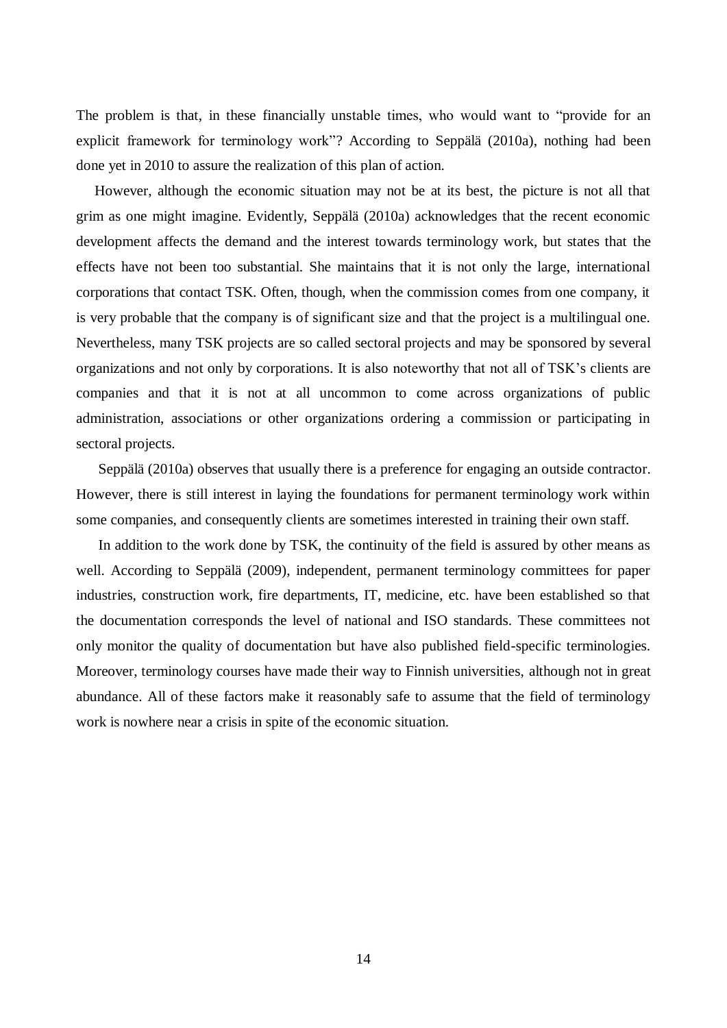The problem is that, in these financially unstable times, who would want to "provide for an explicit framework for terminology work"? According to Seppälä (2010a), nothing had been done yet in 2010 to assure the realization of this plan of action.

However, although the economic situation may not be at its best, the picture is not all that grim as one might imagine. Evidently, Seppälä (2010a) acknowledges that the recent economic development affects the demand and the interest towards terminology work, but states that the effects have not been too substantial. She maintains that it is not only the large, international corporations that contact TSK. Often, though, when the commission comes from one company, it is very probable that the company is of significant size and that the project is a multilingual one. Nevertheless, many TSK projects are so called sectoral projects and may be sponsored by several organizations and not only by corporations. It is also noteworthy that not all of TSK's clients are companies and that it is not at all uncommon to come across organizations of public administration, associations or other organizations ordering a commission or participating in sectoral projects.

Seppälä (2010a) observes that usually there is a preference for engaging an outside contractor. However, there is still interest in laying the foundations for permanent terminology work within some companies, and consequently clients are sometimes interested in training their own staff.

In addition to the work done by TSK, the continuity of the field is assured by other means as well. According to Seppälä (2009), independent, permanent terminology committees for paper industries, construction work, fire departments, IT, medicine, etc. have been established so that the documentation corresponds the level of national and ISO standards. These committees not only monitor the quality of documentation but have also published field-specific terminologies. Moreover, terminology courses have made their way to Finnish universities, although not in great abundance. All of these factors make it reasonably safe to assume that the field of terminology work is nowhere near a crisis in spite of the economic situation.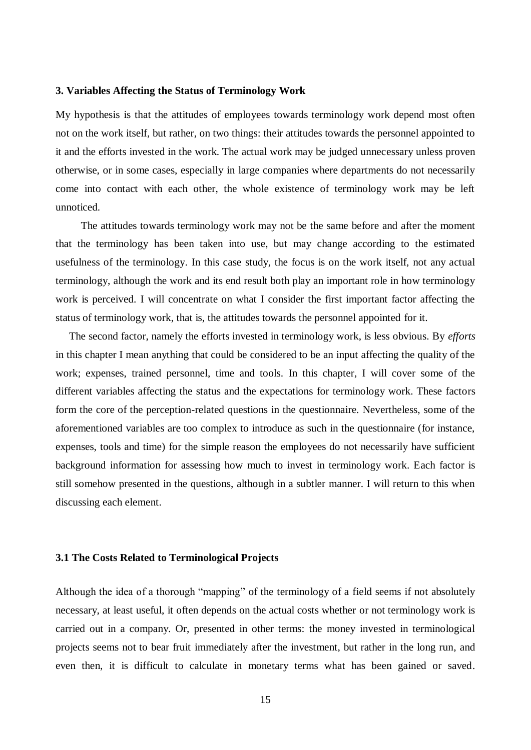### 3. Variables Affecting the Status of Terminology Work

My hypothesis is that the attitudes of employees towards terminology work depend most often not on the work itself, but rather, on two things: their attitudes towards the personnel appointed to it and the efforts invested in the work. The actual work may be judged unnecessary unless proven otherwise, or in some cases, especially in large companies where departments do not necessarily come into contact with each other, the whole existence of terminology work may be left unnoticed.

The attitudes towards terminology work may not be the same before and after the moment that the terminology has been taken into use, but may change according to the estimated usefulness of the terminology. In this case study, the focus is on the work itself, not any actual terminology, although the work and its end result both play an important role in how terminology work is perceived. I will concentrate on what I consider the first important factor affecting the status of terminology work, that is, the attitudes towards the personnel appointed for it.

The second factor, namely the efforts invested in terminology work, is less obvious. By *efforts* in this chapter I mean anything that could be considered to be an input affecting the quality of the work; expenses, trained personnel, time and tools. In this chapter, I will cover some of the different variables affecting the status and the expectations for terminology work. These factors form the core of the perception-related questions in the questionnaire. Nevertheless, some of the aforementioned variables are too complex to introduce as such in the questionnaire (for instance, expenses, tools and time) for the simple reason the employees do not necessarily have sufficient background information for assessing how much to invest in terminology work. Each factor is still somehow presented in the questions, although in a subtler manner. I will return to this when discussing each element.

#### 3.1 The Costs Related to Terminological Projects

Although the idea of a thorough "mapping" of the terminology of a field seems if not absolutely necessary, at least useful, it often depends on the actual costs whether or not terminology work is carried out in a company. Or, presented in other terms: the money invested in terminological projects seems not to bear fruit immediately after the investment, but rather in the long run, and even then, it is difficult to calculate in monetary terms what has been gained or saved.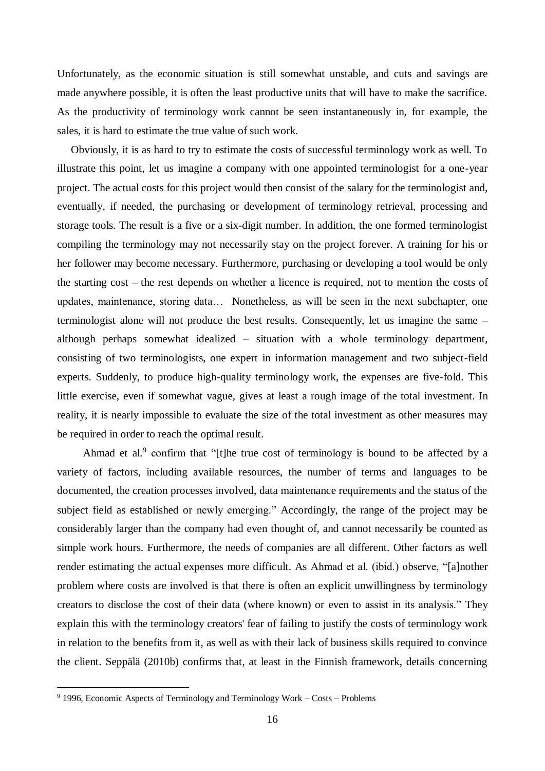Unfortunately, as the economic situation is still somewhat unstable, and cuts and savings are made anywhere possible, it is often the least productive units that will have to make the sacrifice. As the productivity of terminology work cannot be seen instantaneously in, for example, the sales, it is hard to estimate the true value of such work.

Obviously, it is as hard to try to estimate the costs of successful terminology work as well. To illustrate this point, let us imagine a company with one appointed terminologist for a one-year project. The actual costs for this project would then consist of the salary for the terminologist and, eventually, if needed, the purchasing or development of terminology retrieval, processing and storage tools. The result is a five or a six-digit number. In addition, the one formed terminologist compiling the terminology may not necessarily stay on the project forever. A training for his or her follower may become necessary. Furthermore, purchasing or developing a tool would be only the starting cost – the rest depends on whether a licence is required, not to mention the costs of updates, maintenance, storing data… Nonetheless, as will be seen in the next subchapter, one terminologist alone will not produce the best results. Consequently, let us imagine the same – although perhaps somewhat idealized – situation with a whole terminology department, consisting of two terminologists, one expert in information management and two subject-field experts. Suddenly, to produce high-quality terminology work, the expenses are five-fold. This little exercise, even if somewhat vague, gives at least a rough image of the total investment. In reality, it is nearly impossible to evaluate the size of the total investment as other measures may be required in order to reach the optimal result.

Ahmad et al.[9] confirm that "[t]he true cost of terminology is bound to be affected by a variety of factors, including available resources, the number of terms and languages to be documented, the creation processes involved, data maintenance requirements and the status of the subject field as established or newly emerging." Accordingly, the range of the project may be considerably larger than the company had even thought of, and cannot necessarily be counted as simple work hours. Furthermore, the needs of companies are all different. Other factors as well render estimating the actual expenses more difficult. As Ahmad et al. (ibid.) observe, "[a]nother problem where costs are involved is that there is often an explicit unwillingness by terminology creators to disclose the cost of their data (where known) or even to assist in its analysis." They explain this with the terminology creators' fear of failing to justify the costs of terminology work in relation to the benefits from it, as well as with their lack of business skills required to convince the client. Seppälä (2010b) confirms that, at least in the Finnish framework, details concerning

[9] 1996, Economic Aspects of Terminology and Terminology Work – Costs – Problems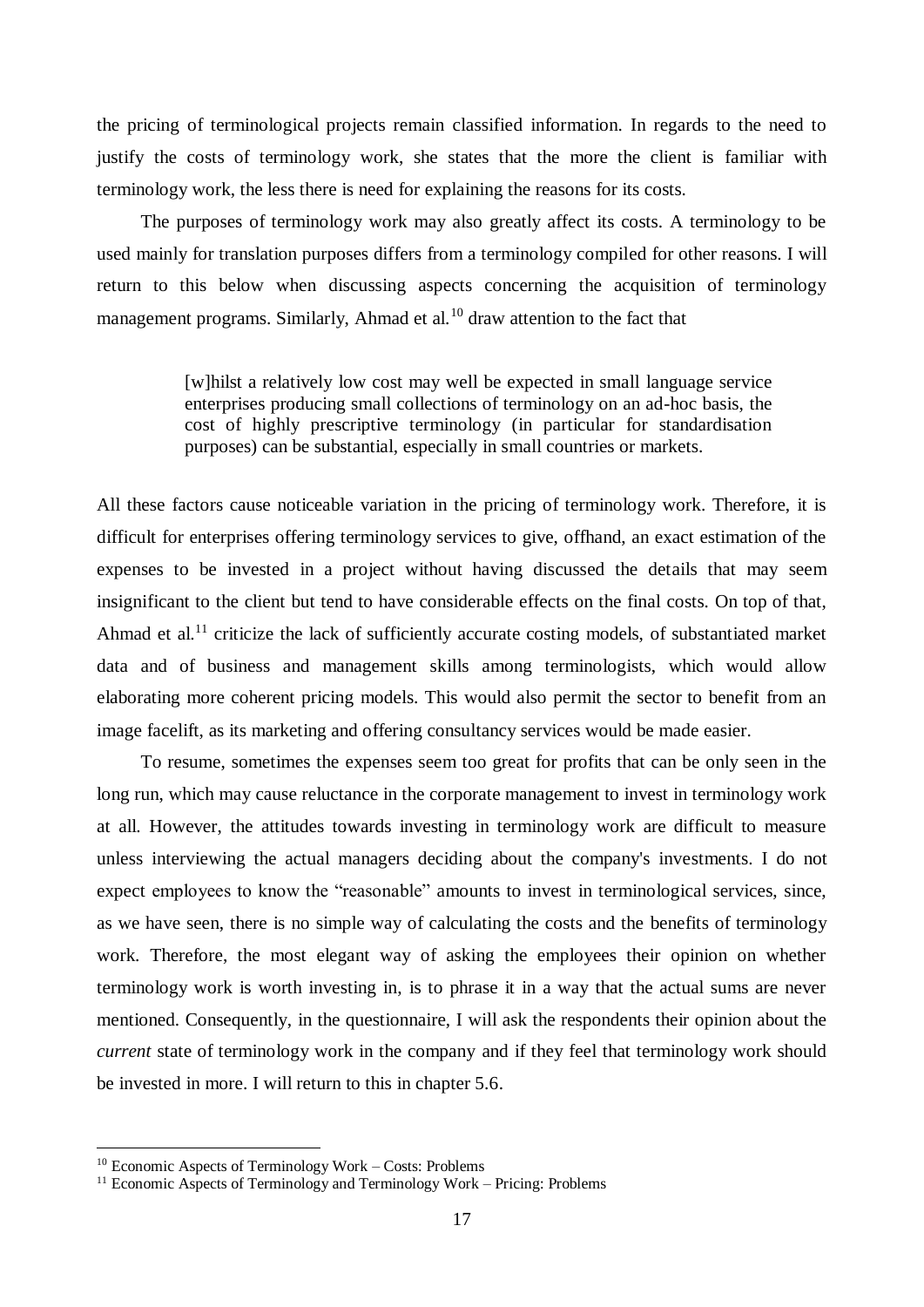the pricing of terminological projects remain classified information. In regards to the need to justify the costs of terminology work, she states that the more the client is familiar with terminology work, the less there is need for explaining the reasons for its costs.

The purposes of terminology work may also greatly affect its costs. A terminology to be used mainly for translation purposes differs from a terminology compiled for other reasons. I will return to this below when discussing aspects concerning the acquisition of terminology management programs. Similarly, Ahmad et al.[10] draw attention to the fact that

> [w]hilst a relatively low cost may well be expected in small language service enterprises producing small collections of terminology on an ad-hoc basis, the cost of highly prescriptive terminology (in particular for standardisation purposes) can be substantial, especially in small countries or markets.

All these factors cause noticeable variation in the pricing of terminology work. Therefore, it is difficult for enterprises offering terminology services to give, offhand, an exact estimation of the expenses to be invested in a project without having discussed the details that may seem insignificant to the client but tend to have considerable effects on the final costs. On top of that, Ahmad et al.[11] criticize the lack of sufficiently accurate costing models, of substantiated market data and of business and management skills among terminologists, which would allow elaborating more coherent pricing models. This would also permit the sector to benefit from an image facelift, as its marketing and offering consultancy services would be made easier.

To resume, sometimes the expenses seem too great for profits that can be only seen in the long run, which may cause reluctance in the corporate management to invest in terminology work at all. However, the attitudes towards investing in terminology work are difficult to measure unless interviewing the actual managers deciding about the company's investments. I do not expect employees to know the "reasonable" amounts to invest in terminological services, since, as we have seen, there is no simple way of calculating the costs and the benefits of terminology work. Therefore, the most elegant way of asking the employees their opinion on whether terminology work is worth investing in, is to phrase it in a way that the actual sums are never mentioned. Consequently, in the questionnaire, I will ask the respondents their opinion about the *current* state of terminology work in the company and if they feel that terminology work should be invested in more. I will return to this in chapter 5.6.

---

[10] Economic Aspects of Terminology Work – Costs: Problems

[11] Economic Aspects of Terminology and Terminology Work – Pricing: Problems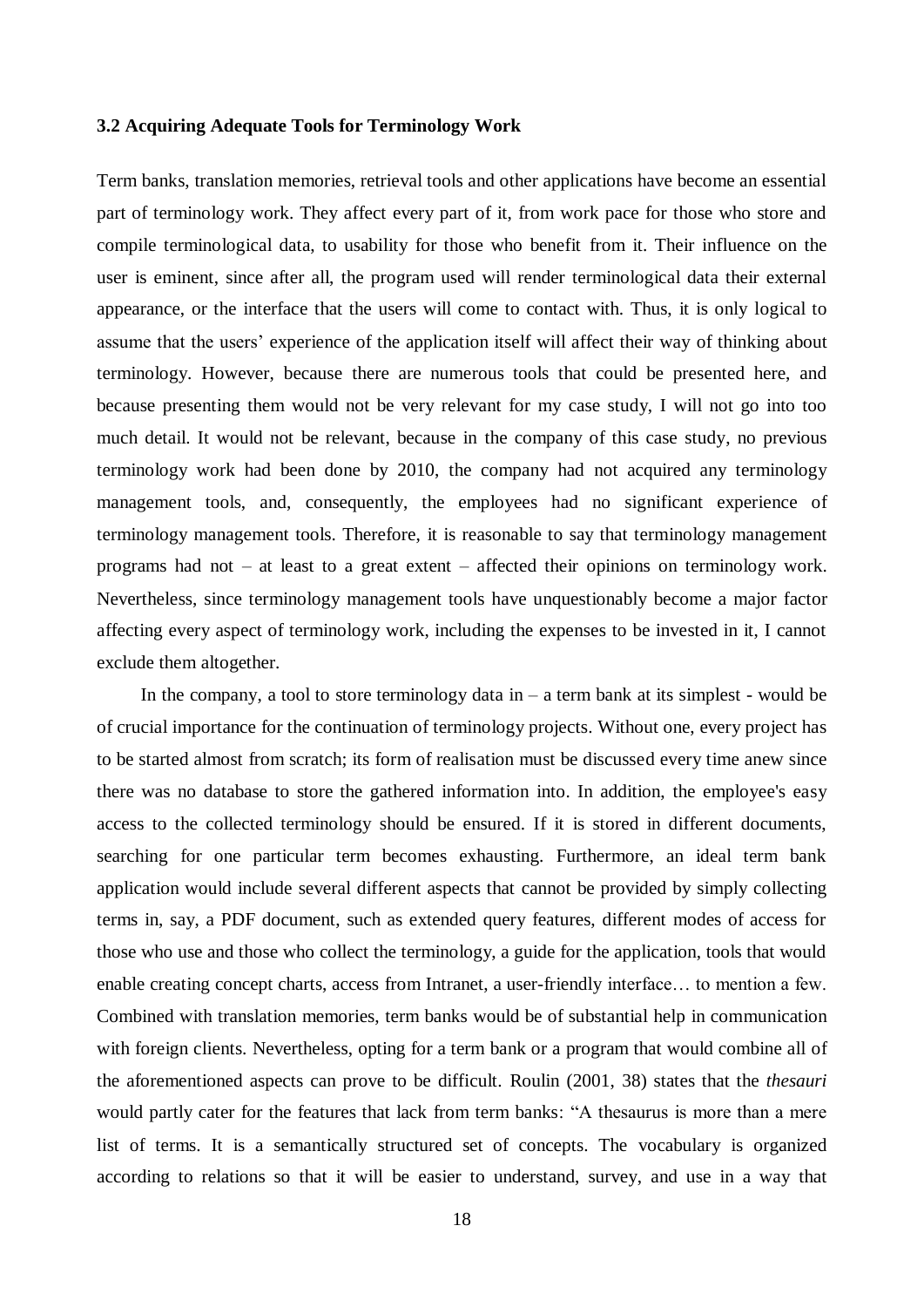### 3.2 Acquiring Adequate Tools for Terminology Work

Term banks, translation memories, retrieval tools and other applications have become an essential part of terminology work. They affect every part of it, from work pace for those who store and compile terminological data, to usability for those who benefit from it. Their influence on the user is eminent, since after all, the program used will render terminological data their external appearance, or the interface that the users will come to contact with. Thus, it is only logical to assume that the users' experience of the application itself will affect their way of thinking about terminology. However, because there are numerous tools that could be presented here, and because presenting them would not be very relevant for my case study, I will not go into too much detail. It would not be relevant, because in the company of this case study, no previous terminology work had been done by 2010, the company had not acquired any terminology management tools, and, consequently, the employees had no significant experience of terminology management tools. Therefore, it is reasonable to say that terminology management programs had not – at least to a great extent – affected their opinions on terminology work. Nevertheless, since terminology management tools have unquestionably become a major factor affecting every aspect of terminology work, including the expenses to be invested in it, I cannot exclude them altogether.

In the company, a tool to store terminology data in – a term bank at its simplest - would be of crucial importance for the continuation of terminology projects. Without one, every project has to be started almost from scratch; its form of realisation must be discussed every time anew since there was no database to store the gathered information into. In addition, the employee's easy access to the collected terminology should be ensured. If it is stored in different documents, searching for one particular term becomes exhausting. Furthermore, an ideal term bank application would include several different aspects that cannot be provided by simply collecting terms in, say, a PDF document, such as extended query features, different modes of access for those who use and those who collect the terminology, a guide for the application, tools that would enable creating concept charts, access from Intranet, a user-friendly interface… to mention a few. Combined with translation memories, term banks would be of substantial help in communication with foreign clients. Nevertheless, opting for a term bank or a program that would combine all of the aforementioned aspects can prove to be difficult. Roulin (2001, 38) states that the *thesauri* would partly cater for the features that lack from term banks: "A thesaurus is more than a mere list of terms. It is a semantically structured set of concepts. The vocabulary is organized according to relations so that it will be easier to understand, survey, and use in a way that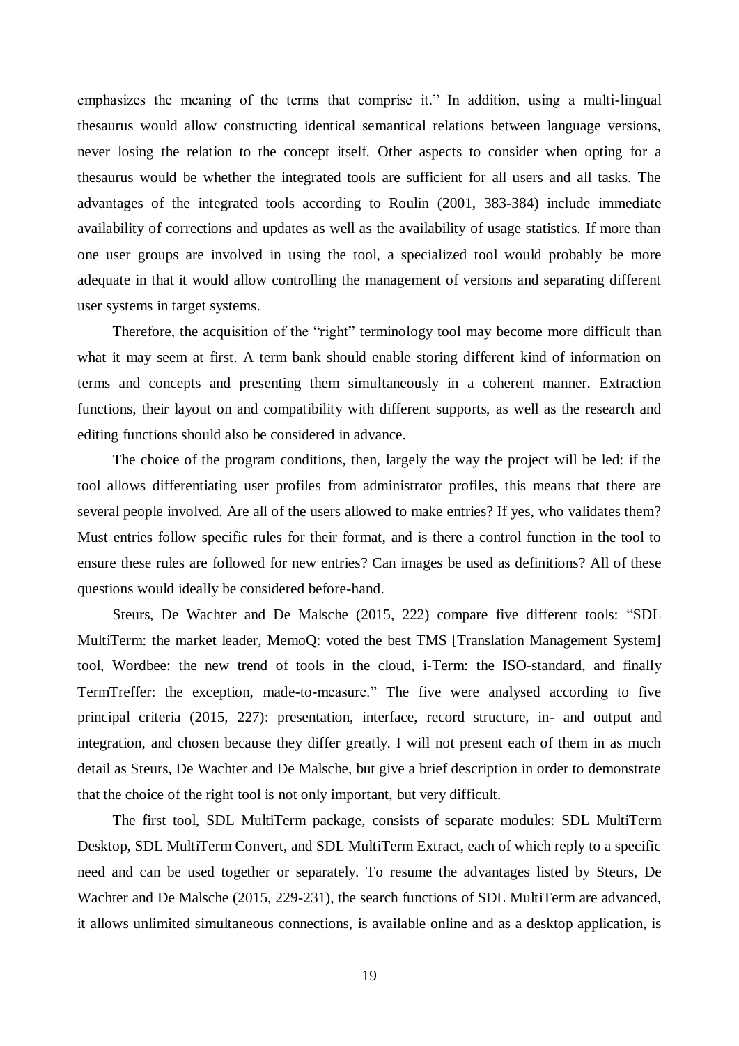emphasizes the meaning of the terms that comprise it." In addition, using a multi-lingual thesaurus would allow constructing identical semantical relations between language versions, never losing the relation to the concept itself. Other aspects to consider when opting for a thesaurus would be whether the integrated tools are sufficient for all users and all tasks. The advantages of the integrated tools according to Roulin (2001, 383-384) include immediate availability of corrections and updates as well as the availability of usage statistics. If more than one user groups are involved in using the tool, a specialized tool would probably be more adequate in that it would allow controlling the management of versions and separating different user systems in target systems.

Therefore, the acquisition of the "right" terminology tool may become more difficult than what it may seem at first. A term bank should enable storing different kind of information on terms and concepts and presenting them simultaneously in a coherent manner. Extraction functions, their layout on and compatibility with different supports, as well as the research and editing functions should also be considered in advance.

The choice of the program conditions, then, largely the way the project will be led: if the tool allows differentiating user profiles from administrator profiles, this means that there are several people involved. Are all of the users allowed to make entries? If yes, who validates them? Must entries follow specific rules for their format, and is there a control function in the tool to ensure these rules are followed for new entries? Can images be used as definitions? All of these questions would ideally be considered before-hand.

Steurs, De Wachter and De Malsche (2015, 222) compare five different tools: "SDL MultiTerm: the market leader, MemoQ: voted the best TMS [Translation Management System] tool, Wordbee: the new trend of tools in the cloud, i-Term: the ISO-standard, and finally TermTreffer: the exception, made-to-measure." The five were analysed according to five principal criteria (2015, 227): presentation, interface, record structure, in- and output and integration, and chosen because they differ greatly. I will not present each of them in as much detail as Steurs, De Wachter and De Malsche, but give a brief description in order to demonstrate that the choice of the right tool is not only important, but very difficult.

The first tool, SDL MultiTerm package, consists of separate modules: SDL MultiTerm Desktop, SDL MultiTerm Convert, and SDL MultiTerm Extract, each of which reply to a specific need and can be used together or separately. To resume the advantages listed by Steurs, De Wachter and De Malsche (2015, 229-231), the search functions of SDL MultiTerm are advanced, it allows unlimited simultaneous connections, is available online and as a desktop application, is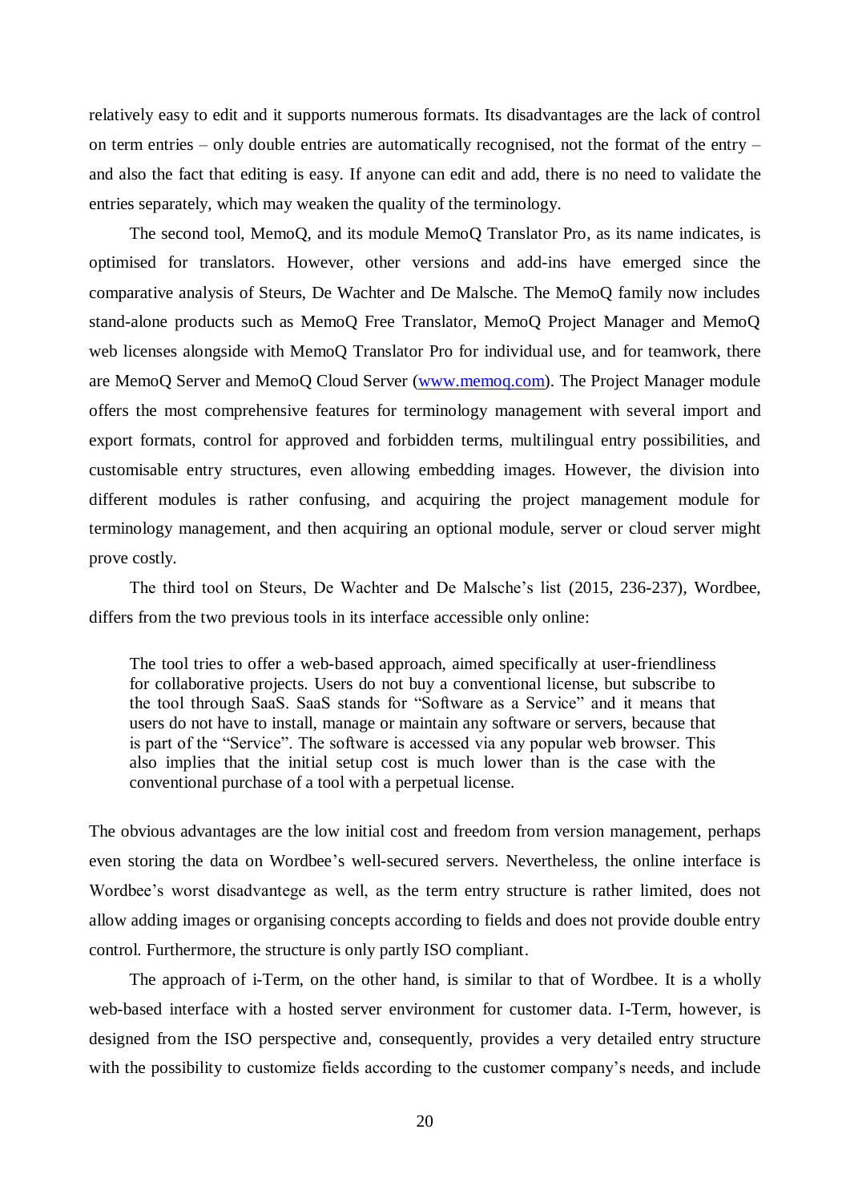relatively easy to edit and it supports numerous formats. Its disadvantages are the lack of control on term entries – only double entries are automatically recognised, not the format of the entry – and also the fact that editing is easy. If anyone can edit and add, there is no need to validate the entries separately, which may weaken the quality of the terminology.

The second tool, MemoQ, and its module MemoQ Translator Pro, as its name indicates, is optimised for translators. However, other versions and add-ins have emerged since the comparative analysis of Steurs, De Wachter and De Malsche. The MemoQ family now includes stand-alone products such as MemoQ Free Translator, MemoQ Project Manager and MemoQ web licenses alongside with MemoQ Translator Pro for individual use, and for teamwork, there are MemoQ Server and MemoQ Cloud Server (www.memoq.com). The Project Manager module offers the most comprehensive features for terminology management with several import and export formats, control for approved and forbidden terms, multilingual entry possibilities, and customisable entry structures, even allowing embedding images. However, the division into different modules is rather confusing, and acquiring the project management module for terminology management, and then acquiring an optional module, server or cloud server might prove costly.

The third tool on Steurs, De Wachter and De Malsche's list (2015, 236-237), Wordbee, differs from the two previous tools in its interface accessible only online:

> The tool tries to offer a web-based approach, aimed specifically at user-friendliness for collaborative projects. Users do not buy a conventional license, but subscribe to the tool through SaaS. SaaS stands for "Software as a Service" and it means that users do not have to install, manage or maintain any software or servers, because that is part of the "Service". The software is accessed via any popular web browser. This also implies that the initial setup cost is much lower than is the case with the conventional purchase of a tool with a perpetual license.

The obvious advantages are the low initial cost and freedom from version management, perhaps even storing the data on Wordbee's well-secured servers. Nevertheless, the online interface is Wordbee's worst disadvantege as well, as the term entry structure is rather limited, does not allow adding images or organising concepts according to fields and does not provide double entry control. Furthermore, the structure is only partly ISO compliant.

The approach of i-Term, on the other hand, is similar to that of Wordbee. It is a wholly web-based interface with a hosted server environment for customer data. I-Term, however, is designed from the ISO perspective and, consequently, provides a very detailed entry structure with the possibility to customize fields according to the customer company's needs, and include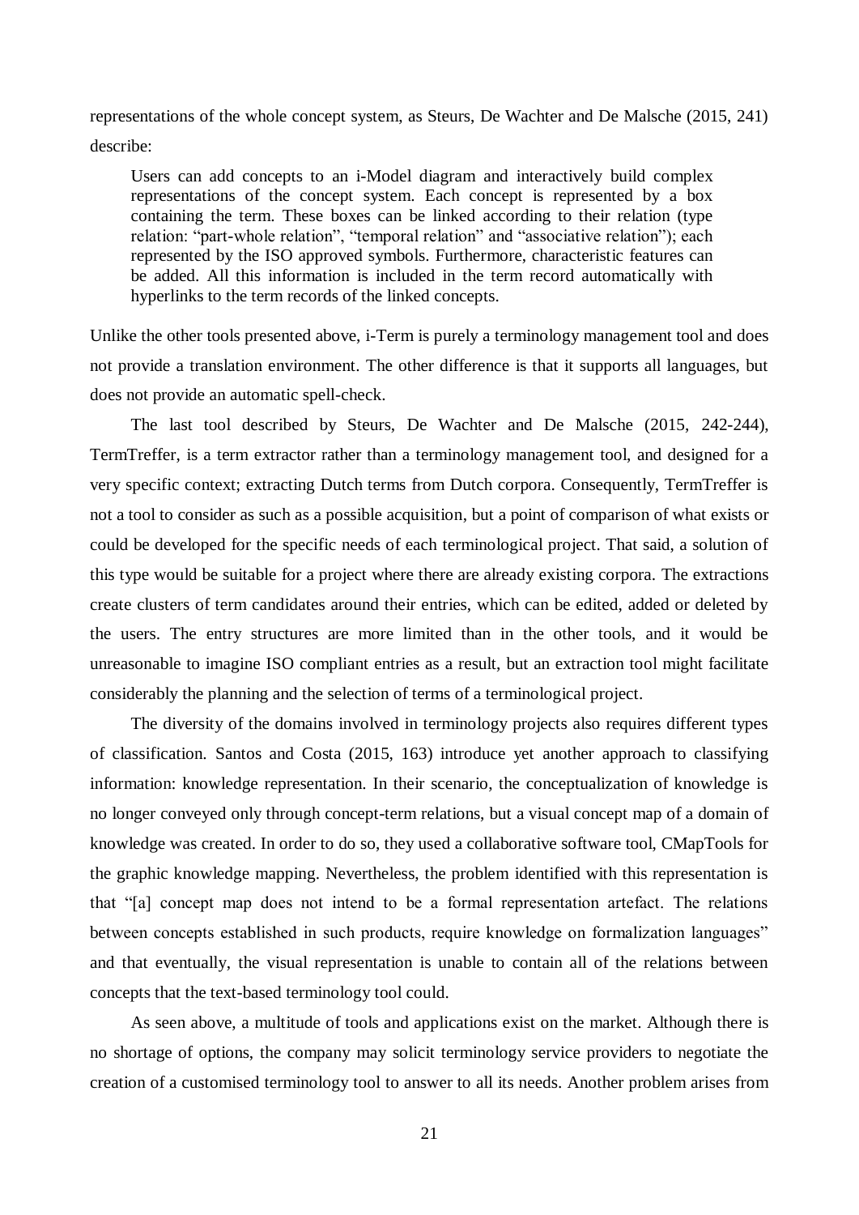representations of the whole concept system, as Steurs, De Wachter and De Malsche (2015, 241) describe:

> Users can add concepts to an i-Model diagram and interactively build complex representations of the concept system. Each concept is represented by a box containing the term. These boxes can be linked according to their relation (type relation: "part-whole relation", "temporal relation" and "associative relation"); each represented by the ISO approved symbols. Furthermore, characteristic features can be added. All this information is included in the term record automatically with hyperlinks to the term records of the linked concepts.

Unlike the other tools presented above, i-Term is purely a terminology management tool and does not provide a translation environment. The other difference is that it supports all languages, but does not provide an automatic spell-check.

The last tool described by Steurs, De Wachter and De Malsche (2015, 242-244), TermTreffer, is a term extractor rather than a terminology management tool, and designed for a very specific context; extracting Dutch terms from Dutch corpora. Consequently, TermTreffer is not a tool to consider as such as a possible acquisition, but a point of comparison of what exists or could be developed for the specific needs of each terminological project. That said, a solution of this type would be suitable for a project where there are already existing corpora. The extractions create clusters of term candidates around their entries, which can be edited, added or deleted by the users. The entry structures are more limited than in the other tools, and it would be unreasonable to imagine ISO compliant entries as a result, but an extraction tool might facilitate considerably the planning and the selection of terms of a terminological project.

The diversity of the domains involved in terminology projects also requires different types of classification. Santos and Costa (2015, 163) introduce yet another approach to classifying information: knowledge representation. In their scenario, the conceptualization of knowledge is no longer conveyed only through concept-term relations, but a visual concept map of a domain of knowledge was created. In order to do so, they used a collaborative software tool, CMapTools for the graphic knowledge mapping. Nevertheless, the problem identified with this representation is that "[a] concept map does not intend to be a formal representation artefact. The relations between concepts established in such products, require knowledge on formalization languages" and that eventually, the visual representation is unable to contain all of the relations between concepts that the text-based terminology tool could.

As seen above, a multitude of tools and applications exist on the market. Although there is no shortage of options, the company may solicit terminology service providers to negotiate the creation of a customised terminology tool to answer to all its needs. Another problem arises from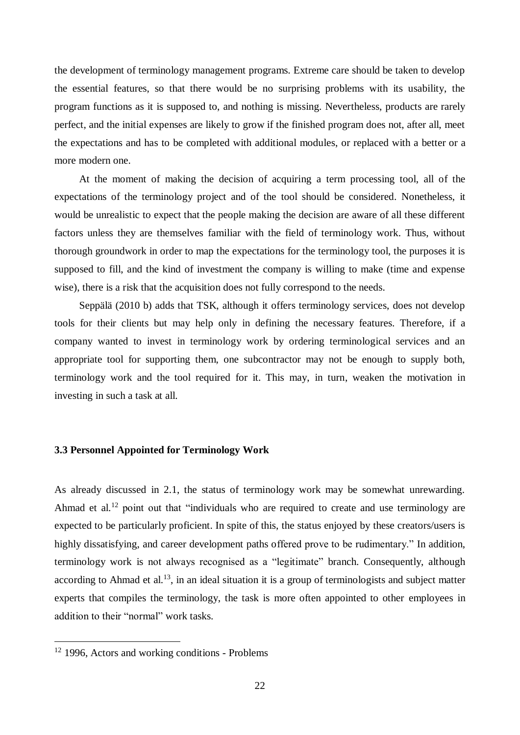the development of terminology management programs. Extreme care should be taken to develop the essential features, so that there would be no surprising problems with its usability, the program functions as it is supposed to, and nothing is missing. Nevertheless, products are rarely perfect, and the initial expenses are likely to grow if the finished program does not, after all, meet the expectations and has to be completed with additional modules, or replaced with a better or a more modern one.

At the moment of making the decision of acquiring a term processing tool, all of the expectations of the terminology project and of the tool should be considered. Nonetheless, it would be unrealistic to expect that the people making the decision are aware of all these different factors unless they are themselves familiar with the field of terminology work. Thus, without thorough groundwork in order to map the expectations for the terminology tool, the purposes it is supposed to fill, and the kind of investment the company is willing to make (time and expense wise), there is a risk that the acquisition does not fully correspond to the needs.

Seppälä (2010 b) adds that TSK, although it offers terminology services, does not develop tools for their clients but may help only in defining the necessary features. Therefore, if a company wanted to invest in terminology work by ordering terminological services and an appropriate tool for supporting them, one subcontractor may not be enough to supply both, terminology work and the tool required for it. This may, in turn, weaken the motivation in investing in such a task at all.

### 3.3 Personnel Appointed for Terminology Work

As already discussed in 2.1, the status of terminology work may be somewhat unrewarding. Ahmad et al.[12] point out that "individuals who are required to create and use terminology are expected to be particularly proficient. In spite of this, the status enjoyed by these creators/users is highly dissatisfying, and career development paths offered prove to be rudimentary." In addition, terminology work is not always recognised as a "legitimate" branch. Consequently, although according to Ahmad et al.[13], in an ideal situation it is a group of terminologists and subject matter experts that compiles the terminology, the task is more often appointed to other employees in addition to their "normal" work tasks.

---

[12] 1996, Actors and working conditions - Problems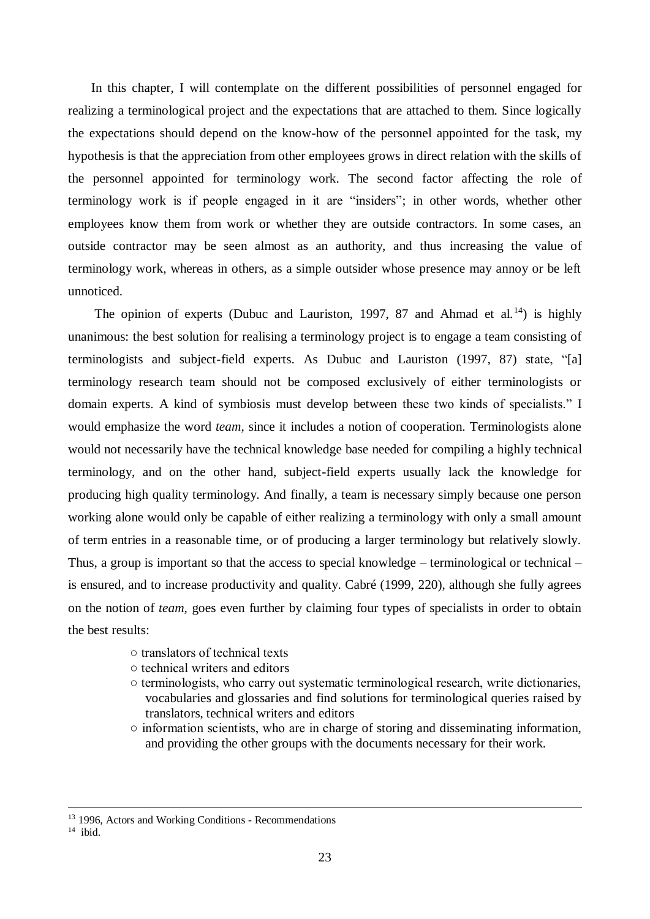In this chapter, I will contemplate on the different possibilities of personnel engaged for realizing a terminological project and the expectations that are attached to them. Since logically the expectations should depend on the know-how of the personnel appointed for the task, my hypothesis is that the appreciation from other employees grows in direct relation with the skills of the personnel appointed for terminology work. The second factor affecting the role of terminology work is if people engaged in it are "insiders"; in other words, whether other employees know them from work or whether they are outside contractors. In some cases, an outside contractor may be seen almost as an authority, and thus increasing the value of terminology work, whereas in others, as a simple outsider whose presence may annoy or be left unnoticed.

The opinion of experts (Dubuc and Lauriston, 1997, 87 and Ahmad et al.[14]) is highly unanimous: the best solution for realising a terminology project is to engage a team consisting of terminologists and subject-field experts. As Dubuc and Lauriston (1997, 87) state, "[a] terminology research team should not be composed exclusively of either terminologists or domain experts. A kind of symbiosis must develop between these two kinds of specialists." I would emphasize the word *team*, since it includes a notion of cooperation. Terminologists alone would not necessarily have the technical knowledge base needed for compiling a highly technical terminology, and on the other hand, subject-field experts usually lack the knowledge for producing high quality terminology. And finally, a team is necessary simply because one person working alone would only be capable of either realizing a terminology with only a small amount of term entries in a reasonable time, or of producing a larger terminology but relatively slowly. Thus, a group is important so that the access to special knowledge – terminological or technical – is ensured, and to increase productivity and quality. Cabré (1999, 220), although she fully agrees on the notion of *team*, goes even further by claiming four types of specialists in order to obtain the best results:

- translators of technical texts
- technical writers and editors
- terminologists, who carry out systematic terminological research, write dictionaries, vocabularies and glossaries and find solutions for terminological queries raised by translators, technical writers and editors
- information scientists, who are in charge of storing and disseminating information, and providing the other groups with the documents necessary for their work.

---

[13] 1996, Actors and Working Conditions - Recommendations

[14] ibid.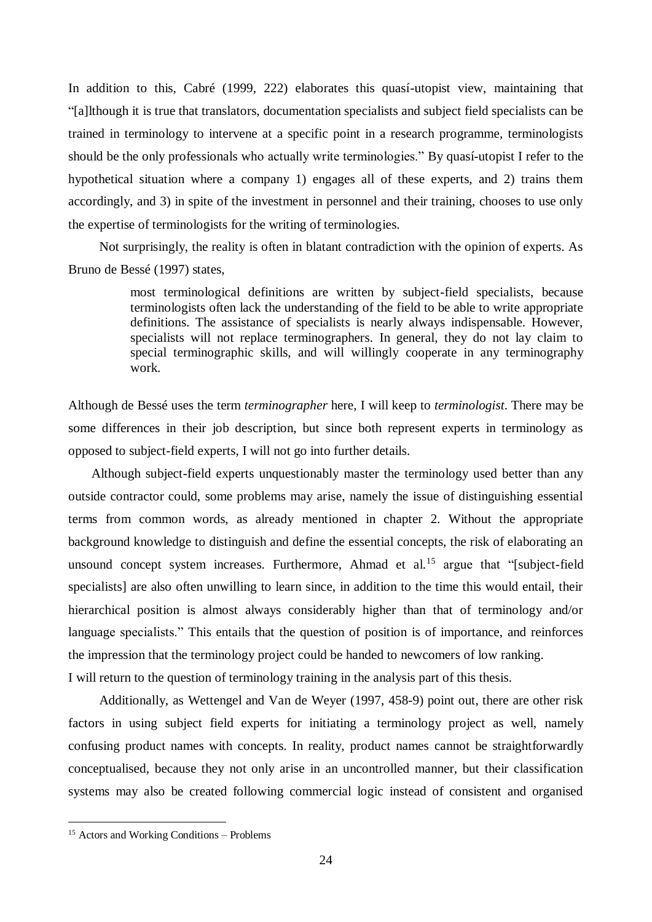In addition to this, Cabré (1999, 222) elaborates this quasí-utopist view, maintaining that "[a]lthough it is true that translators, documentation specialists and subject field specialists can be trained in terminology to intervene at a specific point in a research programme, terminologists should be the only professionals who actually write terminologies." By quasí-utopist I refer to the hypothetical situation where a company 1) engages all of these experts, and 2) trains them accordingly, and 3) in spite of the investment in personnel and their training, chooses to use only the expertise of terminologists for the writing of terminologies.

Not surprisingly, the reality is often in blatant contradiction with the opinion of experts. As Bruno de Bessé (1997) states,

> most terminological definitions are written by subject-field specialists, because terminologists often lack the understanding of the field to be able to write appropriate definitions. The assistance of specialists is nearly always indispensable. However, specialists will not replace terminographers. In general, they do not lay claim to special terminographic skills, and will willingly cooperate in any terminography work.

Although de Bessé uses the term *terminographer* here, I will keep to *terminologist*. There may be some differences in their job description, but since both represent experts in terminology as opposed to subject-field experts, I will not go into further details.

Although subject-field experts unquestionably master the terminology used better than any outside contractor could, some problems may arise, namely the issue of distinguishing essential terms from common words, as already mentioned in chapter 2. Without the appropriate background knowledge to distinguish and define the essential concepts, the risk of elaborating an unsound concept system increases. Furthermore, Ahmad et al.[15] argue that "[subject-field specialists] are also often unwilling to learn since, in addition to the time this would entail, their hierarchical position is almost always considerably higher than that of terminology and/or language specialists." This entails that the question of position is of importance, and reinforces the impression that the terminology project could be handed to newcomers of low ranking.
I will return to the question of terminology training in the analysis part of this thesis.

Additionally, as Wettengel and Van de Weyer (1997, 458-9) point out, there are other risk factors in using subject field experts for initiating a terminology project as well, namely confusing product names with concepts. In reality, product names cannot be straightforwardly conceptualised, because they not only arise in an uncontrolled manner, but their classification systems may also be created following commercial logic instead of consistent and organised

[15] Actors and Working Conditions – Problems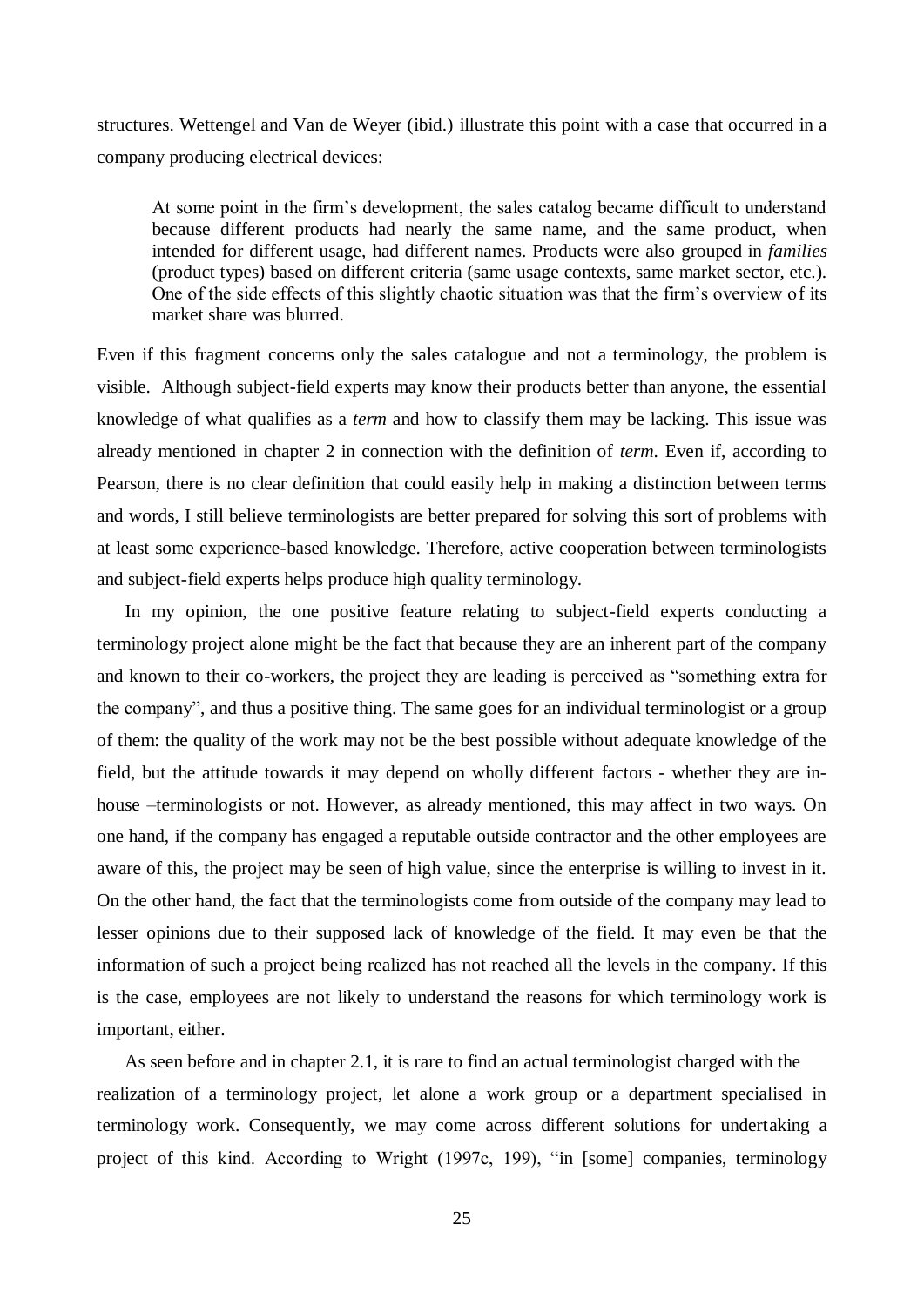structures. Wettengel and Van de Weyer (ibid.) illustrate this point with a case that occurred in a company producing electrical devices:

> At some point in the firm's development, the sales catalog became difficult to understand because different products had nearly the same name, and the same product, when intended for different usage, had different names. Products were also grouped in *families* (product types) based on different criteria (same usage contexts, same market sector, etc.). One of the side effects of this slightly chaotic situation was that the firm's overview of its market share was blurred.

Even if this fragment concerns only the sales catalogue and not a terminology, the problem is visible. Although subject-field experts may know their products better than anyone, the essential knowledge of what qualifies as a *term* and how to classify them may be lacking. This issue was already mentioned in chapter 2 in connection with the definition of *term*. Even if, according to Pearson, there is no clear definition that could easily help in making a distinction between terms and words, I still believe terminologists are better prepared for solving this sort of problems with at least some experience-based knowledge. Therefore, active cooperation between terminologists and subject-field experts helps produce high quality terminology.

In my opinion, the one positive feature relating to subject-field experts conducting a terminology project alone might be the fact that because they are an inherent part of the company and known to their co-workers, the project they are leading is perceived as "something extra for the company", and thus a positive thing. The same goes for an individual terminologist or a group of them: the quality of the work may not be the best possible without adequate knowledge of the field, but the attitude towards it may depend on wholly different factors - whether they are in-house –terminologists or not. However, as already mentioned, this may affect in two ways. On one hand, if the company has engaged a reputable outside contractor and the other employees are aware of this, the project may be seen of high value, since the enterprise is willing to invest in it. On the other hand, the fact that the terminologists come from outside of the company may lead to lesser opinions due to their supposed lack of knowledge of the field. It may even be that the information of such a project being realized has not reached all the levels in the company. If this is the case, employees are not likely to understand the reasons for which terminology work is important, either.

As seen before and in chapter 2.1, it is rare to find an actual terminologist charged with the realization of a terminology project, let alone a work group or a department specialised in terminology work. Consequently, we may come across different solutions for undertaking a project of this kind. According to Wright (1997c, 199), "in [some] companies, terminology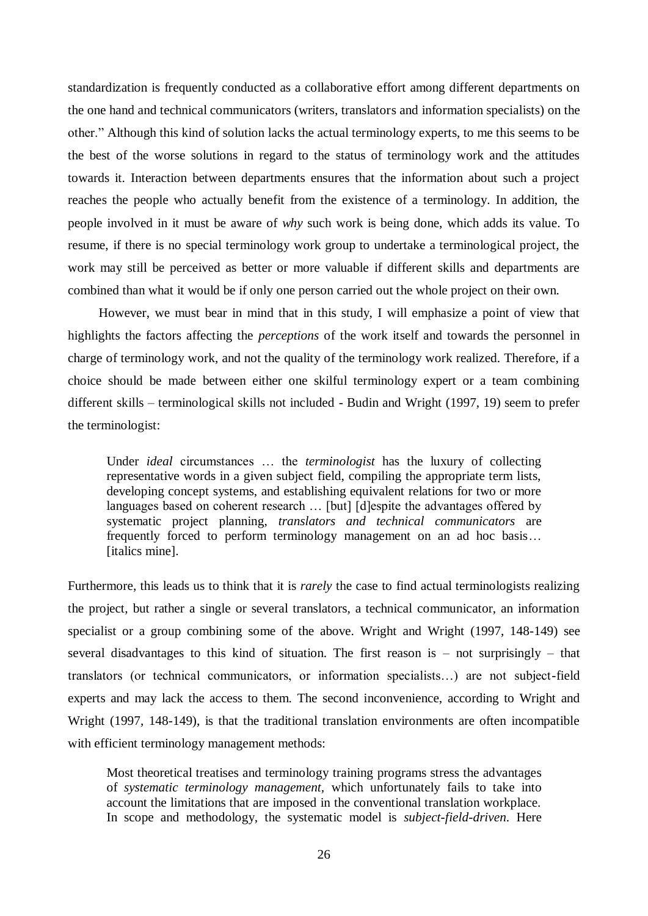standardization is frequently conducted as a collaborative effort among different departments on the one hand and technical communicators (writers, translators and information specialists) on the other." Although this kind of solution lacks the actual terminology experts, to me this seems to be the best of the worse solutions in regard to the status of terminology work and the attitudes towards it. Interaction between departments ensures that the information about such a project reaches the people who actually benefit from the existence of a terminology. In addition, the people involved in it must be aware of *why* such work is being done, which adds its value. To resume, if there is no special terminology work group to undertake a terminological project, the work may still be perceived as better or more valuable if different skills and departments are combined than what it would be if only one person carried out the whole project on their own.

However, we must bear in mind that in this study, I will emphasize a point of view that highlights the factors affecting the *perceptions* of the work itself and towards the personnel in charge of terminology work, and not the quality of the terminology work realized. Therefore, if a choice should be made between either one skilful terminology expert or a team combining different skills – terminological skills not included - Budin and Wright (1997, 19) seem to prefer the terminologist:

> Under *ideal* circumstances … the *terminologist* has the luxury of collecting representative words in a given subject field, compiling the appropriate term lists, developing concept systems, and establishing equivalent relations for two or more languages based on coherent research … [but] [d]espite the advantages offered by systematic project planning, *translators and technical communicators* are frequently forced to perform terminology management on an ad hoc basis… [italics mine].

Furthermore, this leads us to think that it is *rarely* the case to find actual terminologists realizing the project, but rather a single or several translators, a technical communicator, an information specialist or a group combining some of the above. Wright and Wright (1997, 148-149) see several disadvantages to this kind of situation. The first reason is – not surprisingly – that translators (or technical communicators, or information specialists…) are not subject-field experts and may lack the access to them. The second inconvenience, according to Wright and Wright (1997, 148-149), is that the traditional translation environments are often incompatible with efficient terminology management methods:

> Most theoretical treatises and terminology training programs stress the advantages of *systematic terminology management*, which unfortunately fails to take into account the limitations that are imposed in the conventional translation workplace. In scope and methodology, the systematic model is *subject-field-driven*. Here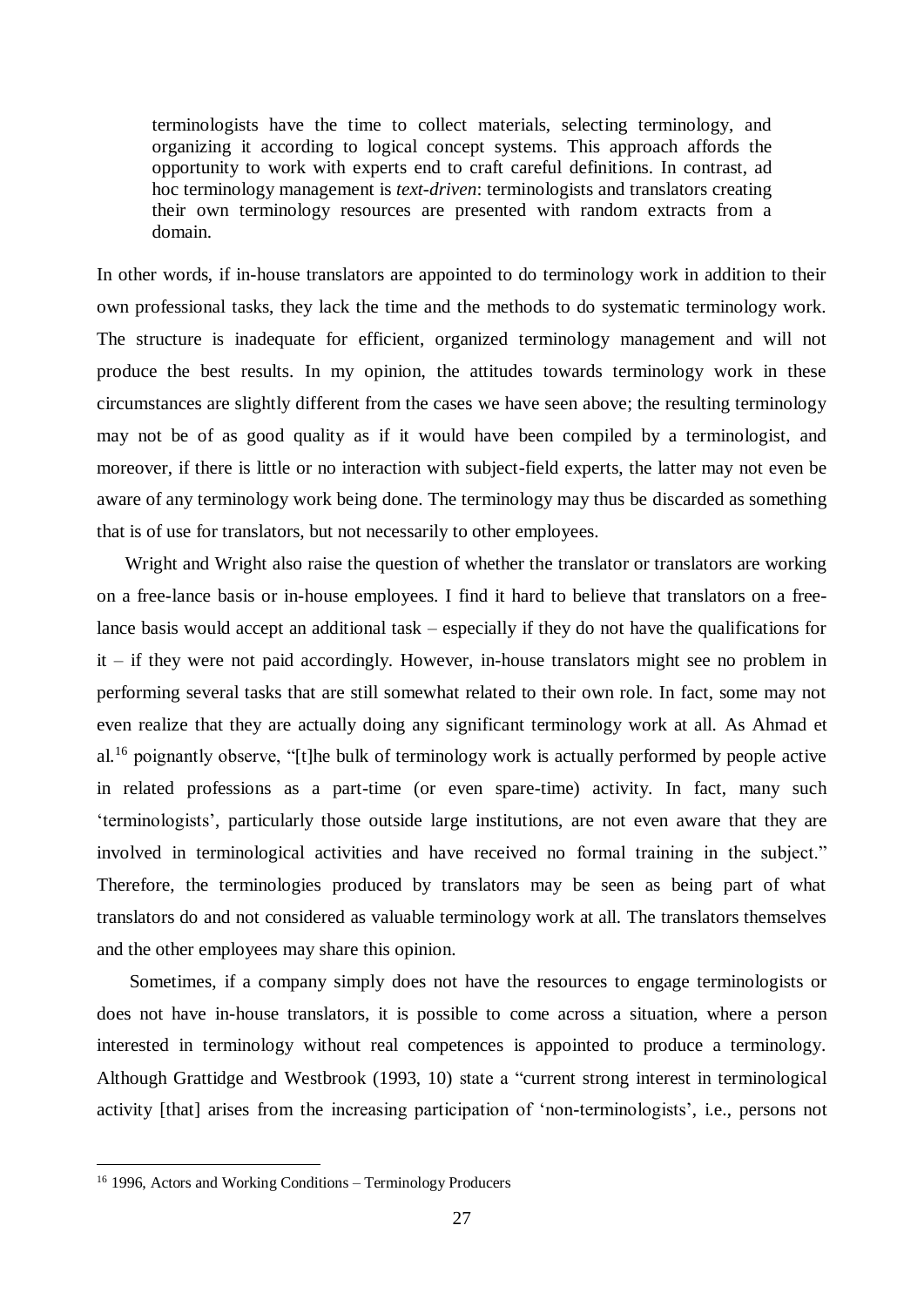> terminologists have the time to collect materials, selecting terminology, and organizing it according to logical concept systems. This approach affords the opportunity to work with experts end to craft careful definitions. In contrast, ad hoc terminology management is *text-driven*: terminologists and translators creating their own terminology resources are presented with random extracts from a domain.

In other words, if in-house translators are appointed to do terminology work in addition to their own professional tasks, they lack the time and the methods to do systematic terminology work. The structure is inadequate for efficient, organized terminology management and will not produce the best results. In my opinion, the attitudes towards terminology work in these circumstances are slightly different from the cases we have seen above; the resulting terminology may not be of as good quality as if it would have been compiled by a terminologist, and moreover, if there is little or no interaction with subject-field experts, the latter may not even be aware of any terminology work being done. The terminology may thus be discarded as something that is of use for translators, but not necessarily to other employees.

Wright and Wright also raise the question of whether the translator or translators are working on a free-lance basis or in-house employees. I find it hard to believe that translators on a free-lance basis would accept an additional task – especially if they do not have the qualifications for it – if they were not paid accordingly. However, in-house translators might see no problem in performing several tasks that are still somewhat related to their own role. In fact, some may not even realize that they are actually doing any significant terminology work at all. As Ahmad et al.[16] poignantly observe, "[t]he bulk of terminology work is actually performed by people active in related professions as a part-time (or even spare-time) activity. In fact, many such 'terminologists', particularly those outside large institutions, are not even aware that they are involved in terminological activities and have received no formal training in the subject." Therefore, the terminologies produced by translators may be seen as being part of what translators do and not considered as valuable terminology work at all. The translators themselves and the other employees may share this opinion.

Sometimes, if a company simply does not have the resources to engage terminologists or does not have in-house translators, it is possible to come across a situation, where a person interested in terminology without real competences is appointed to produce a terminology. Although Grattidge and Westbrook (1993, 10) state a "current strong interest in terminological activity [that] arises from the increasing participation of 'non-terminologists', i.e., persons not

[16] 1996, Actors and Working Conditions – Terminology Producers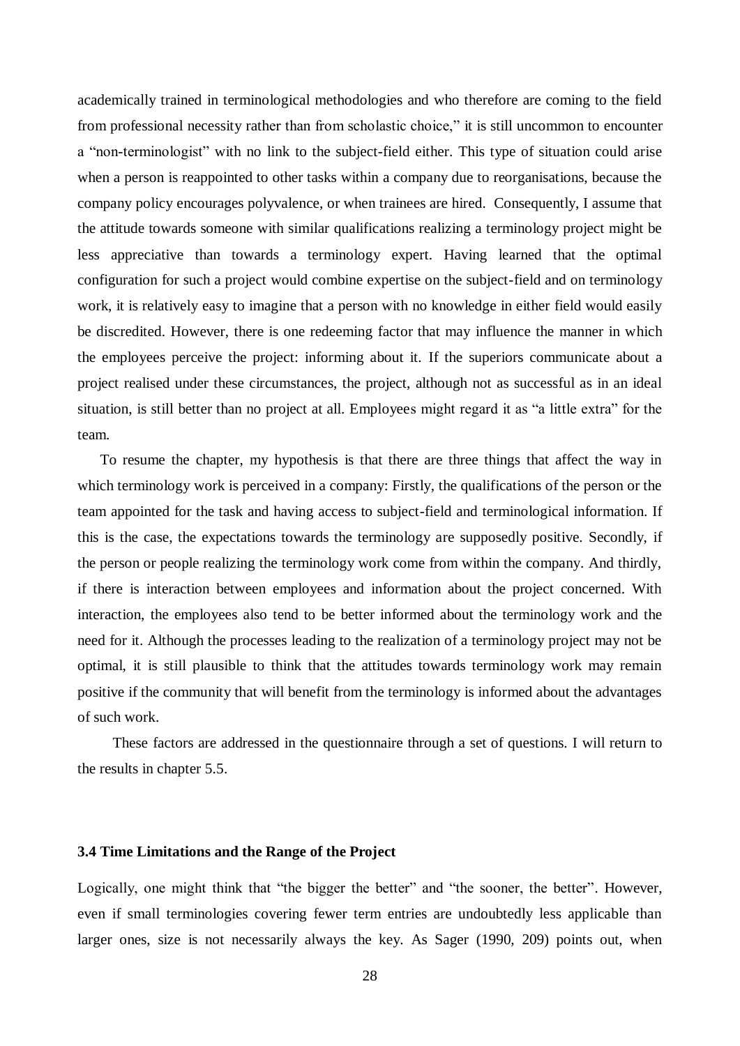academically trained in terminological methodologies and who therefore are coming to the field from professional necessity rather than from scholastic choice," it is still uncommon to encounter a "non-terminologist" with no link to the subject-field either. This type of situation could arise when a person is reappointed to other tasks within a company due to reorganisations, because the company policy encourages polyvalence, or when trainees are hired. Consequently, I assume that the attitude towards someone with similar qualifications realizing a terminology project might be less appreciative than towards a terminology expert. Having learned that the optimal configuration for such a project would combine expertise on the subject-field and on terminology work, it is relatively easy to imagine that a person with no knowledge in either field would easily be discredited. However, there is one redeeming factor that may influence the manner in which the employees perceive the project: informing about it. If the superiors communicate about a project realised under these circumstances, the project, although not as successful as in an ideal situation, is still better than no project at all. Employees might regard it as "a little extra" for the team.

To resume the chapter, my hypothesis is that there are three things that affect the way in which terminology work is perceived in a company: Firstly, the qualifications of the person or the team appointed for the task and having access to subject-field and terminological information. If this is the case, the expectations towards the terminology are supposedly positive. Secondly, if the person or people realizing the terminology work come from within the company. And thirdly, if there is interaction between employees and information about the project concerned. With interaction, the employees also tend to be better informed about the terminology work and the need for it. Although the processes leading to the realization of a terminology project may not be optimal, it is still plausible to think that the attitudes towards terminology work may remain positive if the community that will benefit from the terminology is informed about the advantages of such work.

These factors are addressed in the questionnaire through a set of questions. I will return to the results in chapter 5.5.

### 3.4 Time Limitations and the Range of the Project

Logically, one might think that "the bigger the better" and "the sooner, the better". However, even if small terminologies covering fewer term entries are undoubtedly less applicable than larger ones, size is not necessarily always the key. As Sager (1990, 209) points out, when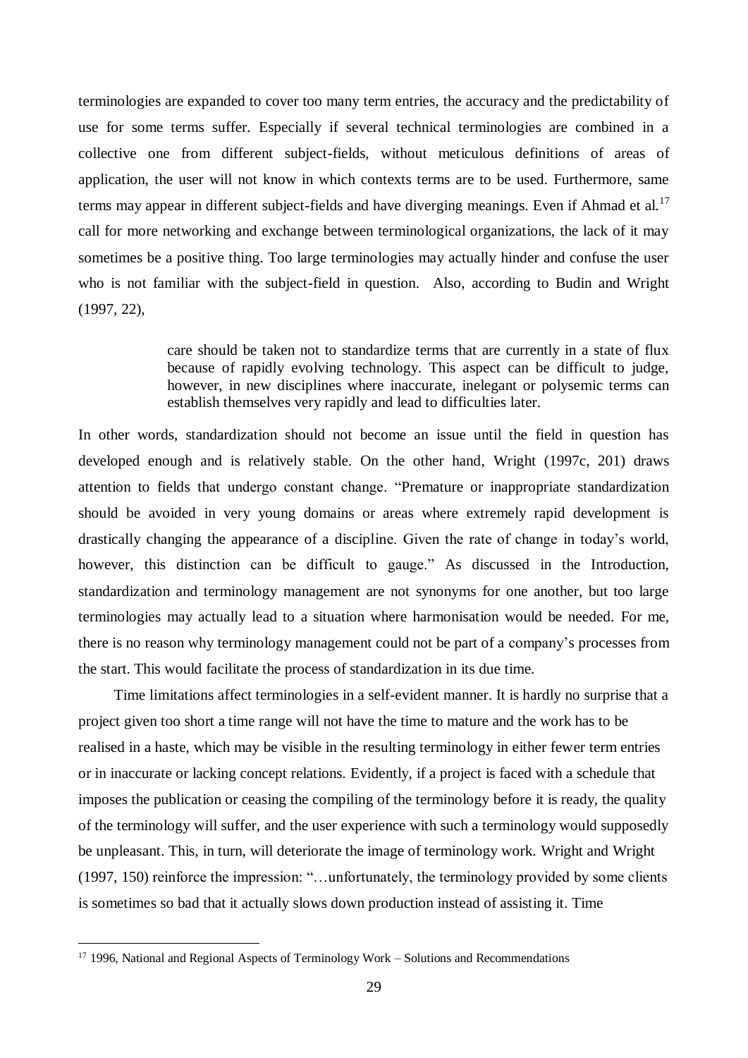terminologies are expanded to cover too many term entries, the accuracy and the predictability of use for some terms suffer. Especially if several technical terminologies are combined in a collective one from different subject-fields, without meticulous definitions of areas of application, the user will not know in which contexts terms are to be used. Furthermore, same terms may appear in different subject-fields and have diverging meanings. Even if Ahmad et al.[17] call for more networking and exchange between terminological organizations, the lack of it may sometimes be a positive thing. Too large terminologies may actually hinder and confuse the user who is not familiar with the subject-field in question. Also, according to Budin and Wright (1997, 22),

> care should be taken not to standardize terms that are currently in a state of flux because of rapidly evolving technology. This aspect can be difficult to judge, however, in new disciplines where inaccurate, inelegant or polysemic terms can establish themselves very rapidly and lead to difficulties later.

In other words, standardization should not become an issue until the field in question has developed enough and is relatively stable. On the other hand, Wright (1997c, 201) draws attention to fields that undergo constant change. "Premature or inappropriate standardization should be avoided in very young domains or areas where extremely rapid development is drastically changing the appearance of a discipline. Given the rate of change in today's world, however, this distinction can be difficult to gauge." As discussed in the Introduction, standardization and terminology management are not synonyms for one another, but too large terminologies may actually lead to a situation where harmonisation would be needed. For me, there is no reason why terminology management could not be part of a company's processes from the start. This would facilitate the process of standardization in its due time.

Time limitations affect terminologies in a self-evident manner. It is hardly no surprise that a project given too short a time range will not have the time to mature and the work has to be realised in a haste, which may be visible in the resulting terminology in either fewer term entries or in inaccurate or lacking concept relations. Evidently, if a project is faced with a schedule that imposes the publication or ceasing the compiling of the terminology before it is ready, the quality of the terminology will suffer, and the user experience with such a terminology would supposedly be unpleasant. This, in turn, will deteriorate the image of terminology work. Wright and Wright (1997, 150) reinforce the impression: "…unfortunately, the terminology provided by some clients is sometimes so bad that it actually slows down production instead of assisting it. Time

[17] 1996, National and Regional Aspects of Terminology Work – Solutions and Recommendations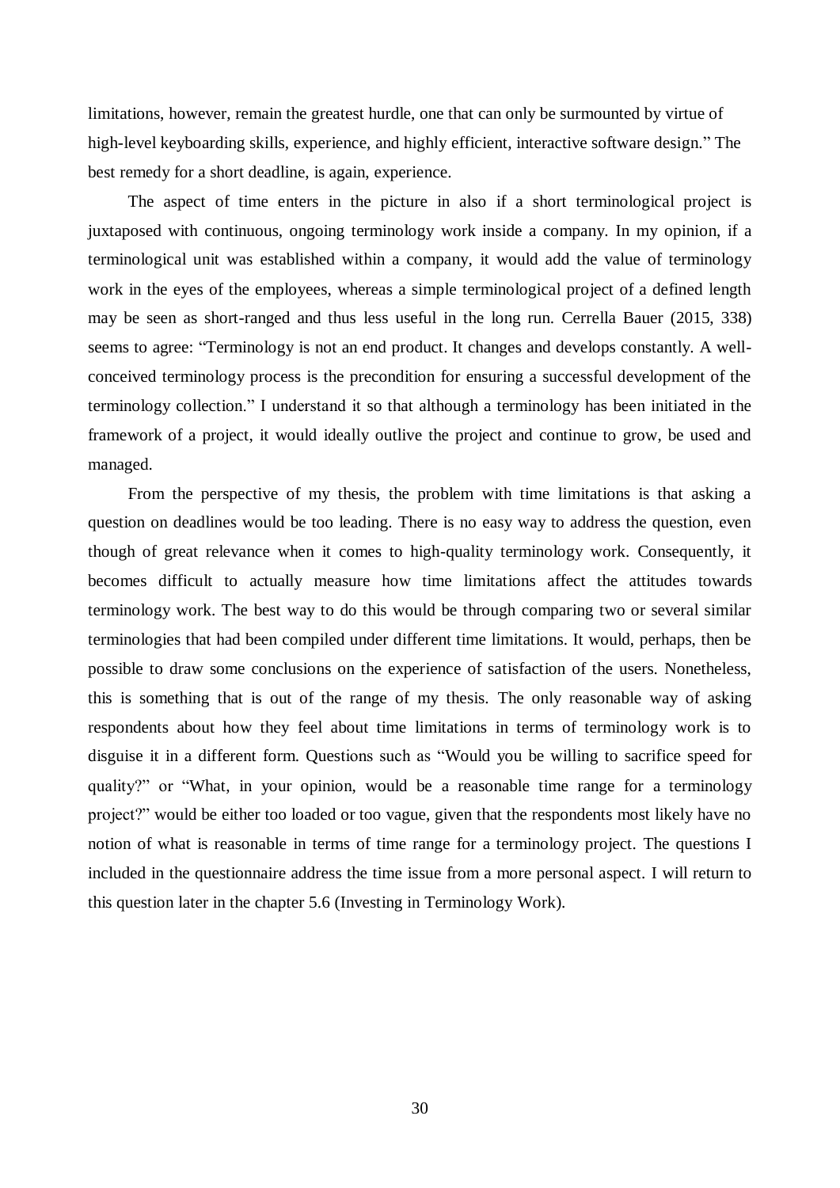limitations, however, remain the greatest hurdle, one that can only be surmounted by virtue of high-level keyboarding skills, experience, and highly efficient, interactive software design." The best remedy for a short deadline, is again, experience.

The aspect of time enters in the picture in also if a short terminological project is juxtaposed with continuous, ongoing terminology work inside a company. In my opinion, if a terminological unit was established within a company, it would add the value of terminology work in the eyes of the employees, whereas a simple terminological project of a defined length may be seen as short-ranged and thus less useful in the long run. Cerrella Bauer (2015, 338) seems to agree: "Terminology is not an end product. It changes and develops constantly. A well-conceived terminology process is the precondition for ensuring a successful development of the terminology collection." I understand it so that although a terminology has been initiated in the framework of a project, it would ideally outlive the project and continue to grow, be used and managed.

From the perspective of my thesis, the problem with time limitations is that asking a question on deadlines would be too leading. There is no easy way to address the question, even though of great relevance when it comes to high-quality terminology work. Consequently, it becomes difficult to actually measure how time limitations affect the attitudes towards terminology work. The best way to do this would be through comparing two or several similar terminologies that had been compiled under different time limitations. It would, perhaps, then be possible to draw some conclusions on the experience of satisfaction of the users. Nonetheless, this is something that is out of the range of my thesis. The only reasonable way of asking respondents about how they feel about time limitations in terms of terminology work is to disguise it in a different form. Questions such as "Would you be willing to sacrifice speed for quality?" or "What, in your opinion, would be a reasonable time range for a terminology project?" would be either too loaded or too vague, given that the respondents most likely have no notion of what is reasonable in terms of time range for a terminology project. The questions I included in the questionnaire address the time issue from a more personal aspect. I will return to this question later in the chapter 5.6 (Investing in Terminology Work).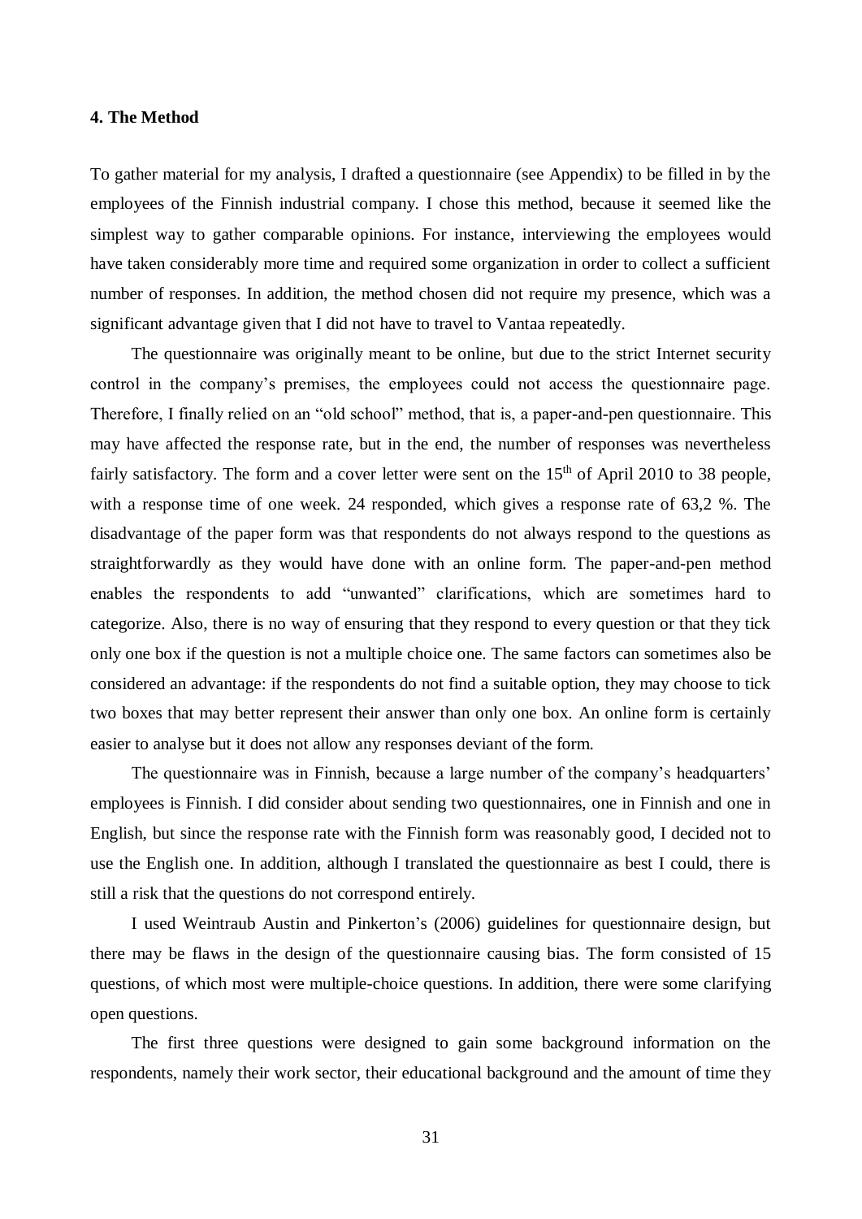### 4. The Method

To gather material for my analysis, I drafted a questionnaire (see Appendix) to be filled in by the employees of the Finnish industrial company. I chose this method, because it seemed like the simplest way to gather comparable opinions. For instance, interviewing the employees would have taken considerably more time and required some organization in order to collect a sufficient number of responses. In addition, the method chosen did not require my presence, which was a significant advantage given that I did not have to travel to Vantaa repeatedly.

The questionnaire was originally meant to be online, but due to the strict Internet security control in the company's premises, the employees could not access the questionnaire page. Therefore, I finally relied on an "old school" method, that is, a paper-and-pen questionnaire. This may have affected the response rate, but in the end, the number of responses was nevertheless fairly satisfactory. The form and a cover letter were sent on the 15th of April 2010 to 38 people, with a response time of one week. 24 responded, which gives a response rate of 63,2 %. The disadvantage of the paper form was that respondents do not always respond to the questions as straightforwardly as they would have done with an online form. The paper-and-pen method enables the respondents to add "unwanted" clarifications, which are sometimes hard to categorize. Also, there is no way of ensuring that they respond to every question or that they tick only one box if the question is not a multiple choice one. The same factors can sometimes also be considered an advantage: if the respondents do not find a suitable option, they may choose to tick two boxes that may better represent their answer than only one box. An online form is certainly easier to analyse but it does not allow any responses deviant of the form.

The questionnaire was in Finnish, because a large number of the company's headquarters' employees is Finnish. I did consider about sending two questionnaires, one in Finnish and one in English, but since the response rate with the Finnish form was reasonably good, I decided not to use the English one. In addition, although I translated the questionnaire as best I could, there is still a risk that the questions do not correspond entirely.

I used Weintraub Austin and Pinkerton's (2006) guidelines for questionnaire design, but there may be flaws in the design of the questionnaire causing bias. The form consisted of 15 questions, of which most were multiple-choice questions. In addition, there were some clarifying open questions.

The first three questions were designed to gain some background information on the respondents, namely their work sector, their educational background and the amount of time they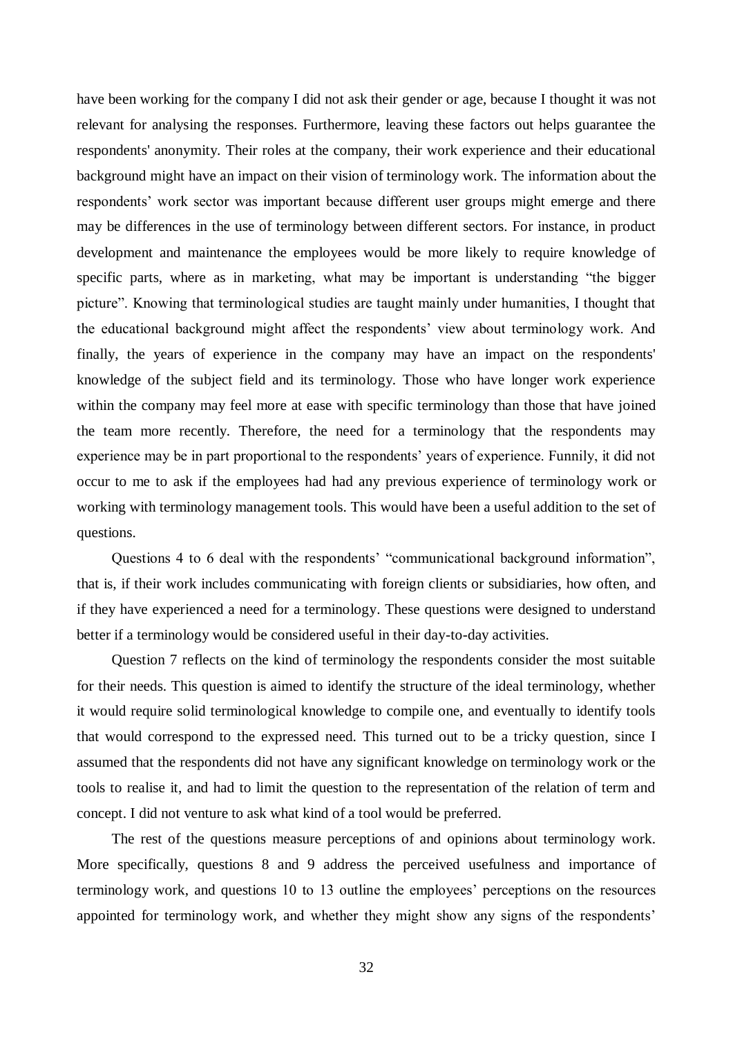have been working for the company I did not ask their gender or age, because I thought it was not relevant for analysing the responses. Furthermore, leaving these factors out helps guarantee the respondents' anonymity. Their roles at the company, their work experience and their educational background might have an impact on their vision of terminology work. The information about the respondents' work sector was important because different user groups might emerge and there may be differences in the use of terminology between different sectors. For instance, in product development and maintenance the employees would be more likely to require knowledge of specific parts, where as in marketing, what may be important is understanding "the bigger picture". Knowing that terminological studies are taught mainly under humanities, I thought that the educational background might affect the respondents' view about terminology work. And finally, the years of experience in the company may have an impact on the respondents' knowledge of the subject field and its terminology. Those who have longer work experience within the company may feel more at ease with specific terminology than those that have joined the team more recently. Therefore, the need for a terminology that the respondents may experience may be in part proportional to the respondents' years of experience. Funnily, it did not occur to me to ask if the employees had had any previous experience of terminology work or working with terminology management tools. This would have been a useful addition to the set of questions.

Questions 4 to 6 deal with the respondents' "communicational background information", that is, if their work includes communicating with foreign clients or subsidiaries, how often, and if they have experienced a need for a terminology. These questions were designed to understand better if a terminology would be considered useful in their day-to-day activities.

Question 7 reflects on the kind of terminology the respondents consider the most suitable for their needs. This question is aimed to identify the structure of the ideal terminology, whether it would require solid terminological knowledge to compile one, and eventually to identify tools that would correspond to the expressed need. This turned out to be a tricky question, since I assumed that the respondents did not have any significant knowledge on terminology work or the tools to realise it, and had to limit the question to the representation of the relation of term and concept. I did not venture to ask what kind of a tool would be preferred.

The rest of the questions measure perceptions of and opinions about terminology work. More specifically, questions 8 and 9 address the perceived usefulness and importance of terminology work, and questions 10 to 13 outline the employees' perceptions on the resources appointed for terminology work, and whether they might show any signs of the respondents'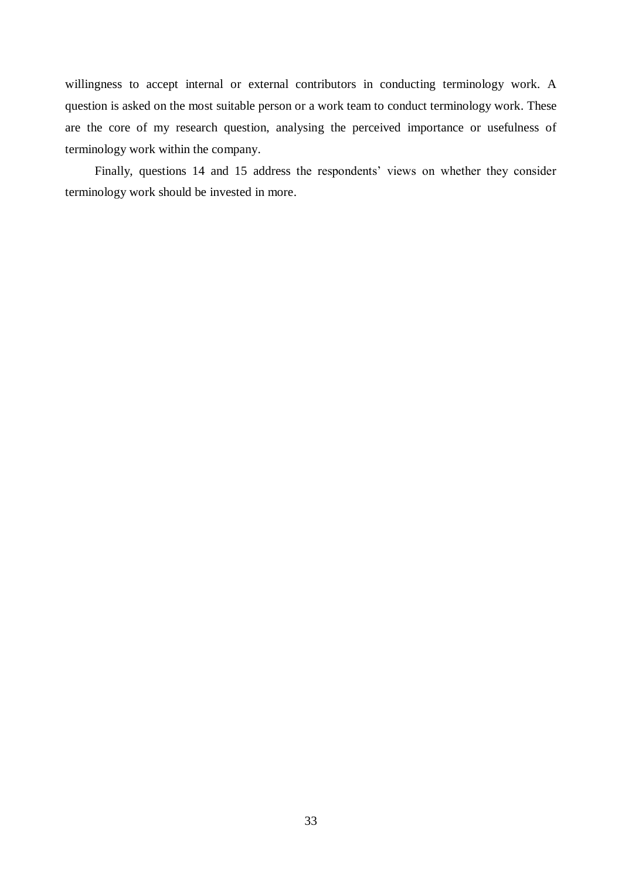willingness to accept internal or external contributors in conducting terminology work. A question is asked on the most suitable person or a work team to conduct terminology work. These are the core of my research question, analysing the perceived importance or usefulness of terminology work within the company.

Finally, questions 14 and 15 address the respondents' views on whether they consider terminology work should be invested in more.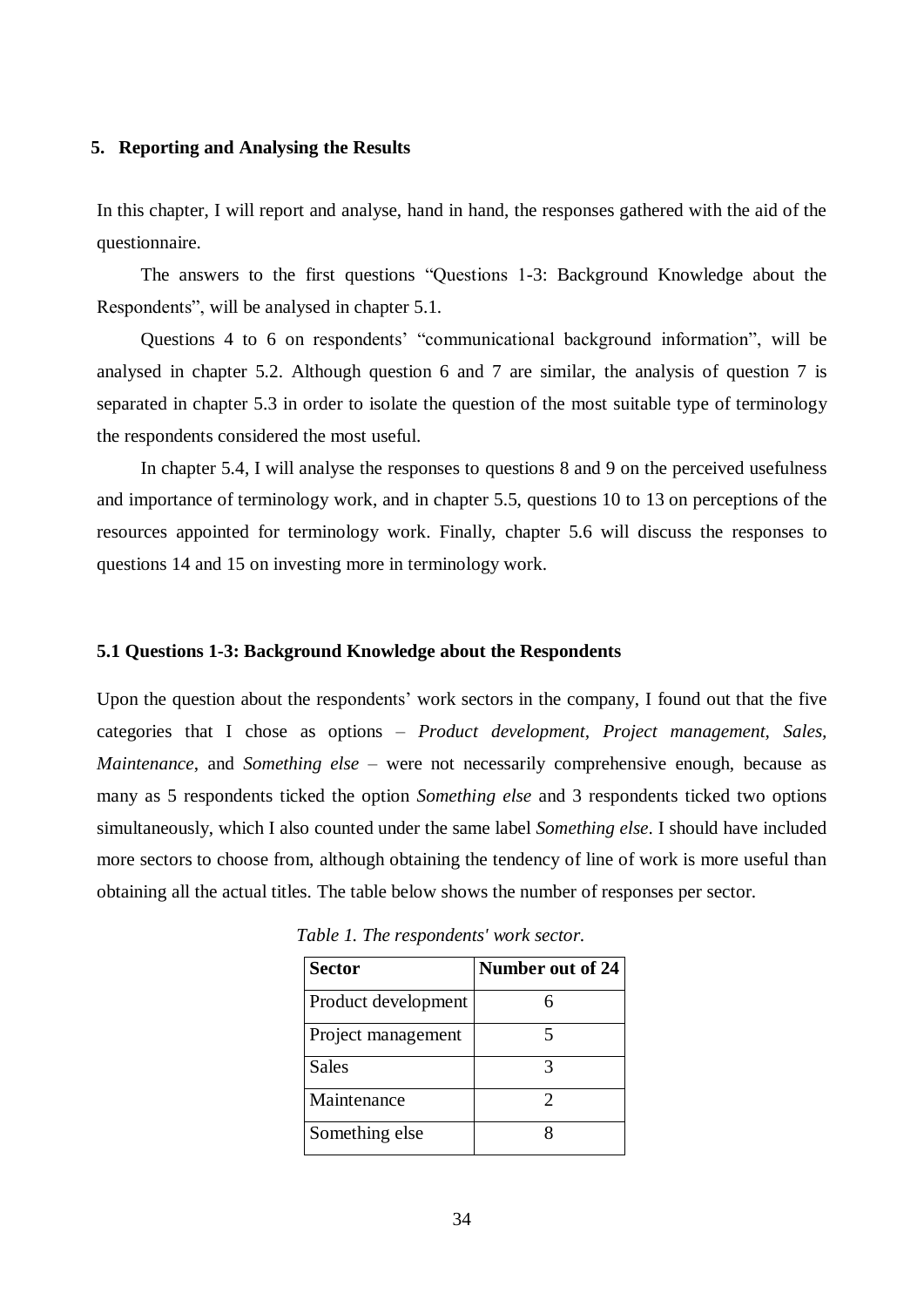## 5. Reporting and Analysing the Results

In this chapter, I will report and analyse, hand in hand, the responses gathered with the aid of the questionnaire.

The answers to the first questions "Questions 1-3: Background Knowledge about the Respondents", will be analysed in chapter 5.1.

Questions 4 to 6 on respondents' "communicational background information", will be analysed in chapter 5.2. Although question 6 and 7 are similar, the analysis of question 7 is separated in chapter 5.3 in order to isolate the question of the most suitable type of terminology the respondents considered the most useful.

In chapter 5.4, I will analyse the responses to questions 8 and 9 on the perceived usefulness and importance of terminology work, and in chapter 5.5, questions 10 to 13 on perceptions of the resources appointed for terminology work. Finally, chapter 5.6 will discuss the responses to questions 14 and 15 on investing more in terminology work.

### 5.1 Questions 1-3: Background Knowledge about the Respondents

Upon the question about the respondents' work sectors in the company, I found out that the five categories that I chose as options – *Product development*, *Project management*, *Sales*, *Maintenance*, and *Something else* – were not necessarily comprehensive enough, because as many as 5 respondents ticked the option *Something else* and 3 respondents ticked two options simultaneously, which I also counted under the same label *Something else*. I should have included more sectors to choose from, although obtaining the tendency of line of work is more useful than obtaining all the actual titles. The table below shows the number of responses per sector.

*Table 1. The respondents' work sector.*

| Sector | Number out of 24 |
|---|---|
| Product development | 6 |
| Project management | 5 |
| Sales | 3 |
| Maintenance | 2 |
| Something else | 8 |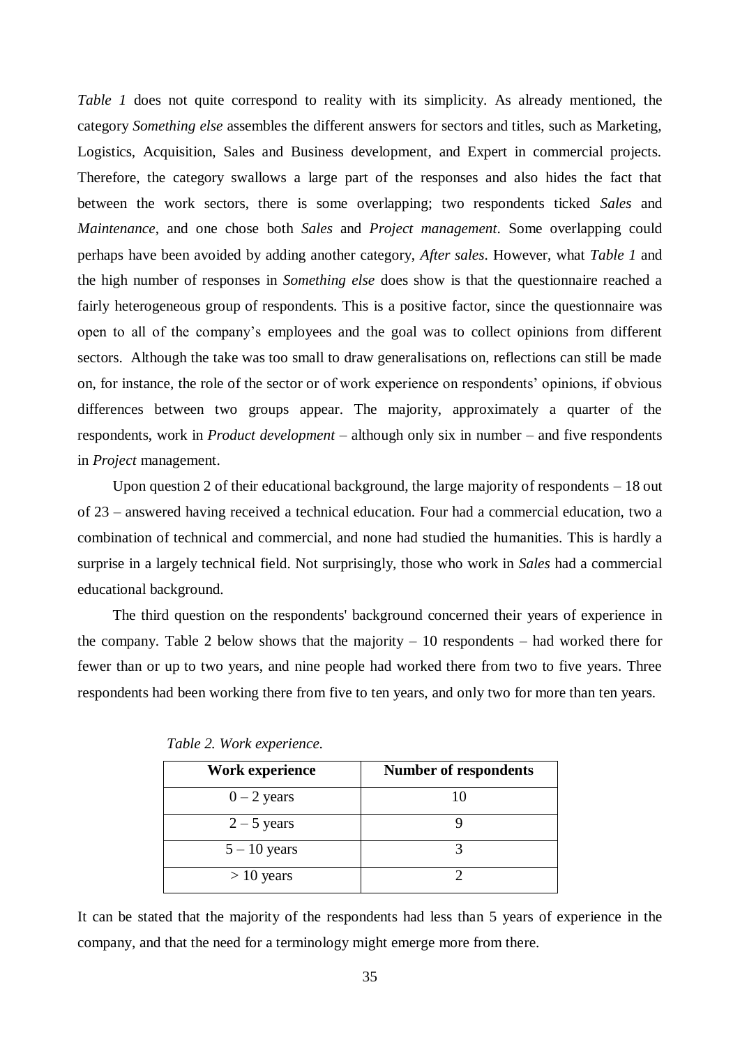*Table 1* does not quite correspond to reality with its simplicity. As already mentioned, the category *Something else* assembles the different answers for sectors and titles, such as Marketing, Logistics, Acquisition, Sales and Business development, and Expert in commercial projects. Therefore, the category swallows a large part of the responses and also hides the fact that between the work sectors, there is some overlapping; two respondents ticked *Sales* and *Maintenance*, and one chose both *Sales* and *Project management*. Some overlapping could perhaps have been avoided by adding another category, *After sales*. However, what *Table 1* and the high number of responses in *Something else* does show is that the questionnaire reached a fairly heterogeneous group of respondents. This is a positive factor, since the questionnaire was open to all of the company's employees and the goal was to collect opinions from different sectors. Although the take was too small to draw generalisations on, reflections can still be made on, for instance, the role of the sector or of work experience on respondents' opinions, if obvious differences between two groups appear. The majority, approximately a quarter of the respondents, work in *Product development* – although only six in number – and five respondents in *Project* management.

Upon question 2 of their educational background, the large majority of respondents – 18 out of 23 – answered having received a technical education. Four had a commercial education, two a combination of technical and commercial, and none had studied the humanities. This is hardly a surprise in a largely technical field. Not surprisingly, those who work in *Sales* had a commercial educational background.

The third question on the respondents' background concerned their years of experience in the company. Table 2 below shows that the majority – 10 respondents – had worked there for fewer than or up to two years, and nine people had worked there from two to five years. Three respondents had been working there from five to ten years, and only two for more than ten years.

*Table 2. Work experience.*

| Work experience | Number of respondents |
|---|---|
| 0 – 2 years | 10 |
| 2 – 5 years | 9 |
| 5 – 10 years | 3 |
| > 10 years | 2 |

It can be stated that the majority of the respondents had less than 5 years of experience in the company, and that the need for a terminology might emerge more from there.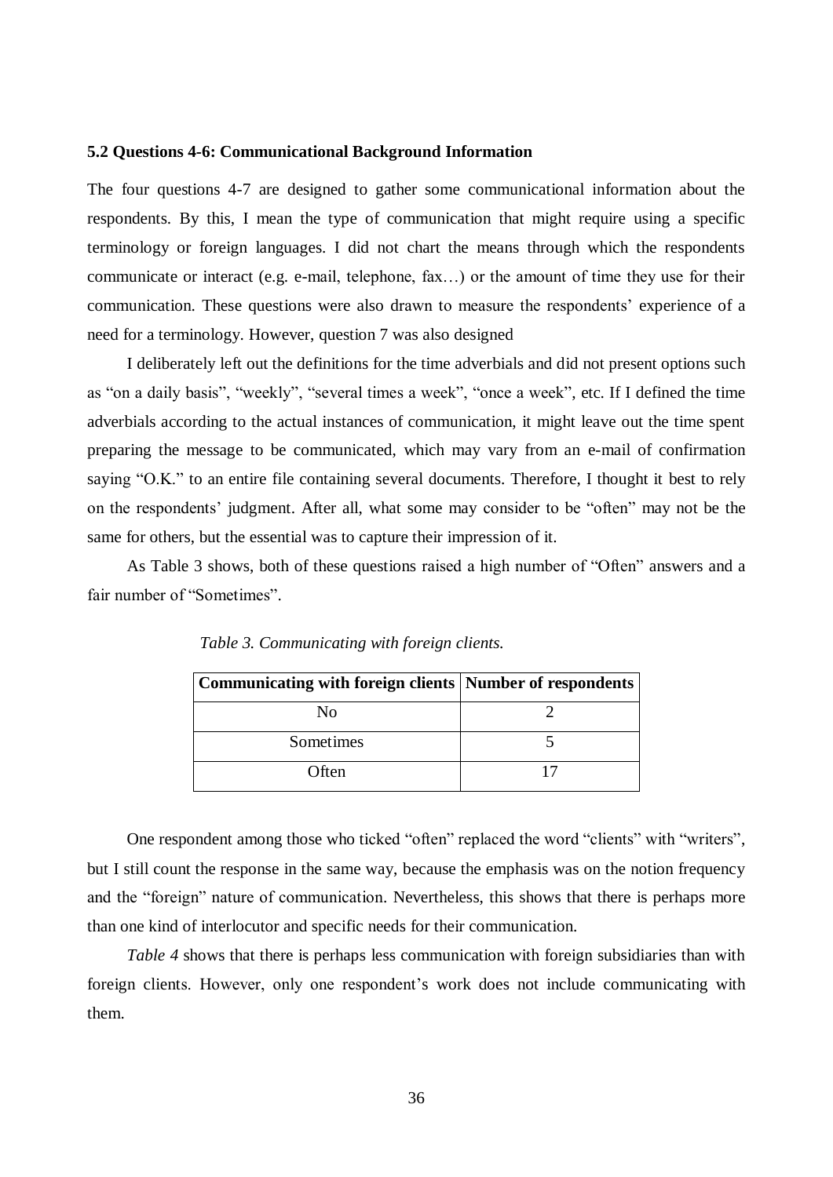### 5.2 Questions 4-6: Communicational Background Information

The four questions 4-7 are designed to gather some communicational information about the respondents. By this, I mean the type of communication that might require using a specific terminology or foreign languages. I did not chart the means through which the respondents communicate or interact (e.g. e-mail, telephone, fax…) or the amount of time they use for their communication. These questions were also drawn to measure the respondents' experience of a need for a terminology. However, question 7 was also designed

I deliberately left out the definitions for the time adverbials and did not present options such as "on a daily basis", "weekly", "several times a week", "once a week", etc. If I defined the time adverbials according to the actual instances of communication, it might leave out the time spent preparing the message to be communicated, which may vary from an e-mail of confirmation saying "O.K." to an entire file containing several documents. Therefore, I thought it best to rely on the respondents' judgment. After all, what some may consider to be "often" may not be the same for others, but the essential was to capture their impression of it.

As Table 3 shows, both of these questions raised a high number of "Often" answers and a fair number of "Sometimes".

*Table 3. Communicating with foreign clients.*

| Communicating with foreign clients | Number of respondents |
|---|---|
| No | 2 |
| Sometimes | 5 |
| Often | 17 |

One respondent among those who ticked "often" replaced the word "clients" with "writers", but I still count the response in the same way, because the emphasis was on the notion frequency and the "foreign" nature of communication. Nevertheless, this shows that there is perhaps more than one kind of interlocutor and specific needs for their communication.

*Table 4* shows that there is perhaps less communication with foreign subsidiaries than with foreign clients. However, only one respondent's work does not include communicating with them.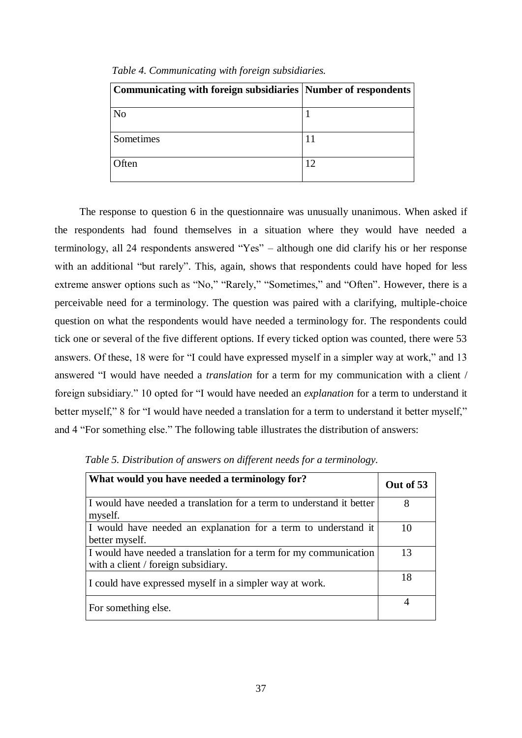*Table 4. Communicating with foreign subsidiaries.*

| Communicating with foreign subsidiaries | Number of respondents |
|---|---|
| No | 1 |
| Sometimes | 11 |
| Often | 12 |

The response to question 6 in the questionnaire was unusually unanimous. When asked if the respondents had found themselves in a situation where they would have needed a terminology, all 24 respondents answered "Yes" – although one did clarify his or her response with an additional "but rarely". This, again, shows that respondents could have hoped for less extreme answer options such as "No," "Rarely," "Sometimes," and "Often". However, there is a perceivable need for a terminology. The question was paired with a clarifying, multiple-choice question on what the respondents would have needed a terminology for. The respondents could tick one or several of the five different options. If every ticked option was counted, there were 53 answers. Of these, 18 were for "I could have expressed myself in a simpler way at work," and 13 answered "I would have needed a *translation* for a term for my communication with a client / foreign subsidiary." 10 opted for "I would have needed an *explanation* for a term to understand it better myself," 8 for "I would have needed a translation for a term to understand it better myself," and 4 "For something else." The following table illustrates the distribution of answers:

*Table 5. Distribution of answers on different needs for a terminology.*

| What would you have needed a terminology for? | Out of 53 |
|---|---|
| I would have needed a translation for a term to understand it better myself. | 8 |
| I would have needed an explanation for a term to understand it better myself. | 10 |
| I would have needed a translation for a term for my communication with a client / foreign subsidiary. | 13 |
| I could have expressed myself in a simpler way at work. | 18 |
| For something else. | 4 |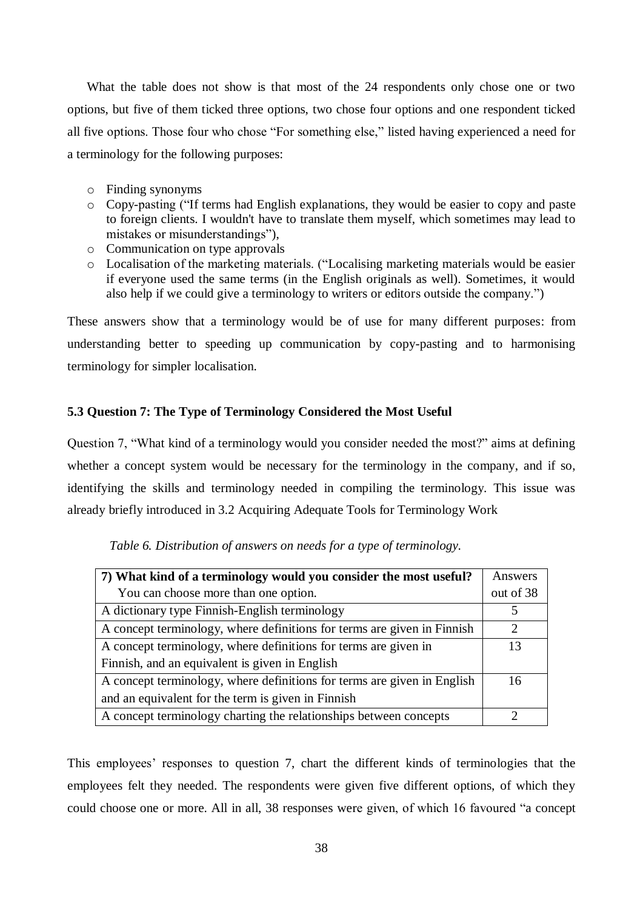What the table does not show is that most of the 24 respondents only chose one or two options, but five of them ticked three options, two chose four options and one respondent ticked all five options. Those four who chose "For something else," listed having experienced a need for a terminology for the following purposes:

- Finding synonyms
- Copy-pasting ("If terms had English explanations, they would be easier to copy and paste to foreign clients. I wouldn't have to translate them myself, which sometimes may lead to mistakes or misunderstandings"),
- Communication on type approvals
- Localisation of the marketing materials. ("Localising marketing materials would be easier if everyone used the same terms (in the English originals as well). Sometimes, it would also help if we could give a terminology to writers or editors outside the company.")

These answers show that a terminology would be of use for many different purposes: from understanding better to speeding up communication by copy-pasting and to harmonising terminology for simpler localisation.

### 5.3 Question 7: The Type of Terminology Considered the Most Useful

Question 7, "What kind of a terminology would you consider needed the most?" aims at defining whether a concept system would be necessary for the terminology in the company, and if so, identifying the skills and terminology needed in compiling the terminology. This issue was already briefly introduced in 3.2 Acquiring Adequate Tools for Terminology Work

*Table 6. Distribution of answers on needs for a type of terminology.*

| **7) What kind of a terminology would you consider the most useful?** You can choose more than one option. | Answers out of 38 |
|---|---|
| A dictionary type Finnish-English terminology | 5 |
| A concept terminology, where definitions for terms are given in Finnish | 2 |
| A concept terminology, where definitions for terms are given in Finnish, and an equivalent is given in English | 13 |
| A concept terminology, where definitions for terms are given in English and an equivalent for the term is given in Finnish | 16 |
| A concept terminology charting the relationships between concepts | 2 |

This employees' responses to question 7, chart the different kinds of terminologies that the employees felt they needed. The respondents were given five different options, of which they could choose one or more. All in all, 38 responses were given, of which 16 favoured "a concept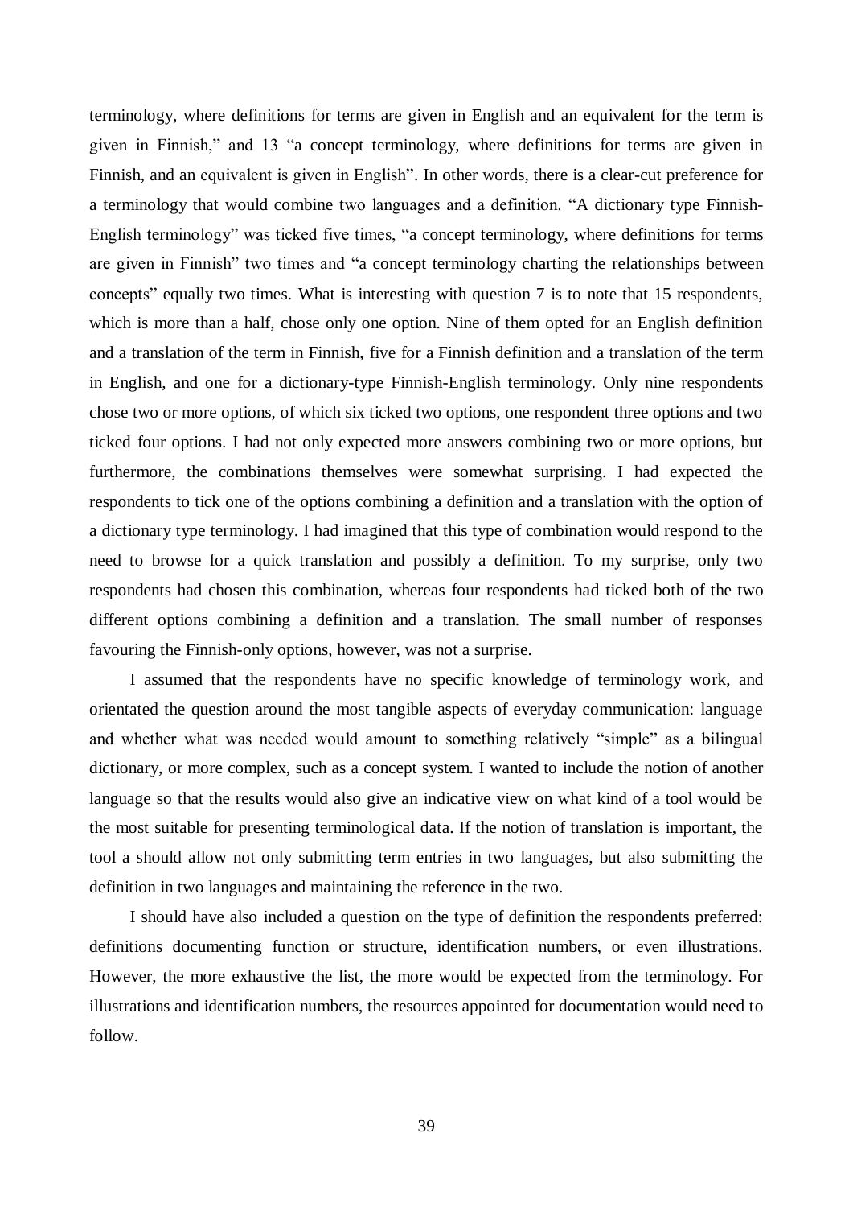terminology, where definitions for terms are given in English and an equivalent for the term is given in Finnish," and 13 "a concept terminology, where definitions for terms are given in Finnish, and an equivalent is given in English". In other words, there is a clear-cut preference for a terminology that would combine two languages and a definition. "A dictionary type Finnish-English terminology" was ticked five times, "a concept terminology, where definitions for terms are given in Finnish" two times and "a concept terminology charting the relationships between concepts" equally two times. What is interesting with question 7 is to note that 15 respondents, which is more than a half, chose only one option. Nine of them opted for an English definition and a translation of the term in Finnish, five for a Finnish definition and a translation of the term in English, and one for a dictionary-type Finnish-English terminology. Only nine respondents chose two or more options, of which six ticked two options, one respondent three options and two ticked four options. I had not only expected more answers combining two or more options, but furthermore, the combinations themselves were somewhat surprising. I had expected the respondents to tick one of the options combining a definition and a translation with the option of a dictionary type terminology. I had imagined that this type of combination would respond to the need to browse for a quick translation and possibly a definition. To my surprise, only two respondents had chosen this combination, whereas four respondents had ticked both of the two different options combining a definition and a translation. The small number of responses favouring the Finnish-only options, however, was not a surprise.

I assumed that the respondents have no specific knowledge of terminology work, and orientated the question around the most tangible aspects of everyday communication: language and whether what was needed would amount to something relatively "simple" as a bilingual dictionary, or more complex, such as a concept system. I wanted to include the notion of another language so that the results would also give an indicative view on what kind of a tool would be the most suitable for presenting terminological data. If the notion of translation is important, the tool a should allow not only submitting term entries in two languages, but also submitting the definition in two languages and maintaining the reference in the two.

I should have also included a question on the type of definition the respondents preferred: definitions documenting function or structure, identification numbers, or even illustrations. However, the more exhaustive the list, the more would be expected from the terminology. For illustrations and identification numbers, the resources appointed for documentation would need to follow.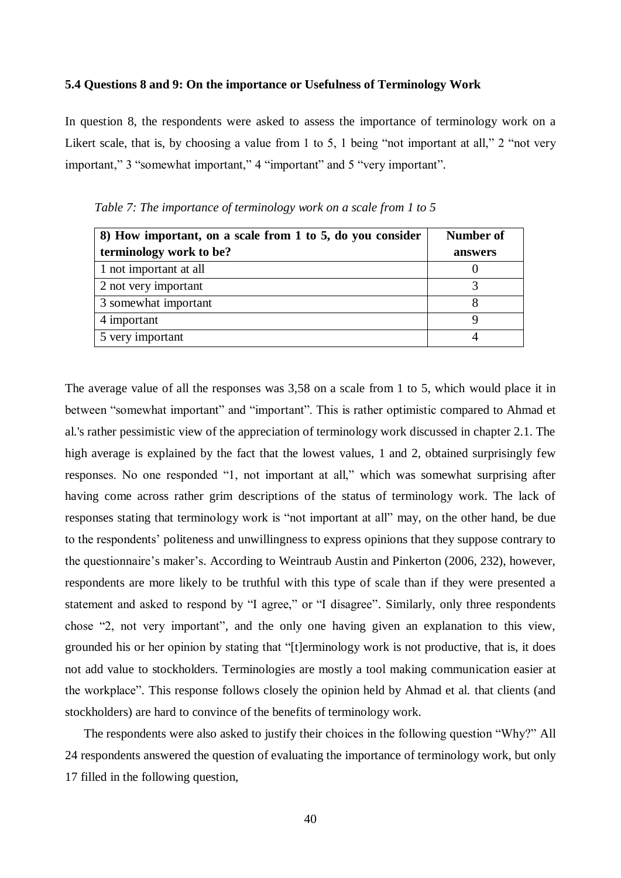### 5.4 Questions 8 and 9: On the importance or Usefulness of Terminology Work

In question 8, the respondents were asked to assess the importance of terminology work on a Likert scale, that is, by choosing a value from 1 to 5, 1 being "not important at all," 2 "not very important," 3 "somewhat important," 4 "important" and 5 "very important".

*Table 7: The importance of terminology work on a scale from 1 to 5*

| **8) How important, on a scale from 1 to 5, do you consider terminology work to be?** | **Number of answers** |
|---|---|
| 1 not important at all | 0 |
| 2 not very important | 3 |
| 3 somewhat important | 8 |
| 4 important | 9 |
| 5 very important | 4 |

The average value of all the responses was 3,58 on a scale from 1 to 5, which would place it in between "somewhat important" and "important". This is rather optimistic compared to Ahmad et al.'s rather pessimistic view of the appreciation of terminology work discussed in chapter 2.1. The high average is explained by the fact that the lowest values, 1 and 2, obtained surprisingly few responses. No one responded "1, not important at all," which was somewhat surprising after having come across rather grim descriptions of the status of terminology work. The lack of responses stating that terminology work is "not important at all" may, on the other hand, be due to the respondents' politeness and unwillingness to express opinions that they suppose contrary to the questionnaire's maker's. According to Weintraub Austin and Pinkerton (2006, 232), however, respondents are more likely to be truthful with this type of scale than if they were presented a statement and asked to respond by "I agree," or "I disagree". Similarly, only three respondents chose "2, not very important", and the only one having given an explanation to this view, grounded his or her opinion by stating that "[t]erminology work is not productive, that is, it does not add value to stockholders. Terminologies are mostly a tool making communication easier at the workplace". This response follows closely the opinion held by Ahmad et al. that clients (and stockholders) are hard to convince of the benefits of terminology work.

The respondents were also asked to justify their choices in the following question "Why?" All 24 respondents answered the question of evaluating the importance of terminology work, but only 17 filled in the following question,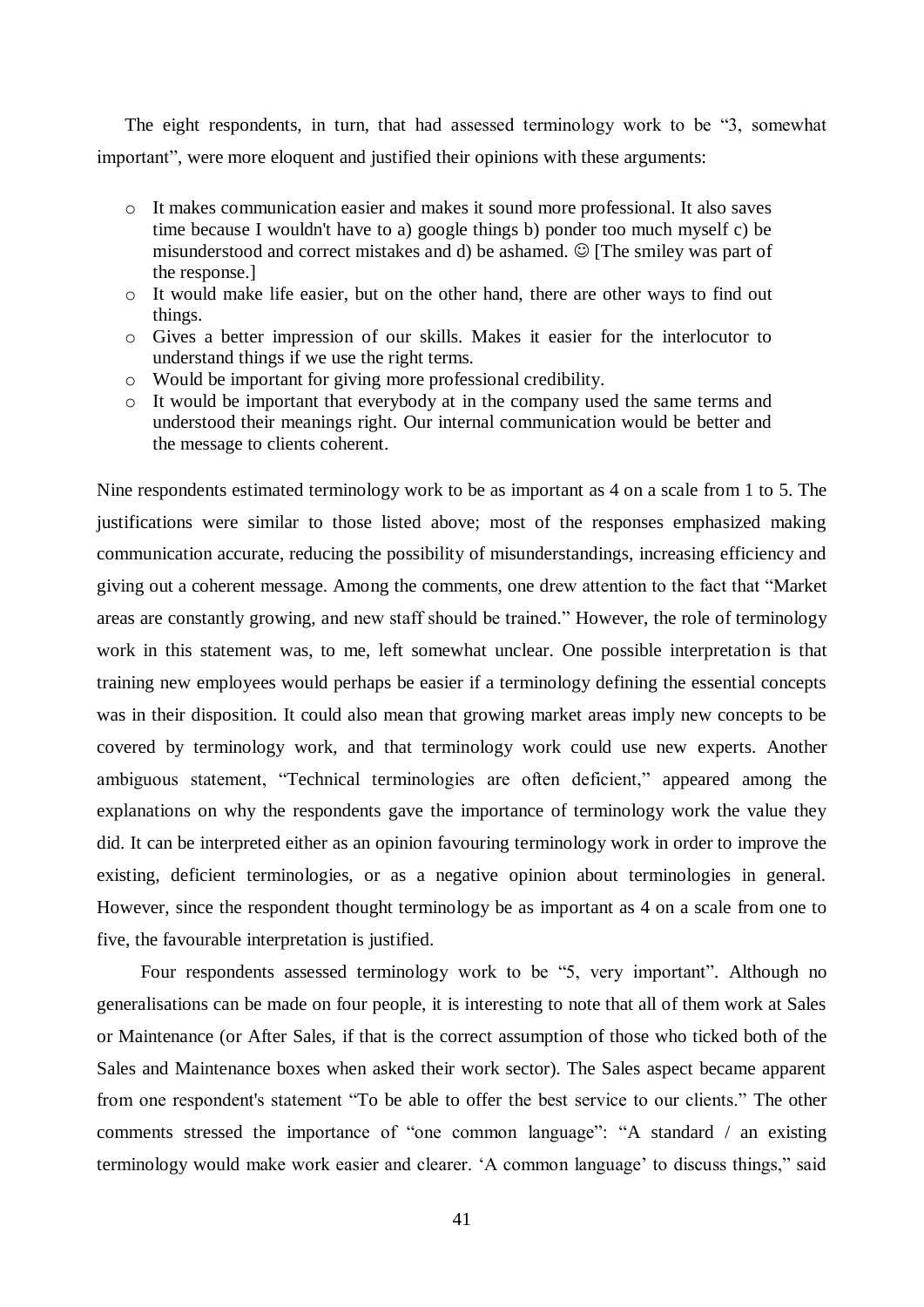The eight respondents, in turn, that had assessed terminology work to be "3, somewhat important", were more eloquent and justified their opinions with these arguments:

- It makes communication easier and makes it sound more professional. It also saves time because I wouldn't have to a) google things b) ponder too much myself c) be misunderstood and correct mistakes and d) be ashamed. ☺ [The smiley was part of the response.]
- It would make life easier, but on the other hand, there are other ways to find out things.
- Gives a better impression of our skills. Makes it easier for the interlocutor to understand things if we use the right terms.
- Would be important for giving more professional credibility.
- It would be important that everybody at in the company used the same terms and understood their meanings right. Our internal communication would be better and the message to clients coherent.

Nine respondents estimated terminology work to be as important as 4 on a scale from 1 to 5. The justifications were similar to those listed above; most of the responses emphasized making communication accurate, reducing the possibility of misunderstandings, increasing efficiency and giving out a coherent message. Among the comments, one drew attention to the fact that "Market areas are constantly growing, and new staff should be trained." However, the role of terminology work in this statement was, to me, left somewhat unclear. One possible interpretation is that training new employees would perhaps be easier if a terminology defining the essential concepts was in their disposition. It could also mean that growing market areas imply new concepts to be covered by terminology work, and that terminology work could use new experts. Another ambiguous statement, "Technical terminologies are often deficient," appeared among the explanations on why the respondents gave the importance of terminology work the value they did. It can be interpreted either as an opinion favouring terminology work in order to improve the existing, deficient terminologies, or as a negative opinion about terminologies in general. However, since the respondent thought terminology be as important as 4 on a scale from one to five, the favourable interpretation is justified.

Four respondents assessed terminology work to be "5, very important". Although no generalisations can be made on four people, it is interesting to note that all of them work at Sales or Maintenance (or After Sales, if that is the correct assumption of those who ticked both of the Sales and Maintenance boxes when asked their work sector). The Sales aspect became apparent from one respondent's statement "To be able to offer the best service to our clients." The other comments stressed the importance of "one common language": "A standard / an existing terminology would make work easier and clearer. 'A common language' to discuss things," said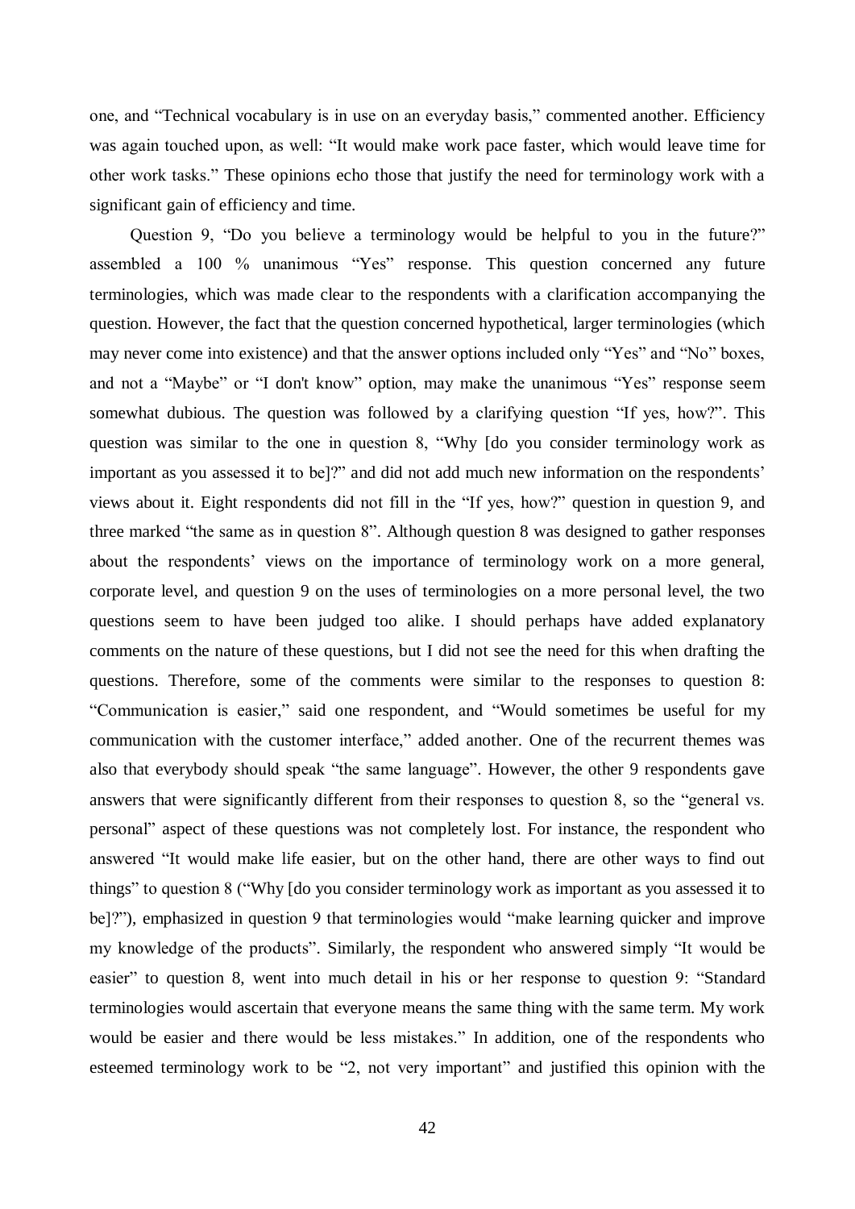one, and "Technical vocabulary is in use on an everyday basis," commented another. Efficiency was again touched upon, as well: "It would make work pace faster, which would leave time for other work tasks." These opinions echo those that justify the need for terminology work with a significant gain of efficiency and time.

Question 9, "Do you believe a terminology would be helpful to you in the future?" assembled a 100 % unanimous "Yes" response. This question concerned any future terminologies, which was made clear to the respondents with a clarification accompanying the question. However, the fact that the question concerned hypothetical, larger terminologies (which may never come into existence) and that the answer options included only "Yes" and "No" boxes, and not a "Maybe" or "I don't know" option, may make the unanimous "Yes" response seem somewhat dubious. The question was followed by a clarifying question "If yes, how?". This question was similar to the one in question 8, "Why [do you consider terminology work as important as you assessed it to be]?" and did not add much new information on the respondents' views about it. Eight respondents did not fill in the "If yes, how?" question in question 9, and three marked "the same as in question 8". Although question 8 was designed to gather responses about the respondents' views on the importance of terminology work on a more general, corporate level, and question 9 on the uses of terminologies on a more personal level, the two questions seem to have been judged too alike. I should perhaps have added explanatory comments on the nature of these questions, but I did not see the need for this when drafting the questions. Therefore, some of the comments were similar to the responses to question 8: "Communication is easier," said one respondent, and "Would sometimes be useful for my communication with the customer interface," added another. One of the recurrent themes was also that everybody should speak "the same language". However, the other 9 respondents gave answers that were significantly different from their responses to question 8, so the "general vs. personal" aspect of these questions was not completely lost. For instance, the respondent who answered "It would make life easier, but on the other hand, there are other ways to find out things" to question 8 ("Why [do you consider terminology work as important as you assessed it to be]?"), emphasized in question 9 that terminologies would "make learning quicker and improve my knowledge of the products". Similarly, the respondent who answered simply "It would be easier" to question 8, went into much detail in his or her response to question 9: "Standard terminologies would ascertain that everyone means the same thing with the same term. My work would be easier and there would be less mistakes." In addition, one of the respondents who esteemed terminology work to be "2, not very important" and justified this opinion with the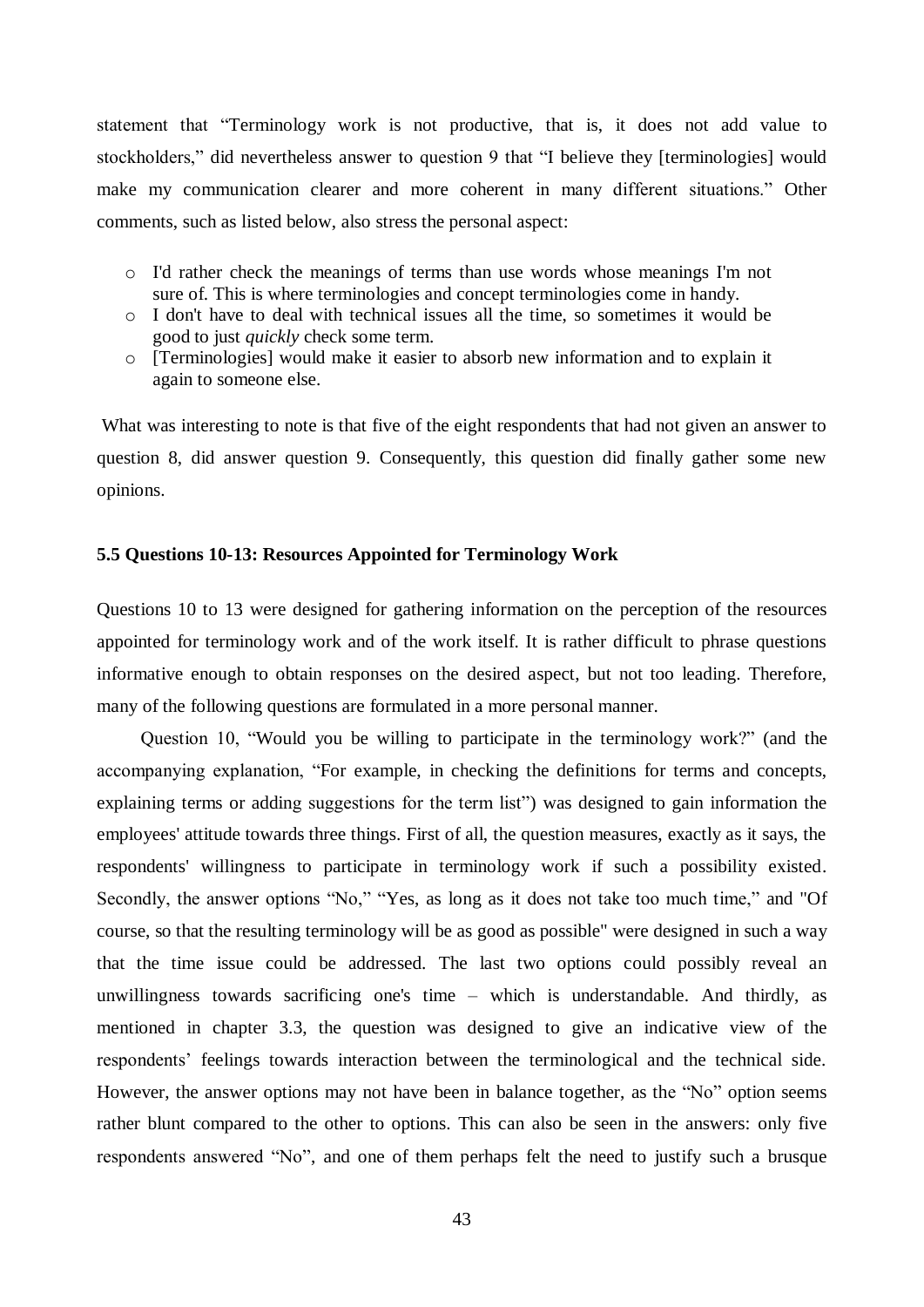statement that "Terminology work is not productive, that is, it does not add value to stockholders," did nevertheless answer to question 9 that "I believe they [terminologies] would make my communication clearer and more coherent in many different situations." Other comments, such as listed below, also stress the personal aspect:

- I'd rather check the meanings of terms than use words whose meanings I'm not sure of. This is where terminologies and concept terminologies come in handy.
- I don't have to deal with technical issues all the time, so sometimes it would be good to just *quickly* check some term.
- [Terminologies] would make it easier to absorb new information and to explain it again to someone else.

What was interesting to note is that five of the eight respondents that had not given an answer to question 8, did answer question 9. Consequently, this question did finally gather some new opinions.

### 5.5 Questions 10-13: Resources Appointed for Terminology Work

Questions 10 to 13 were designed for gathering information on the perception of the resources appointed for terminology work and of the work itself. It is rather difficult to phrase questions informative enough to obtain responses on the desired aspect, but not too leading. Therefore, many of the following questions are formulated in a more personal manner.

Question 10, "Would you be willing to participate in the terminology work?" (and the accompanying explanation, "For example, in checking the definitions for terms and concepts, explaining terms or adding suggestions for the term list") was designed to gain information the employees' attitude towards three things. First of all, the question measures, exactly as it says, the respondents' willingness to participate in terminology work if such a possibility existed. Secondly, the answer options "No," "Yes, as long as it does not take too much time," and "Of course, so that the resulting terminology will be as good as possible" were designed in such a way that the time issue could be addressed. The last two options could possibly reveal an unwillingness towards sacrificing one's time – which is understandable. And thirdly, as mentioned in chapter 3.3, the question was designed to give an indicative view of the respondents' feelings towards interaction between the terminological and the technical side. However, the answer options may not have been in balance together, as the "No" option seems rather blunt compared to the other to options. This can also be seen in the answers: only five respondents answered "No", and one of them perhaps felt the need to justify such a brusque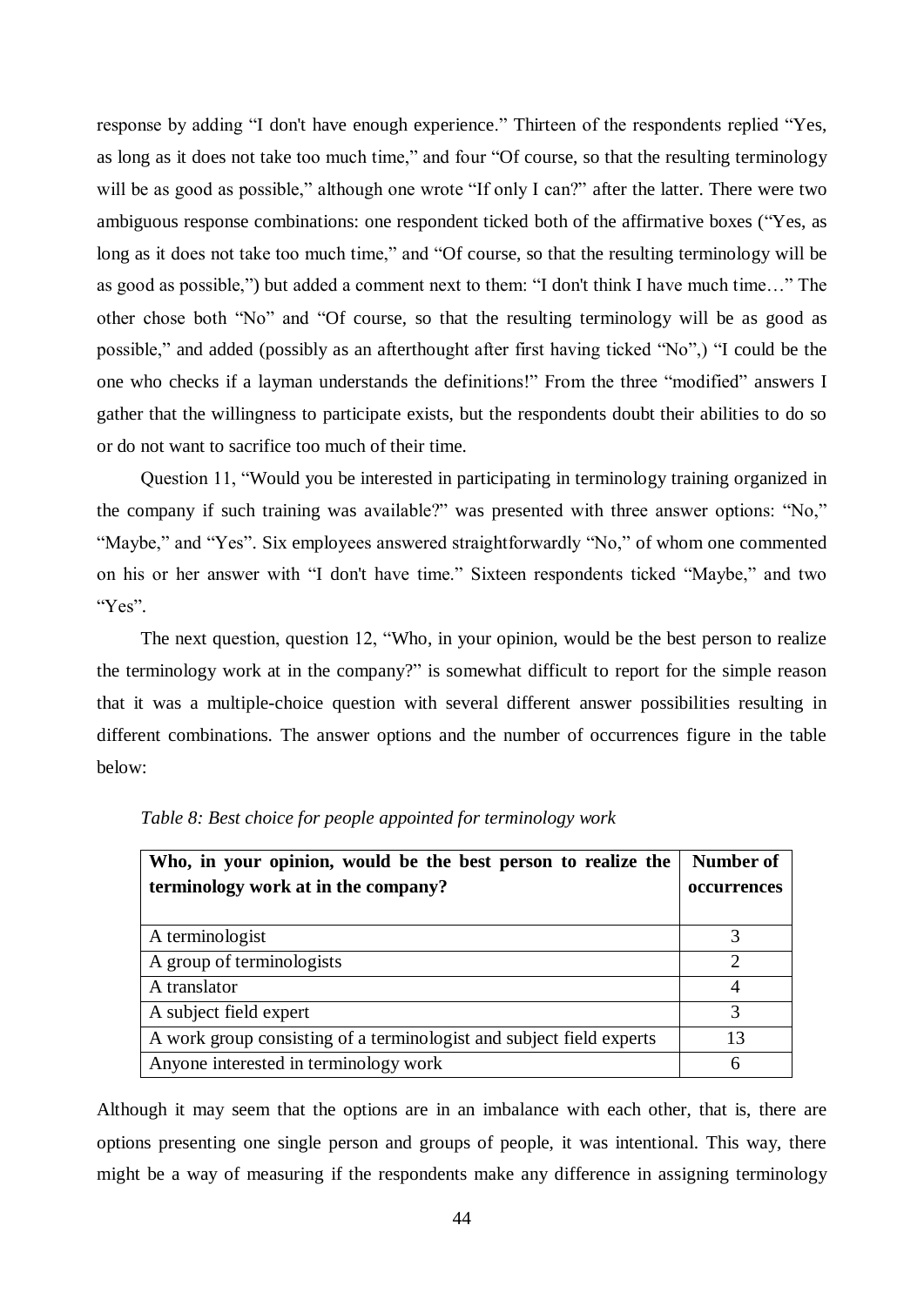response by adding "I don't have enough experience." Thirteen of the respondents replied "Yes, as long as it does not take too much time," and four "Of course, so that the resulting terminology will be as good as possible," although one wrote "If only I can?" after the latter. There were two ambiguous response combinations: one respondent ticked both of the affirmative boxes ("Yes, as long as it does not take too much time," and "Of course, so that the resulting terminology will be as good as possible,") but added a comment next to them: "I don't think I have much time…" The other chose both "No" and "Of course, so that the resulting terminology will be as good as possible," and added (possibly as an afterthought after first having ticked "No",) "I could be the one who checks if a layman understands the definitions!" From the three "modified" answers I gather that the willingness to participate exists, but the respondents doubt their abilities to do so or do not want to sacrifice too much of their time.

Question 11, "Would you be interested in participating in terminology training organized in the company if such training was available?" was presented with three answer options: "No," "Maybe," and "Yes". Six employees answered straightforwardly "No," of whom one commented on his or her answer with "I don't have time." Sixteen respondents ticked "Maybe," and two "Yes".

The next question, question 12, "Who, in your opinion, would be the best person to realize the terminology work at in the company?" is somewhat difficult to report for the simple reason that it was a multiple-choice question with several different answer possibilities resulting in different combinations. The answer options and the number of occurrences figure in the table below:

*Table 8: Best choice for people appointed for terminology work*

| **Who, in your opinion, would be the best person to realize the terminology work at in the company?** | **Number of occurrences** |
|---|---|
| A terminologist | 3 |
| A group of terminologists | 2 |
| A translator | 4 |
| A subject field expert | 3 |
| A work group consisting of a terminologist and subject field experts | 13 |
| Anyone interested in terminology work | 6 |

Although it may seem that the options are in an imbalance with each other, that is, there are options presenting one single person and groups of people, it was intentional. This way, there might be a way of measuring if the respondents make any difference in assigning terminology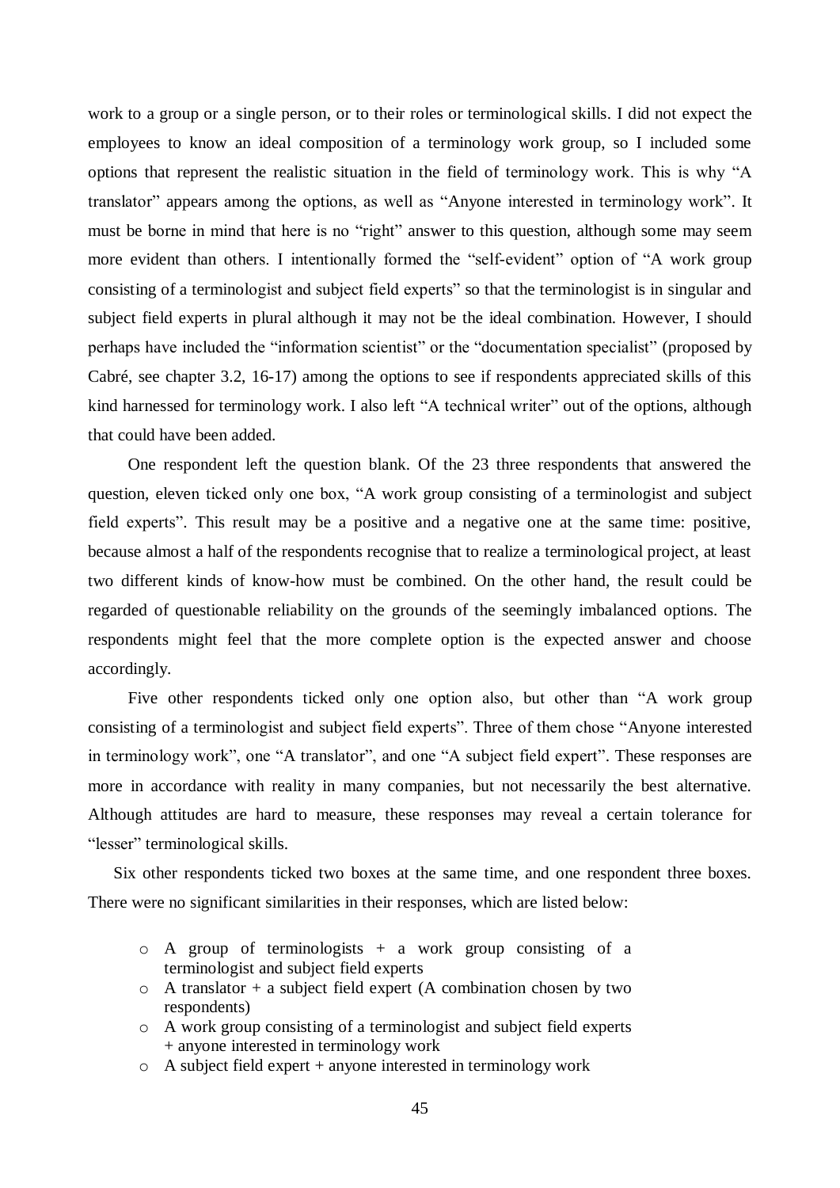work to a group or a single person, or to their roles or terminological skills. I did not expect the employees to know an ideal composition of a terminology work group, so I included some options that represent the realistic situation in the field of terminology work. This is why "A translator" appears among the options, as well as "Anyone interested in terminology work". It must be borne in mind that here is no "right" answer to this question, although some may seem more evident than others. I intentionally formed the "self-evident" option of "A work group consisting of a terminologist and subject field experts" so that the terminologist is in singular and subject field experts in plural although it may not be the ideal combination. However, I should perhaps have included the "information scientist" or the "documentation specialist" (proposed by Cabré, see chapter 3.2, 16-17) among the options to see if respondents appreciated skills of this kind harnessed for terminology work. I also left "A technical writer" out of the options, although that could have been added.

One respondent left the question blank. Of the 23 three respondents that answered the question, eleven ticked only one box, "A work group consisting of a terminologist and subject field experts". This result may be a positive and a negative one at the same time: positive, because almost a half of the respondents recognise that to realize a terminological project, at least two different kinds of know-how must be combined. On the other hand, the result could be regarded of questionable reliability on the grounds of the seemingly imbalanced options. The respondents might feel that the more complete option is the expected answer and choose accordingly.

Five other respondents ticked only one option also, but other than "A work group consisting of a terminologist and subject field experts". Three of them chose "Anyone interested in terminology work", one "A translator", and one "A subject field expert". These responses are more in accordance with reality in many companies, but not necessarily the best alternative. Although attitudes are hard to measure, these responses may reveal a certain tolerance for "lesser" terminological skills.

Six other respondents ticked two boxes at the same time, and one respondent three boxes. There were no significant similarities in their responses, which are listed below:

- A group of terminologists + a work group consisting of a terminologist and subject field experts
- A translator + a subject field expert (A combination chosen by two respondents)
- A work group consisting of a terminologist and subject field experts + anyone interested in terminology work
- A subject field expert + anyone interested in terminology work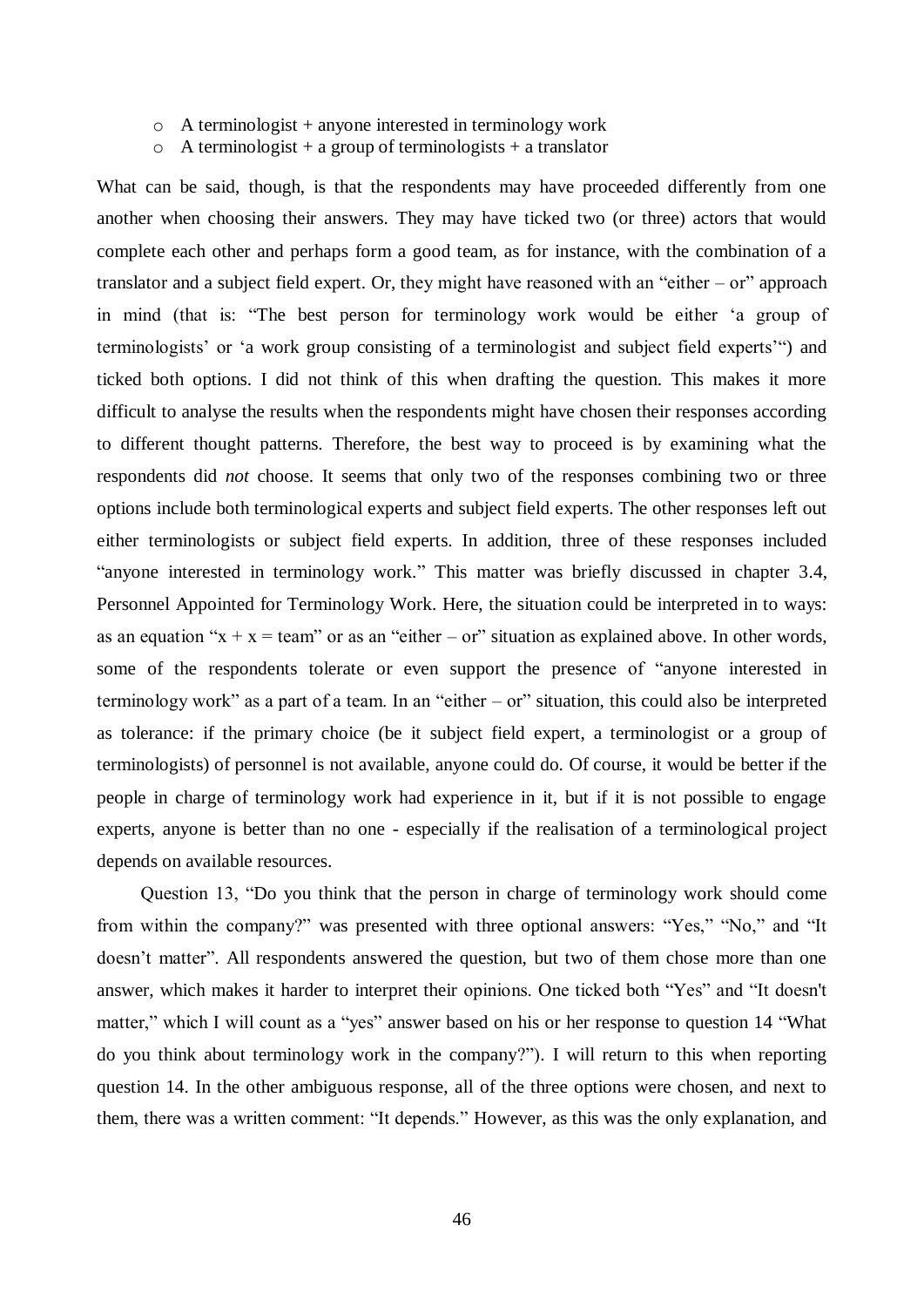- A terminologist + anyone interested in terminology work
- A terminologist + a group of terminologists + a translator

What can be said, though, is that the respondents may have proceeded differently from one another when choosing their answers. They may have ticked two (or three) actors that would complete each other and perhaps form a good team, as for instance, with the combination of a translator and a subject field expert. Or, they might have reasoned with an "either – or" approach in mind (that is: "The best person for terminology work would be either 'a group of terminologists' or 'a work group consisting of a terminologist and subject field experts'") and ticked both options. I did not think of this when drafting the question. This makes it more difficult to analyse the results when the respondents might have chosen their responses according to different thought patterns. Therefore, the best way to proceed is by examining what the respondents did *not* choose. It seems that only two of the responses combining two or three options include both terminological experts and subject field experts. The other responses left out either terminologists or subject field experts. In addition, three of these responses included "anyone interested in terminology work." This matter was briefly discussed in chapter 3.4, Personnel Appointed for Terminology Work. Here, the situation could be interpreted in to ways: as an equation "x + x = team" or as an "either – or" situation as explained above. In other words, some of the respondents tolerate or even support the presence of "anyone interested in terminology work" as a part of a team. In an "either – or" situation, this could also be interpreted as tolerance: if the primary choice (be it subject field expert, a terminologist or a group of terminologists) of personnel is not available, anyone could do. Of course, it would be better if the people in charge of terminology work had experience in it, but if it is not possible to engage experts, anyone is better than no one - especially if the realisation of a terminological project depends on available resources.

Question 13, "Do you think that the person in charge of terminology work should come from within the company?" was presented with three optional answers: "Yes," "No," and "It doesn't matter". All respondents answered the question, but two of them chose more than one answer, which makes it harder to interpret their opinions. One ticked both "Yes" and "It doesn't matter," which I will count as a "yes" answer based on his or her response to question 14 "What do you think about terminology work in the company?"). I will return to this when reporting question 14. In the other ambiguous response, all of the three options were chosen, and next to them, there was a written comment: "It depends." However, as this was the only explanation, and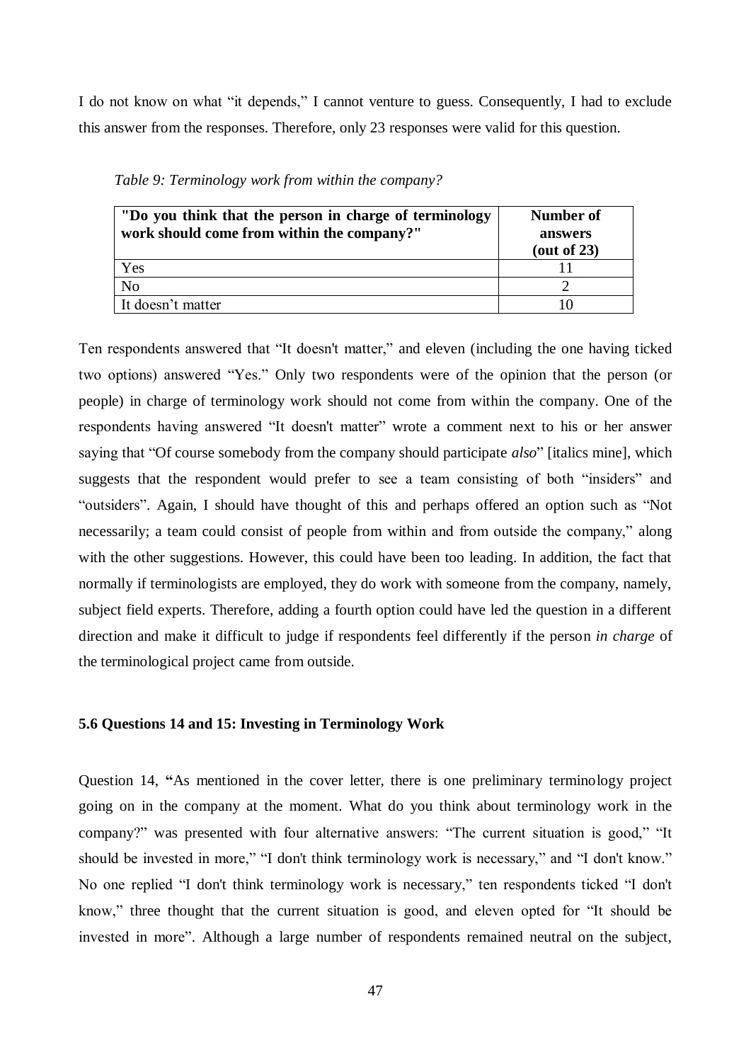I do not know on what "it depends," I cannot venture to guess. Consequently, I had to exclude this answer from the responses. Therefore, only 23 responses were valid for this question.

*Table 9: Terminology work from within the company?*

| **"Do you think that the person in charge of terminology work should come from within the company?"** | **Number of answers (out of 23)** |
|---|---|
| Yes | 11 |
| No | 2 |
| It doesn't matter | 10 |

Ten respondents answered that "It doesn't matter," and eleven (including the one having ticked two options) answered "Yes." Only two respondents were of the opinion that the person (or people) in charge of terminology work should not come from within the company. One of the respondents having answered "It doesn't matter" wrote a comment next to his or her answer saying that "Of course somebody from the company should participate *also*" [italics mine], which suggests that the respondent would prefer to see a team consisting of both "insiders" and "outsiders". Again, I should have thought of this and perhaps offered an option such as "Not necessarily; a team could consist of people from within and from outside the company," along with the other suggestions. However, this could have been too leading. In addition, the fact that normally if terminologists are employed, they do work with someone from the company, namely, subject field experts. Therefore, adding a fourth option could have led the question in a different direction and make it difficult to judge if respondents feel differently if the person *in charge* of the terminological project came from outside.

### 5.6 Questions 14 and 15: Investing in Terminology Work

Question 14, **"**As mentioned in the cover letter, there is one preliminary terminology project going on in the company at the moment. What do you think about terminology work in the company?" was presented with four alternative answers: "The current situation is good," "It should be invested in more," "I don't think terminology work is necessary," and "I don't know." No one replied "I don't think terminology work is necessary," ten respondents ticked "I don't know," three thought that the current situation is good, and eleven opted for "It should be invested in more". Although a large number of respondents remained neutral on the subject,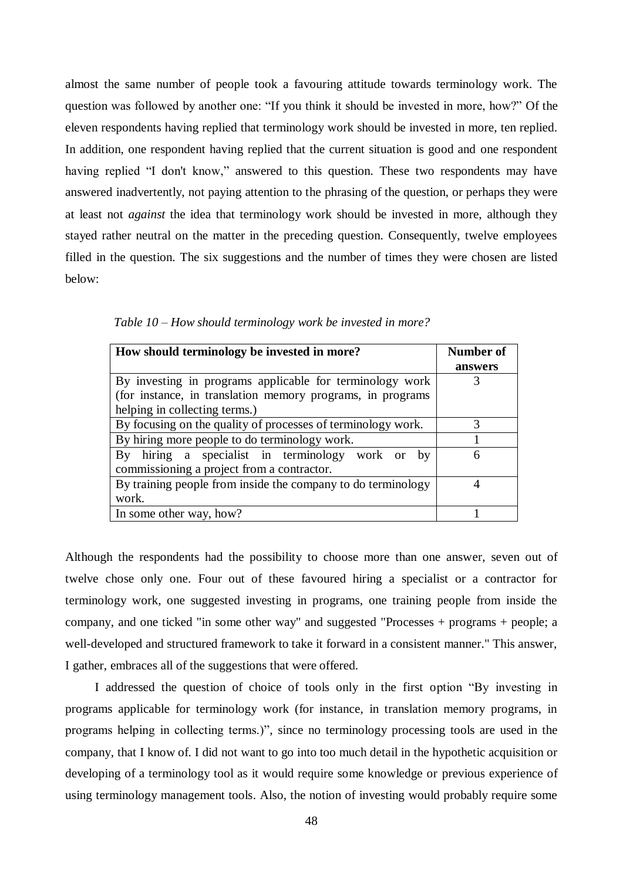almost the same number of people took a favouring attitude towards terminology work. The question was followed by another one: “If you think it should be invested in more, how?” Of the eleven respondents having replied that terminology work should be invested in more, ten replied. In addition, one respondent having replied that the current situation is good and one respondent having replied “I don't know,” answered to this question. These two respondents may have answered inadvertently, not paying attention to the phrasing of the question, or perhaps they were at least not *against* the idea that terminology work should be invested in more, although they stayed rather neutral on the matter in the preceding question. Consequently, twelve employees filled in the question. The six suggestions and the number of times they were chosen are listed below:

*Table 10 – How should terminology work be invested in more?*

| **How should terminology be invested in more?** | **Number of answers** |
|---|---|
| By investing in programs applicable for terminology work (for instance, in translation memory programs, in programs helping in collecting terms.) | 3 |
| By focusing on the quality of processes of terminology work. | 3 |
| By hiring more people to do terminology work. | 1 |
| By hiring a specialist in terminology work or by commissioning a project from a contractor. | 6 |
| By training people from inside the company to do terminology work. | 4 |
| In some other way, how? | 1 |

Although the respondents had the possibility to choose more than one answer, seven out of twelve chose only one. Four out of these favoured hiring a specialist or a contractor for terminology work, one suggested investing in programs, one training people from inside the company, and one ticked "in some other way" and suggested "Processes + programs + people; a well-developed and structured framework to take it forward in a consistent manner." This answer, I gather, embraces all of the suggestions that were offered.

I addressed the question of choice of tools only in the first option “By investing in programs applicable for terminology work (for instance, in translation memory programs, in programs helping in collecting terms.)”, since no terminology processing tools are used in the company, that I know of. I did not want to go into too much detail in the hypothetic acquisition or developing of a terminology tool as it would require some knowledge or previous experience of using terminology management tools. Also, the notion of investing would probably require some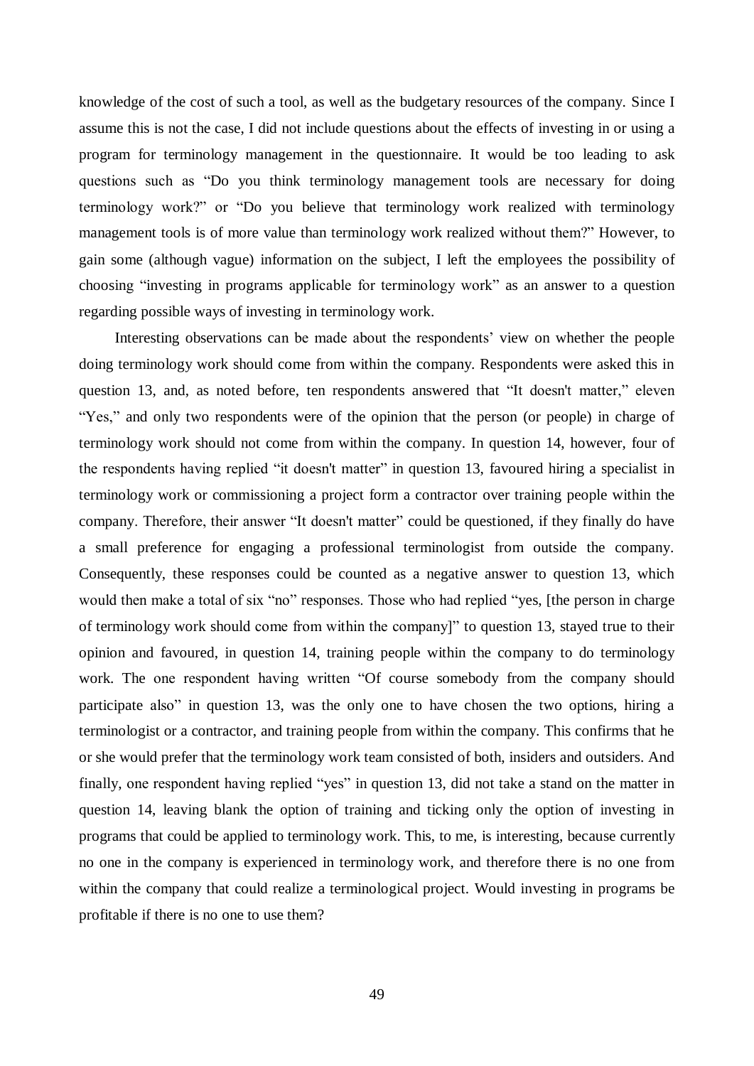knowledge of the cost of such a tool, as well as the budgetary resources of the company. Since I assume this is not the case, I did not include questions about the effects of investing in or using a program for terminology management in the questionnaire. It would be too leading to ask questions such as "Do you think terminology management tools are necessary for doing terminology work?" or "Do you believe that terminology work realized with terminology management tools is of more value than terminology work realized without them?" However, to gain some (although vague) information on the subject, I left the employees the possibility of choosing "investing in programs applicable for terminology work" as an answer to a question regarding possible ways of investing in terminology work.

Interesting observations can be made about the respondents' view on whether the people doing terminology work should come from within the company. Respondents were asked this in question 13, and, as noted before, ten respondents answered that "It doesn't matter," eleven "Yes," and only two respondents were of the opinion that the person (or people) in charge of terminology work should not come from within the company. In question 14, however, four of the respondents having replied "it doesn't matter" in question 13, favoured hiring a specialist in terminology work or commissioning a project form a contractor over training people within the company. Therefore, their answer "It doesn't matter" could be questioned, if they finally do have a small preference for engaging a professional terminologist from outside the company. Consequently, these responses could be counted as a negative answer to question 13, which would then make a total of six "no" responses. Those who had replied "yes, [the person in charge of terminology work should come from within the company]" to question 13, stayed true to their opinion and favoured, in question 14, training people within the company to do terminology work. The one respondent having written "Of course somebody from the company should participate also" in question 13, was the only one to have chosen the two options, hiring a terminologist or a contractor, and training people from within the company. This confirms that he or she would prefer that the terminology work team consisted of both, insiders and outsiders. And finally, one respondent having replied "yes" in question 13, did not take a stand on the matter in question 14, leaving blank the option of training and ticking only the option of investing in programs that could be applied to terminology work. This, to me, is interesting, because currently no one in the company is experienced in terminology work, and therefore there is no one from within the company that could realize a terminological project. Would investing in programs be profitable if there is no one to use them?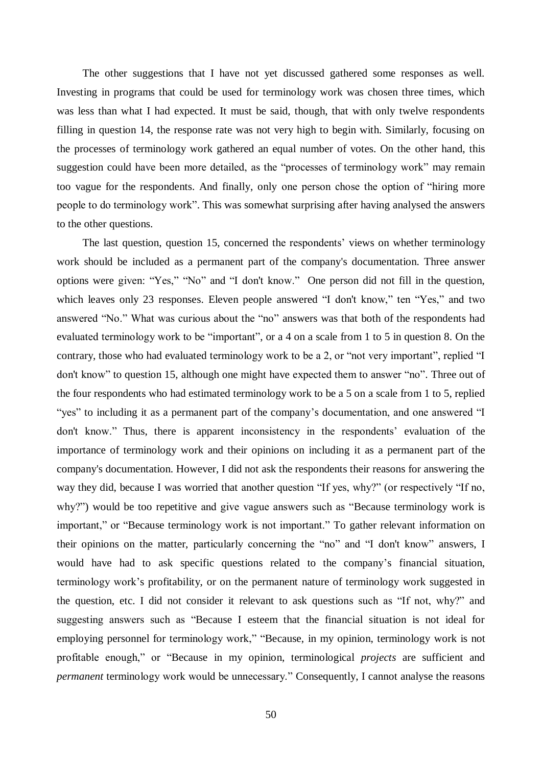The other suggestions that I have not yet discussed gathered some responses as well. Investing in programs that could be used for terminology work was chosen three times, which was less than what I had expected. It must be said, though, that with only twelve respondents filling in question 14, the response rate was not very high to begin with. Similarly, focusing on the processes of terminology work gathered an equal number of votes. On the other hand, this suggestion could have been more detailed, as the "processes of terminology work" may remain too vague for the respondents. And finally, only one person chose the option of "hiring more people to do terminology work". This was somewhat surprising after having analysed the answers to the other questions.

The last question, question 15, concerned the respondents' views on whether terminology work should be included as a permanent part of the company's documentation. Three answer options were given: "Yes," "No" and "I don't know." One person did not fill in the question, which leaves only 23 responses. Eleven people answered "I don't know," ten "Yes," and two answered "No." What was curious about the "no" answers was that both of the respondents had evaluated terminology work to be "important", or a 4 on a scale from 1 to 5 in question 8. On the contrary, those who had evaluated terminology work to be a 2, or "not very important", replied "I don't know" to question 15, although one might have expected them to answer "no". Three out of the four respondents who had estimated terminology work to be a 5 on a scale from 1 to 5, replied "yes" to including it as a permanent part of the company's documentation, and one answered "I don't know." Thus, there is apparent inconsistency in the respondents' evaluation of the importance of terminology work and their opinions on including it as a permanent part of the company's documentation. However, I did not ask the respondents their reasons for answering the way they did, because I was worried that another question "If yes, why?" (or respectively "If no, why?") would be too repetitive and give vague answers such as "Because terminology work is important," or "Because terminology work is not important." To gather relevant information on their opinions on the matter, particularly concerning the "no" and "I don't know" answers, I would have had to ask specific questions related to the company's financial situation, terminology work's profitability, or on the permanent nature of terminology work suggested in the question, etc. I did not consider it relevant to ask questions such as "If not, why?" and suggesting answers such as "Because I esteem that the financial situation is not ideal for employing personnel for terminology work," "Because, in my opinion, terminology work is not profitable enough," or "Because in my opinion, terminological *projects* are sufficient and *permanent* terminology work would be unnecessary." Consequently, I cannot analyse the reasons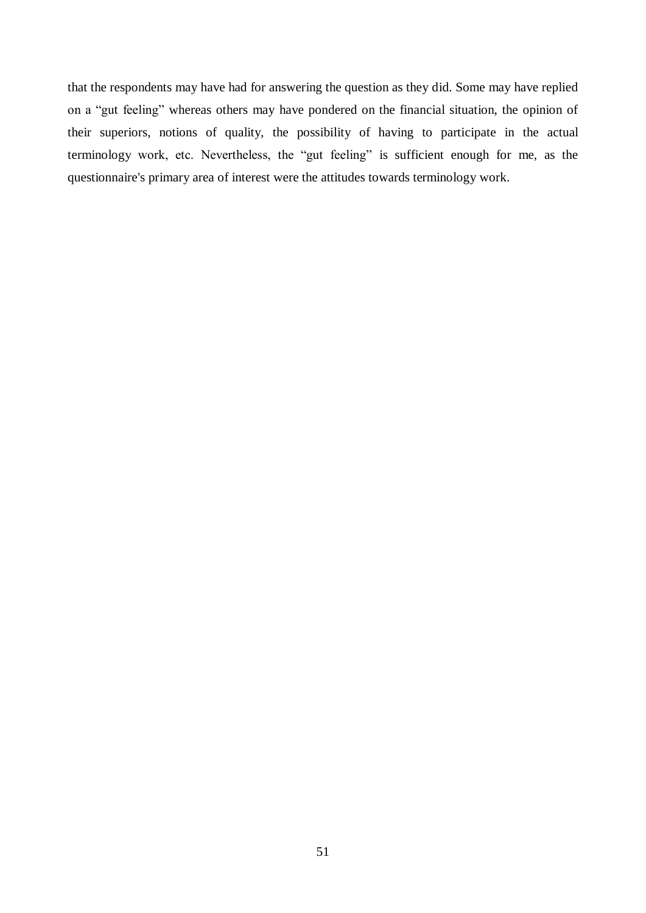that the respondents may have had for answering the question as they did. Some may have replied on a “gut feeling” whereas others may have pondered on the financial situation, the opinion of their superiors, notions of quality, the possibility of having to participate in the actual terminology work, etc. Nevertheless, the “gut feeling” is sufficient enough for me, as the questionnaire's primary area of interest were the attitudes towards terminology work.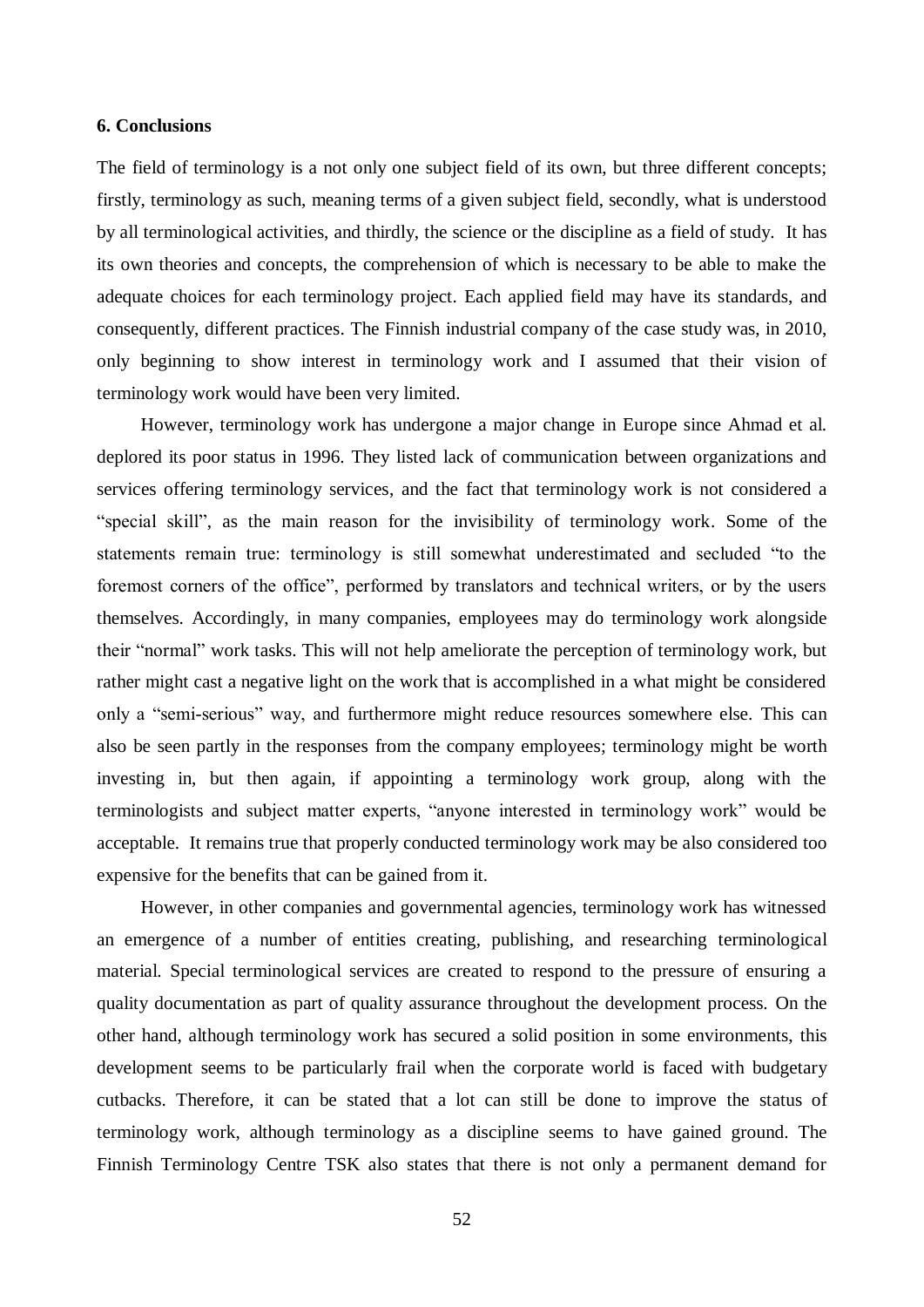## 6. Conclusions

The field of terminology is a not only one subject field of its own, but three different concepts; firstly, terminology as such, meaning terms of a given subject field, secondly, what is understood by all terminological activities, and thirdly, the science or the discipline as a field of study. It has its own theories and concepts, the comprehension of which is necessary to be able to make the adequate choices for each terminology project. Each applied field may have its standards, and consequently, different practices. The Finnish industrial company of the case study was, in 2010, only beginning to show interest in terminology work and I assumed that their vision of terminology work would have been very limited.

However, terminology work has undergone a major change in Europe since Ahmad et al. deplored its poor status in 1996. They listed lack of communication between organizations and services offering terminology services, and the fact that terminology work is not considered a "special skill", as the main reason for the invisibility of terminology work. Some of the statements remain true: terminology is still somewhat underestimated and secluded "to the foremost corners of the office", performed by translators and technical writers, or by the users themselves. Accordingly, in many companies, employees may do terminology work alongside their "normal" work tasks. This will not help ameliorate the perception of terminology work, but rather might cast a negative light on the work that is accomplished in a what might be considered only a "semi-serious" way, and furthermore might reduce resources somewhere else. This can also be seen partly in the responses from the company employees; terminology might be worth investing in, but then again, if appointing a terminology work group, along with the terminologists and subject matter experts, "anyone interested in terminology work" would be acceptable. It remains true that properly conducted terminology work may be also considered too expensive for the benefits that can be gained from it.

However, in other companies and governmental agencies, terminology work has witnessed an emergence of a number of entities creating, publishing, and researching terminological material. Special terminological services are created to respond to the pressure of ensuring a quality documentation as part of quality assurance throughout the development process. On the other hand, although terminology work has secured a solid position in some environments, this development seems to be particularly frail when the corporate world is faced with budgetary cutbacks. Therefore, it can be stated that a lot can still be done to improve the status of terminology work, although terminology as a discipline seems to have gained ground. The Finnish Terminology Centre TSK also states that there is not only a permanent demand for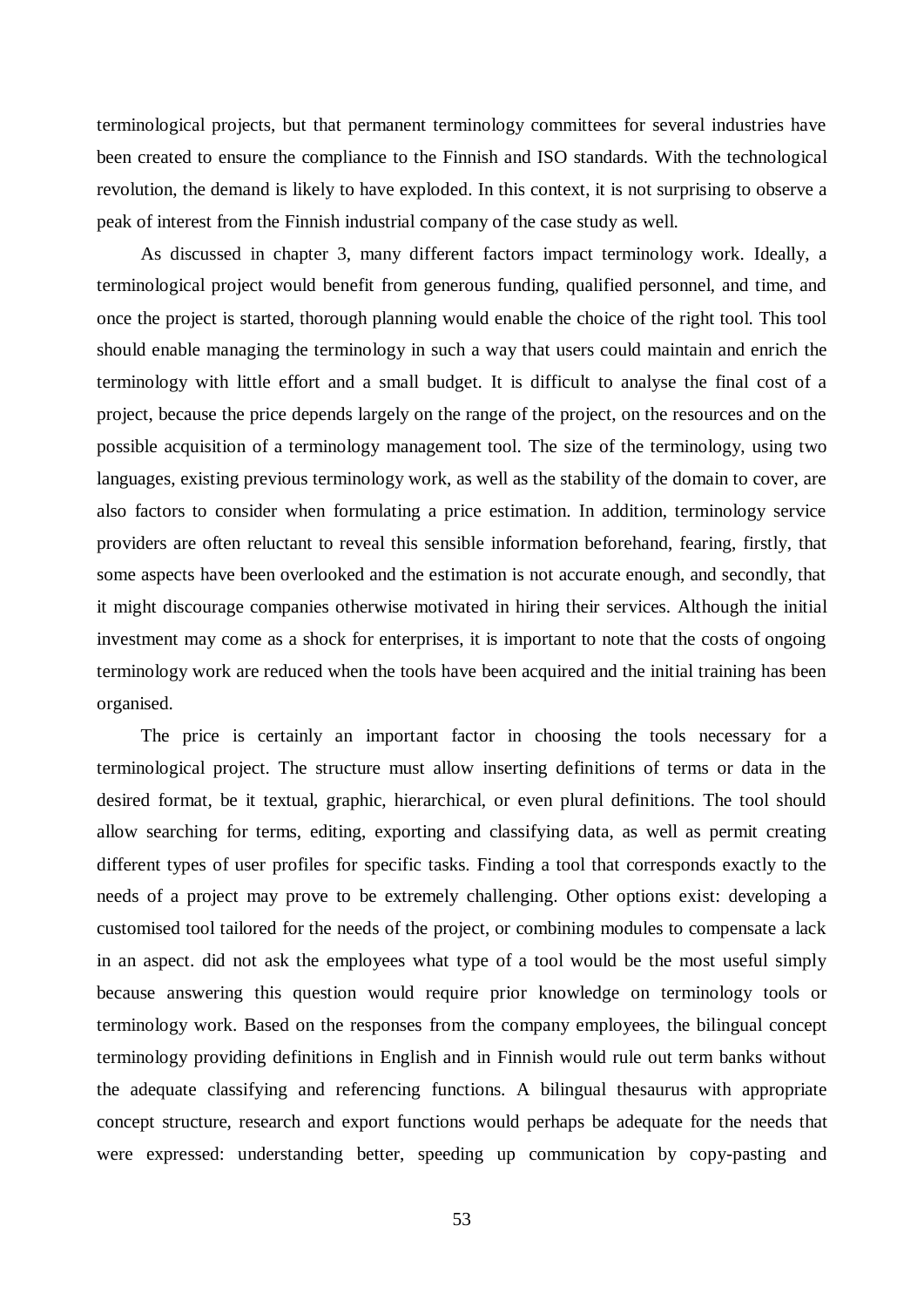terminological projects, but that permanent terminology committees for several industries have been created to ensure the compliance to the Finnish and ISO standards. With the technological revolution, the demand is likely to have exploded. In this context, it is not surprising to observe a peak of interest from the Finnish industrial company of the case study as well.

As discussed in chapter 3, many different factors impact terminology work. Ideally, a terminological project would benefit from generous funding, qualified personnel, and time, and once the project is started, thorough planning would enable the choice of the right tool. This tool should enable managing the terminology in such a way that users could maintain and enrich the terminology with little effort and a small budget. It is difficult to analyse the final cost of a project, because the price depends largely on the range of the project, on the resources and on the possible acquisition of a terminology management tool. The size of the terminology, using two languages, existing previous terminology work, as well as the stability of the domain to cover, are also factors to consider when formulating a price estimation. In addition, terminology service providers are often reluctant to reveal this sensible information beforehand, fearing, firstly, that some aspects have been overlooked and the estimation is not accurate enough, and secondly, that it might discourage companies otherwise motivated in hiring their services. Although the initial investment may come as a shock for enterprises, it is important to note that the costs of ongoing terminology work are reduced when the tools have been acquired and the initial training has been organised.

The price is certainly an important factor in choosing the tools necessary for a terminological project. The structure must allow inserting definitions of terms or data in the desired format, be it textual, graphic, hierarchical, or even plural definitions. The tool should allow searching for terms, editing, exporting and classifying data, as well as permit creating different types of user profiles for specific tasks. Finding a tool that corresponds exactly to the needs of a project may prove to be extremely challenging. Other options exist: developing a customised tool tailored for the needs of the project, or combining modules to compensate a lack in an aspect. did not ask the employees what type of a tool would be the most useful simply because answering this question would require prior knowledge on terminology tools or terminology work. Based on the responses from the company employees, the bilingual concept terminology providing definitions in English and in Finnish would rule out term banks without the adequate classifying and referencing functions. A bilingual thesaurus with appropriate concept structure, research and export functions would perhaps be adequate for the needs that were expressed: understanding better, speeding up communication by copy-pasting and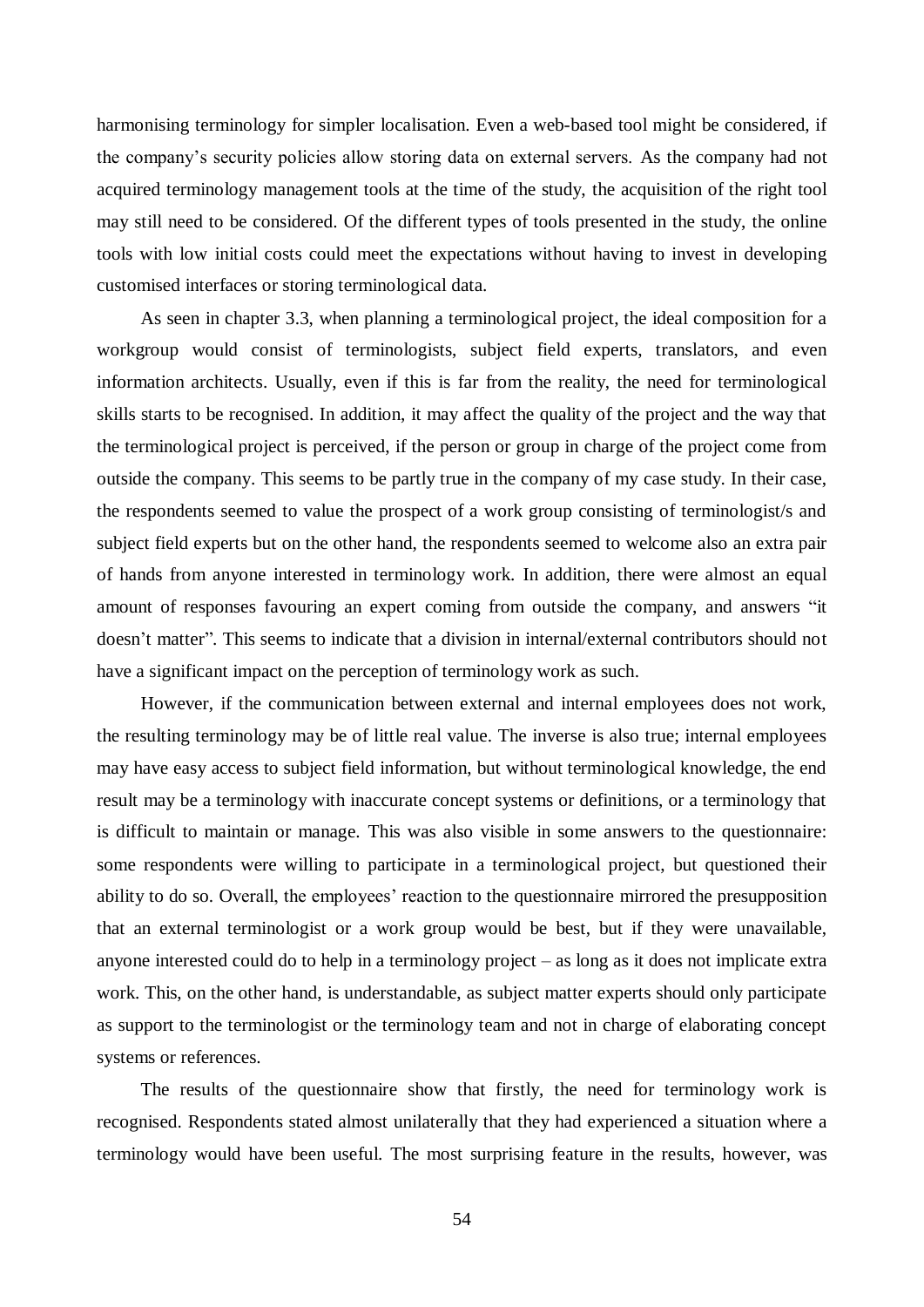harmonising terminology for simpler localisation. Even a web-based tool might be considered, if the company's security policies allow storing data on external servers. As the company had not acquired terminology management tools at the time of the study, the acquisition of the right tool may still need to be considered. Of the different types of tools presented in the study, the online tools with low initial costs could meet the expectations without having to invest in developing customised interfaces or storing terminological data.

As seen in chapter 3.3, when planning a terminological project, the ideal composition for a workgroup would consist of terminologists, subject field experts, translators, and even information architects. Usually, even if this is far from the reality, the need for terminological skills starts to be recognised. In addition, it may affect the quality of the project and the way that the terminological project is perceived, if the person or group in charge of the project come from outside the company. This seems to be partly true in the company of my case study. In their case, the respondents seemed to value the prospect of a work group consisting of terminologist/s and subject field experts but on the other hand, the respondents seemed to welcome also an extra pair of hands from anyone interested in terminology work. In addition, there were almost an equal amount of responses favouring an expert coming from outside the company, and answers "it doesn't matter". This seems to indicate that a division in internal/external contributors should not have a significant impact on the perception of terminology work as such.

However, if the communication between external and internal employees does not work, the resulting terminology may be of little real value. The inverse is also true; internal employees may have easy access to subject field information, but without terminological knowledge, the end result may be a terminology with inaccurate concept systems or definitions, or a terminology that is difficult to maintain or manage. This was also visible in some answers to the questionnaire: some respondents were willing to participate in a terminological project, but questioned their ability to do so. Overall, the employees' reaction to the questionnaire mirrored the presupposition that an external terminologist or a work group would be best, but if they were unavailable, anyone interested could do to help in a terminology project – as long as it does not implicate extra work. This, on the other hand, is understandable, as subject matter experts should only participate as support to the terminologist or the terminology team and not in charge of elaborating concept systems or references.

The results of the questionnaire show that firstly, the need for terminology work is recognised. Respondents stated almost unilaterally that they had experienced a situation where a terminology would have been useful. The most surprising feature in the results, however, was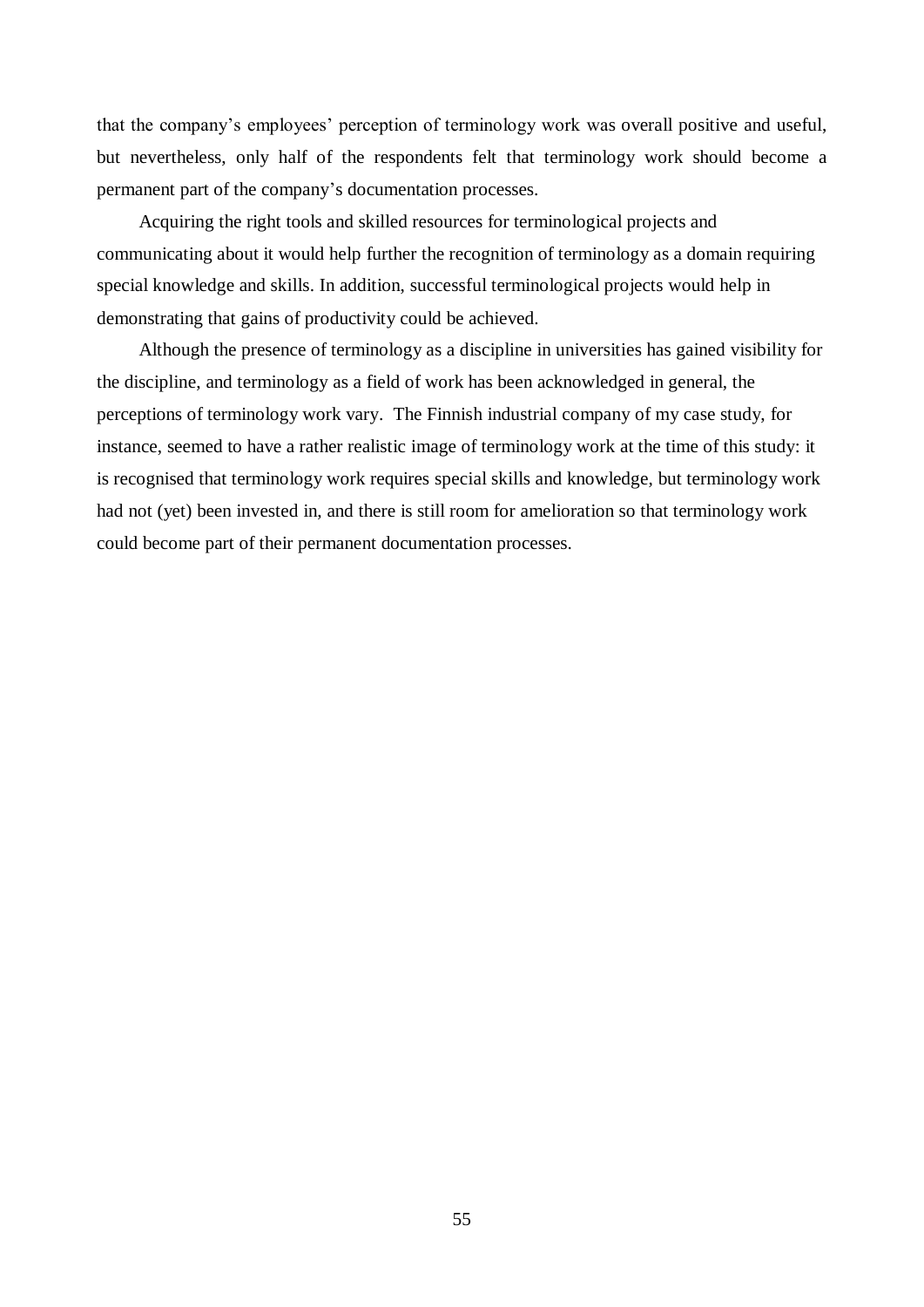that the company's employees' perception of terminology work was overall positive and useful, but nevertheless, only half of the respondents felt that terminology work should become a permanent part of the company's documentation processes.

Acquiring the right tools and skilled resources for terminological projects and communicating about it would help further the recognition of terminology as a domain requiring special knowledge and skills. In addition, successful terminological projects would help in demonstrating that gains of productivity could be achieved.

Although the presence of terminology as a discipline in universities has gained visibility for the discipline, and terminology as a field of work has been acknowledged in general, the perceptions of terminology work vary. The Finnish industrial company of my case study, for instance, seemed to have a rather realistic image of terminology work at the time of this study: it is recognised that terminology work requires special skills and knowledge, but terminology work had not (yet) been invested in, and there is still room for amelioration so that terminology work could become part of their permanent documentation processes.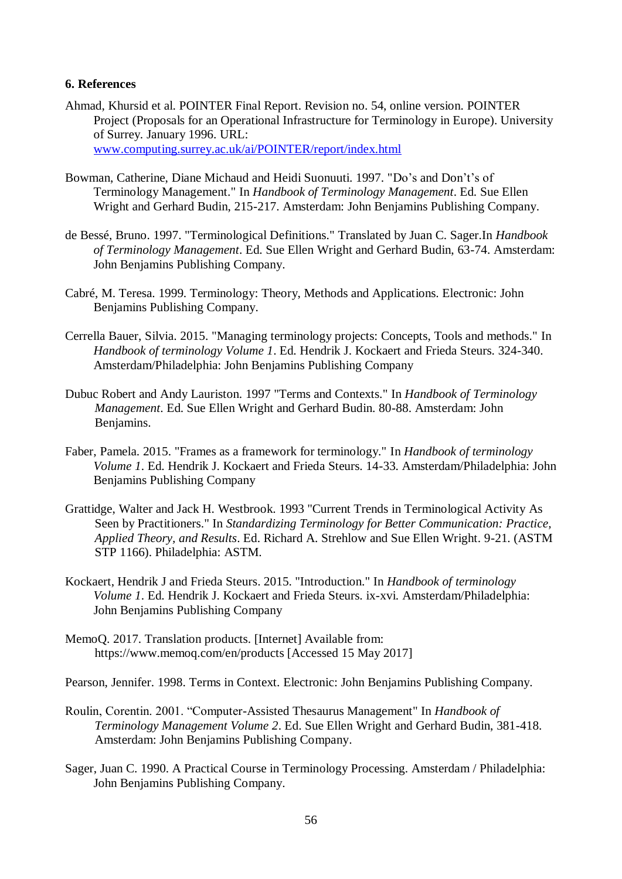**6. References**

Ahmad, Khursid et al. POINTER Final Report. Revision no. 54, online version. POINTER Project (Proposals for an Operational Infrastructure for Terminology in Europe). University of Surrey. January 1996. URL: [www.computing.surrey.ac.uk/ai/POINTER/report/index.html](www.computing.surrey.ac.uk/ai/POINTER/report/index.html)

Bowman, Catherine, Diane Michaud and Heidi Suonuuti. 1997. "Do's and Don't's of Terminology Management." In *Handbook of Terminology Management*. Ed. Sue Ellen Wright and Gerhard Budin, 215-217. Amsterdam: John Benjamins Publishing Company.

de Bessé, Bruno. 1997. "Terminological Definitions." Translated by Juan C. Sager.In *Handbook of Terminology Management*. Ed. Sue Ellen Wright and Gerhard Budin, 63-74. Amsterdam: John Benjamins Publishing Company.

Cabré, M. Teresa. 1999. Terminology: Theory, Methods and Applications. Electronic: John Benjamins Publishing Company.

Cerrella Bauer, Silvia. 2015. "Managing terminology projects: Concepts, Tools and methods." In *Handbook of terminology Volume 1*. Ed. Hendrik J. Kockaert and Frieda Steurs. 324-340. Amsterdam/Philadelphia: John Benjamins Publishing Company

Dubuc Robert and Andy Lauriston. 1997 "Terms and Contexts." In *Handbook of Terminology Management*. Ed. Sue Ellen Wright and Gerhard Budin. 80-88. Amsterdam: John Benjamins.

Faber, Pamela. 2015. "Frames as a framework for terminology." In *Handbook of terminology Volume 1*. Ed. Hendrik J. Kockaert and Frieda Steurs. 14-33. Amsterdam/Philadelphia: John Benjamins Publishing Company

Grattidge, Walter and Jack H. Westbrook. 1993 "Current Trends in Terminological Activity As Seen by Practitioners." In *Standardizing Terminology for Better Communication: Practice, Applied Theory, and Results*. Ed. Richard A. Strehlow and Sue Ellen Wright. 9-21. (ASTM STP 1166). Philadelphia: ASTM.

Kockaert, Hendrik J and Frieda Steurs. 2015. "Introduction." In *Handbook of terminology Volume 1*. Ed. Hendrik J. Kockaert and Frieda Steurs. ix-xvi. Amsterdam/Philadelphia: John Benjamins Publishing Company

MemoQ. 2017. Translation products. [Internet] Available from: https://www.memoq.com/en/products [Accessed 15 May 2017]

Pearson, Jennifer. 1998. Terms in Context. Electronic: John Benjamins Publishing Company.

Roulin, Corentin. 2001. "Computer-Assisted Thesaurus Management" In *Handbook of Terminology Management Volume 2*. Ed. Sue Ellen Wright and Gerhard Budin, 381-418. Amsterdam: John Benjamins Publishing Company.

Sager, Juan C. 1990. A Practical Course in Terminology Processing. Amsterdam / Philadelphia: John Benjamins Publishing Company.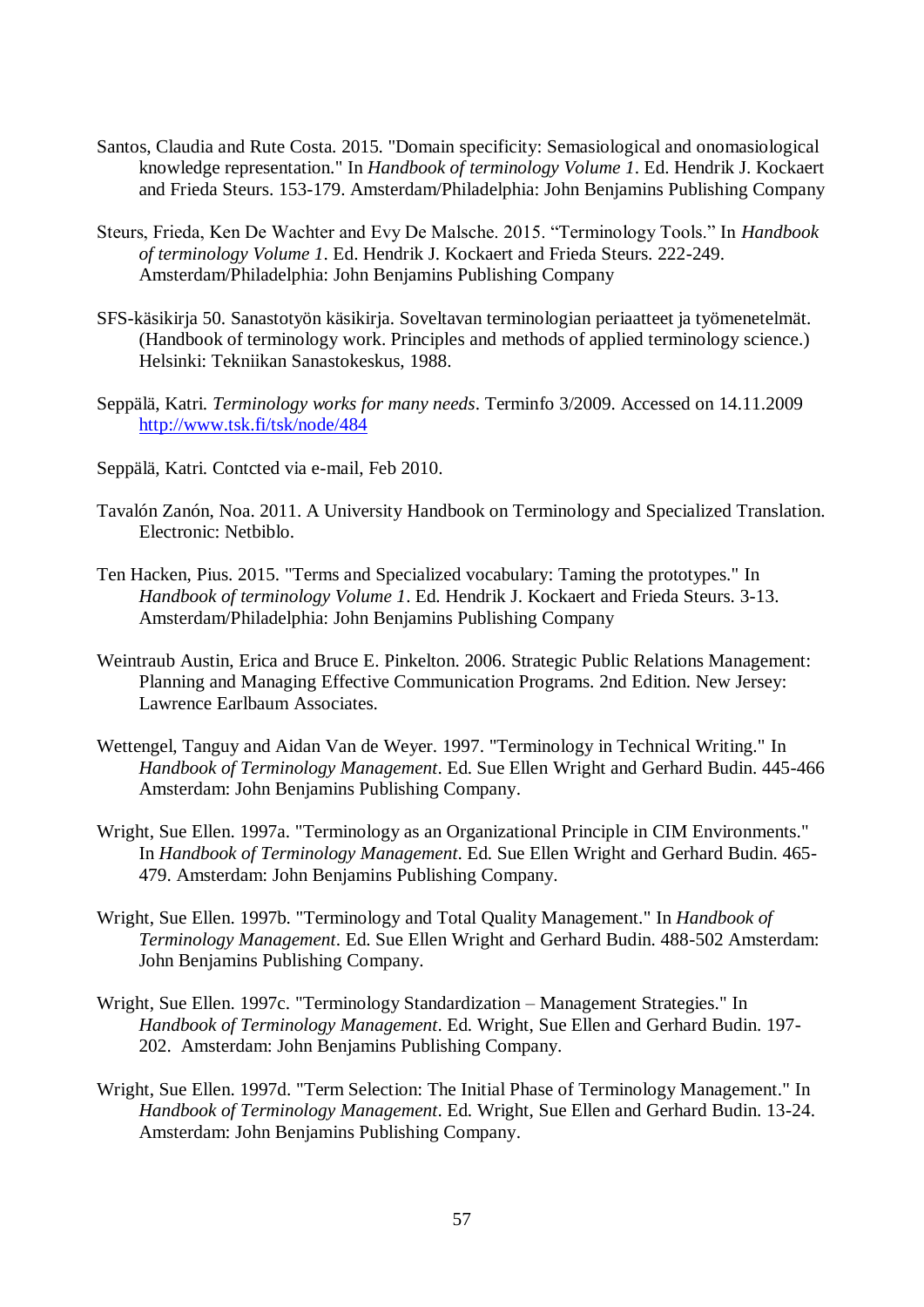Santos, Claudia and Rute Costa. 2015. "Domain specificity: Semasiological and onomasiological knowledge representation." In *Handbook of terminology Volume 1*. Ed. Hendrik J. Kockaert and Frieda Steurs. 153-179. Amsterdam/Philadelphia: John Benjamins Publishing Company

Steurs, Frieda, Ken De Wachter and Evy De Malsche. 2015. "Terminology Tools." In *Handbook of terminology Volume 1*. Ed. Hendrik J. Kockaert and Frieda Steurs. 222-249. Amsterdam/Philadelphia: John Benjamins Publishing Company

SFS-käsikirja 50. Sanastotyön käsikirja. Soveltavan terminologian periaatteet ja työmenetelmät. (Handbook of terminology work. Principles and methods of applied terminology science.) Helsinki: Tekniikan Sanastokeskus, 1988.

Seppälä, Katri. *Terminology works for many needs*. Terminfo 3/2009. Accessed on 14.11.2009 http://www.tsk.fi/tsk/node/484

Seppälä, Katri. Contcted via e-mail, Feb 2010.

Tavalón Zanón, Noa. 2011. A University Handbook on Terminology and Specialized Translation. Electronic: Netbiblo.

Ten Hacken, Pius. 2015. "Terms and Specialized vocabulary: Taming the prototypes." In *Handbook of terminology Volume 1*. Ed. Hendrik J. Kockaert and Frieda Steurs. 3-13. Amsterdam/Philadelphia: John Benjamins Publishing Company

Weintraub Austin, Erica and Bruce E. Pinkelton. 2006. Strategic Public Relations Management: Planning and Managing Effective Communication Programs. 2nd Edition. New Jersey: Lawrence Earlbaum Associates.

Wettengel, Tanguy and Aidan Van de Weyer. 1997. "Terminology in Technical Writing." In *Handbook of Terminology Management*. Ed. Sue Ellen Wright and Gerhard Budin. 445-466 Amsterdam: John Benjamins Publishing Company.

Wright, Sue Ellen. 1997a. "Terminology as an Organizational Principle in CIM Environments." In *Handbook of Terminology Management*. Ed. Sue Ellen Wright and Gerhard Budin. 465-479. Amsterdam: John Benjamins Publishing Company.

Wright, Sue Ellen. 1997b. "Terminology and Total Quality Management." In *Handbook of Terminology Management*. Ed. Sue Ellen Wright and Gerhard Budin. 488-502 Amsterdam: John Benjamins Publishing Company.

Wright, Sue Ellen. 1997c. "Terminology Standardization – Management Strategies." In *Handbook of Terminology Management*. Ed. Wright, Sue Ellen and Gerhard Budin. 197-202. Amsterdam: John Benjamins Publishing Company.

Wright, Sue Ellen. 1997d. "Term Selection: The Initial Phase of Terminology Management." In *Handbook of Terminology Management*. Ed. Wright, Sue Ellen and Gerhard Budin. 13-24. Amsterdam: John Benjamins Publishing Company.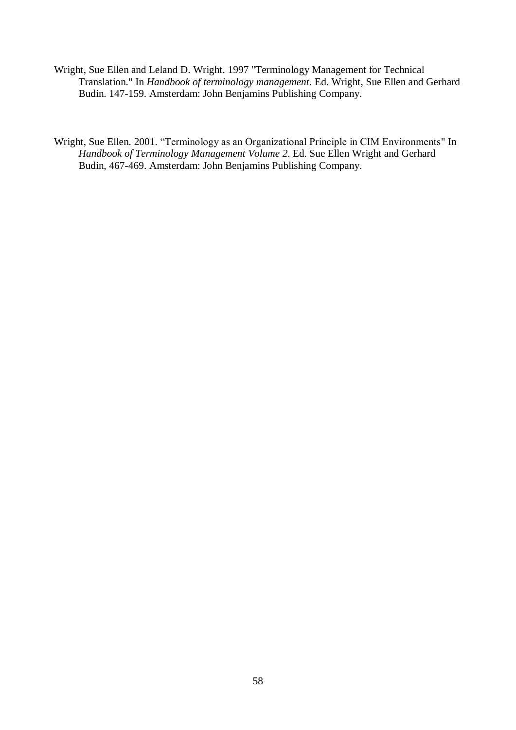Wright, Sue Ellen and Leland D. Wright. 1997 "Terminology Management for Technical Translation." In *Handbook of terminology management*. Ed. Wright, Sue Ellen and Gerhard Budin. 147-159. Amsterdam: John Benjamins Publishing Company.

Wright, Sue Ellen. 2001. "Terminology as an Organizational Principle in CIM Environments" In *Handbook of Terminology Management Volume 2*. Ed. Sue Ellen Wright and Gerhard Budin, 467-469. Amsterdam: John Benjamins Publishing Company.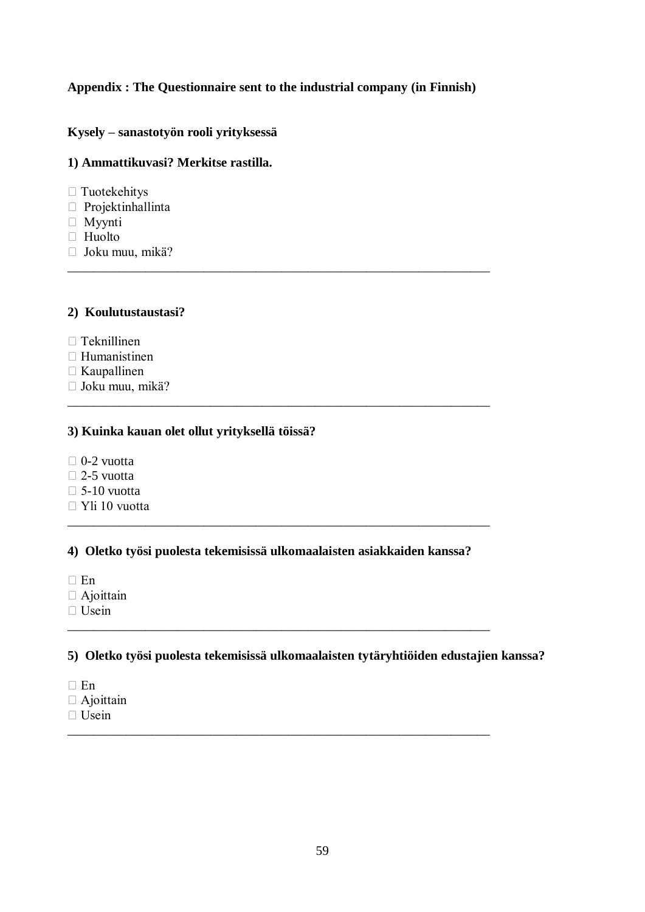**Appendix : The Questionnaire sent to the industrial company (in Finnish)**

**Kysely – sanastotyön rooli yrityksessä**

**1) Ammattikuvasi? Merkitse rastilla.**

- ☐ Tuotekehitys
- ☐ Projektinhallinta
- ☐ Myynti
- ☐ Huolto
- ☐ Joku muu, mikä?

______________________________________________________________

**2) Koulutustaustasi?**

- ☐ Teknillinen
- ☐ Humanistinen
- ☐ Kaupallinen
- ☐ Joku muu, mikä?

______________________________________________________________

**3) Kuinka kauan olet ollut yrityksellä töissä?**

- ☐ 0-2 vuotta
- ☐ 2-5 vuotta
- ☐ 5-10 vuotta
- ☐ Yli 10 vuotta

______________________________________________________________

**4) Oletko työsi puolesta tekemisissä ulkomaalaisten asiakkaiden kanssa?**

- ☐ En
- ☐ Ajoittain
- ☐ Usein

______________________________________________________________

**5) Oletko työsi puolesta tekemisissä ulkomaalaisten tytäryhtiöiden edustajien kanssa?**

- ☐ En
- ☐ Ajoittain
- ☐ Usein

______________________________________________________________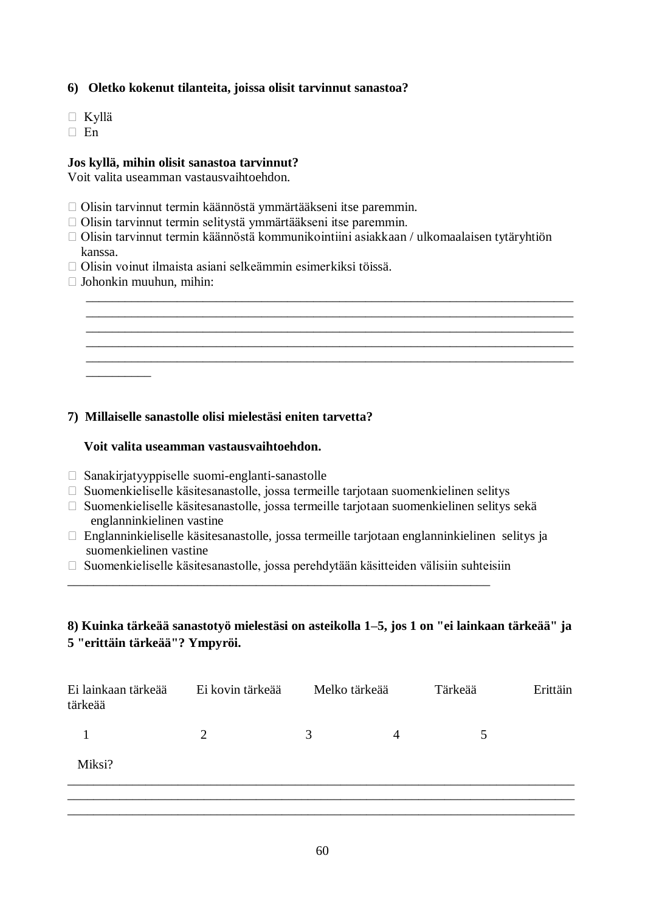**6) Oletko kokenut tilanteita, joissa olisit tarvinnut sanastoa?**

- ☐ Kyllä
- ☐ En

**Jos kyllä, mihin olisit sanastoa tarvinnut?**
Voit valita useamman vastausvaihtoehdon.

- ☐ Olisin tarvinnut termin käännöstä ymmärtääkseni itse paremmin.
- ☐ Olisin tarvinnut termin selitystä ymmärtääkseni itse paremmin.
- ☐ Olisin tarvinnut termin käännöstä kommunikointiini asiakkaan / ulkomaalaisen tytäryhtiön kanssa.
- ☐ Olisin voinut ilmaista asiani selkeämmin esimerkiksi töissä.
- ☐ Johonkin muuhun, mihin:

______________________________________________________________________________
______________________________________________________________________________
______________________________________________________________________________
______________________________________________________________________________
______________________________________________________________________________
__________

**7) Millaiselle sanastolle olisi mielestäsi eniten tarvetta?**

**Voit valita useamman vastausvaihtoehdon.**

- ☐ Sanakirjatyyppiselle suomi-englanti-sanastolle
- ☐ Suomenkieliselle käsitesanastolle, jossa termeille tarjotaan suomenkielinen selitys
- ☐ Suomenkieliselle käsitesanastolle, jossa termeille tarjotaan suomenkielinen selitys sekä englanninkielinen vastine
- ☐ Englanninkieliselle käsitesanastolle, jossa termeille tarjotaan englanninkielinen selitys ja suomenkielinen vastine
- ☐ Suomenkieliselle käsitesanastolle, jossa perehdytään käsitteiden välisiin suhteisiin

____________________________________________________________________

**8) Kuinka tärkeää sanastotyö mielestäsi on asteikolla 1–5, jos 1 on "ei lainkaan tärkeää" ja 5 "erittäin tärkeää"? Ympyröi.**

| Ei lainkaan tärkeää | Ei kovin tärkeää | Melko tärkeää | Tärkeää | Erittäin tärkeää |
|---|---|---|---|---|
| 1 | 2 | 3 | 4 | 5 |

Miksi?

______________________________________________________________________________
______________________________________________________________________________
______________________________________________________________________________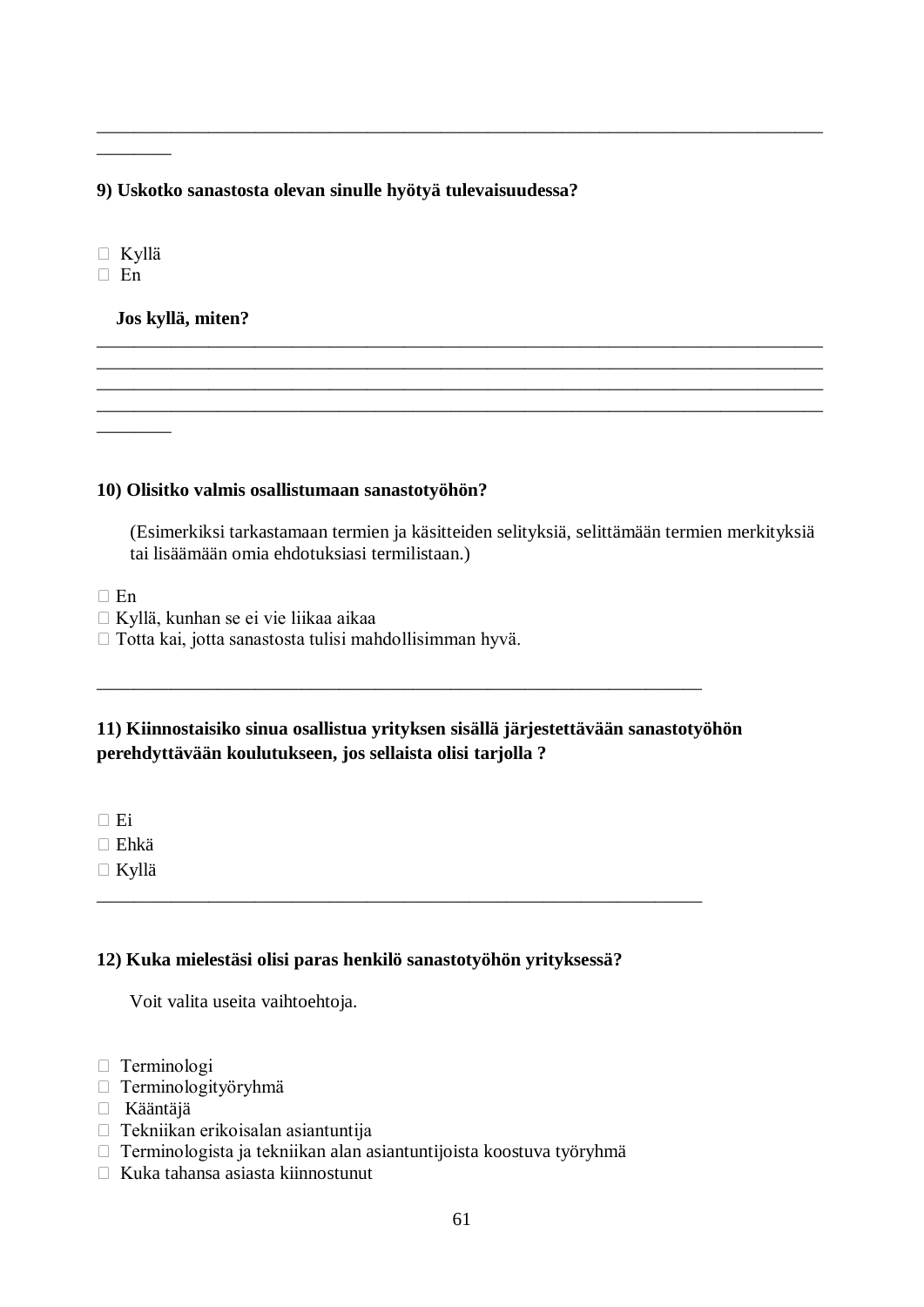________________________________________________________________________________
________

**9) Uskotko sanastosta olevan sinulle hyötyä tulevaisuudessa?**

- Kyllä
- En

**Jos kyllä, miten?**

________________________________________________________________________________
________________________________________________________________________________
________________________________________________________________________________
________________________________________________________________________________
________

**10) Olisitko valmis osallistumaan sanastotyöhön?**

(Esimerkiksi tarkastamaan termien ja käsitteiden selityksiä, selittämään termien merkityksiä tai lisäämään omia ehdotuksiasi termilistaan.)

- En
- Kyllä, kunhan se ei vie liikaa aikaa
- Totta kai, jotta sanastosta tulisi mahdollisimman hyvä.

__________________________________________________________________

**11) Kiinnostaisiko sinua osallistua yrityksen sisällä järjestettävään sanastotyöhön perehdyttävään koulutukseen, jos sellaista olisi tarjolla ?**

- Ei
- Ehkä
- Kyllä

__________________________________________________________________

**12) Kuka mielestäsi olisi paras henkilö sanastotyöhön yrityksessä?**

Voit valita useita vaihtoehtoja.

- Terminologi
- Terminologityöryhmä
- Kääntäjä
- Tekniikan erikoisalan asiantuntija
- Terminologista ja tekniikan alan asiantuntijoista koostuva työryhmä
- Kuka tahansa asiasta kiinnostunut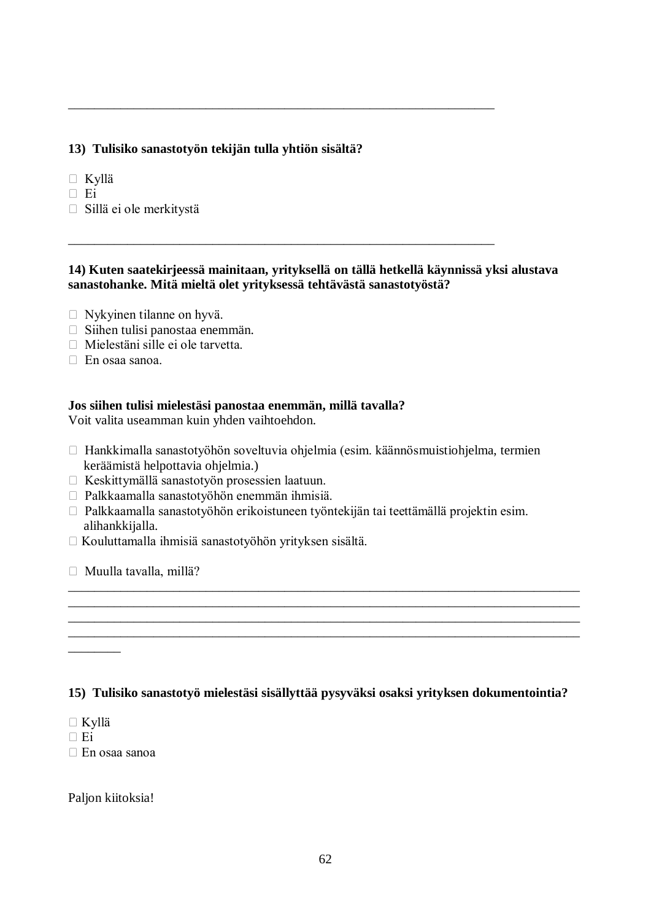______________________________________________________________________

**13) Tulisiko sanastotyön tekijän tulla yhtiön sisältä?**

- ☐ Kyllä
- ☐ Ei
- ☐ Sillä ei ole merkitystä

______________________________________________________________________

**14) Kuten saatekirjeessä mainitaan, yrityksellä on tällä hetkellä käynnissä yksi alustava sanastohanke. Mitä mieltä olet yrityksessä tehtävästä sanastotyöstä?**

- ☐ Nykyinen tilanne on hyvä.
- ☐ Siihen tulisi panostaa enemmän.
- ☐ Mielestäni sille ei ole tarvetta.
- ☐ En osaa sanoa.

**Jos siihen tulisi mielestäsi panostaa enemmän, millä tavalla?**
Voit valita useamman kuin yhden vaihtoehdon.

- ☐ Hankkimalla sanastotyöhön soveltuvia ohjelmia (esim. käännösmuistiohjelma, termien kerräämistä helpottavia ohjelmia.)
- ☐ Keskittymällä sanastotyön prosessien laatuun.
- ☐ Palkkaamalla sanastotyöhön enemmän ihmisiä.
- ☐ Palkkaamalla sanastotyöhön erikoistuneen työntekijän tai teettämällä projektin esim. alihankkijalla.
- ☐ Kouluttamalla ihmisiä sanastotyöhön yrityksen sisältä.

- ☐ Muulla tavalla, millä?

______________________________________________________________________
______________________________________________________________________
______________________________________________________________________
______________________________________________________________________
________

**15) Tulisiko sanastotyö mielestäsi sisällyttää pysyväksi osaksi yrityksen dokumentointia?**

- ☐ Kyllä
- ☐ Ei
- ☐ En osaa sanoa

Paljon kiitoksia!